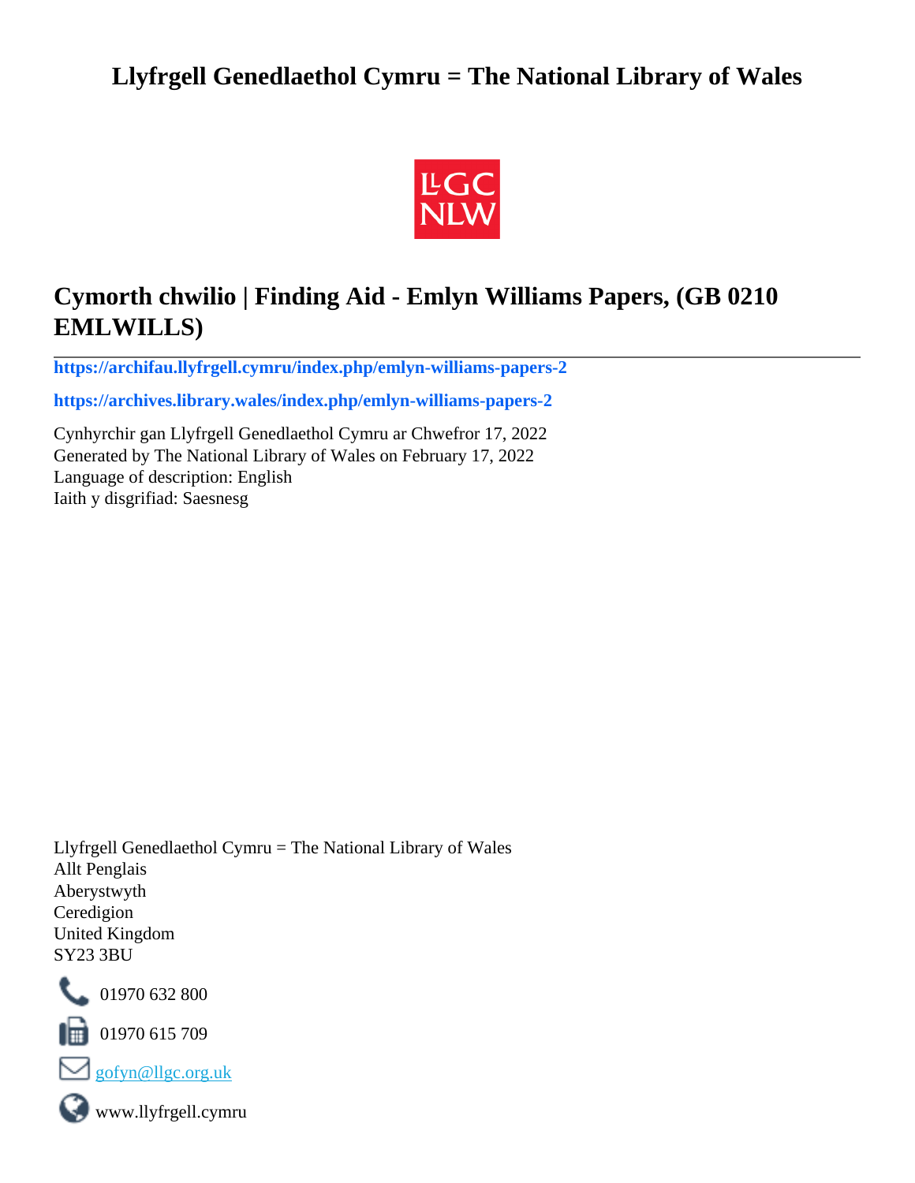# Llyfrgell Genedlaethol Cymru = The National Library of Wales

## Cymorth chwilio | Finding Aid - Emlyn Williams Papers, (GB 0210 EMLWILLS)

**https://archifau.llyfrgell.cymru/index.php/emlyn-williams-papers-2**

**https://archives.library.wales/index.php/emlyn-williams-papers-2**

Cynhyrchir gan Llyfrgell Genedlaethol Cymru ar Chwefror 17, 2022
Generated by The National Library of Wales on February 17, 2022
Language of description: English
Iaith y disgrifiad: Saesnesg

Llyfrgell Genedlaethol Cymru = The National Library of Wales
Allt Penglais
Aberystwyth
Ceredigion
United Kingdom
SY23 3BU

01970 632 800

01970 615 709

gofyn@llgc.org.uk

www.llyfrgell.cymru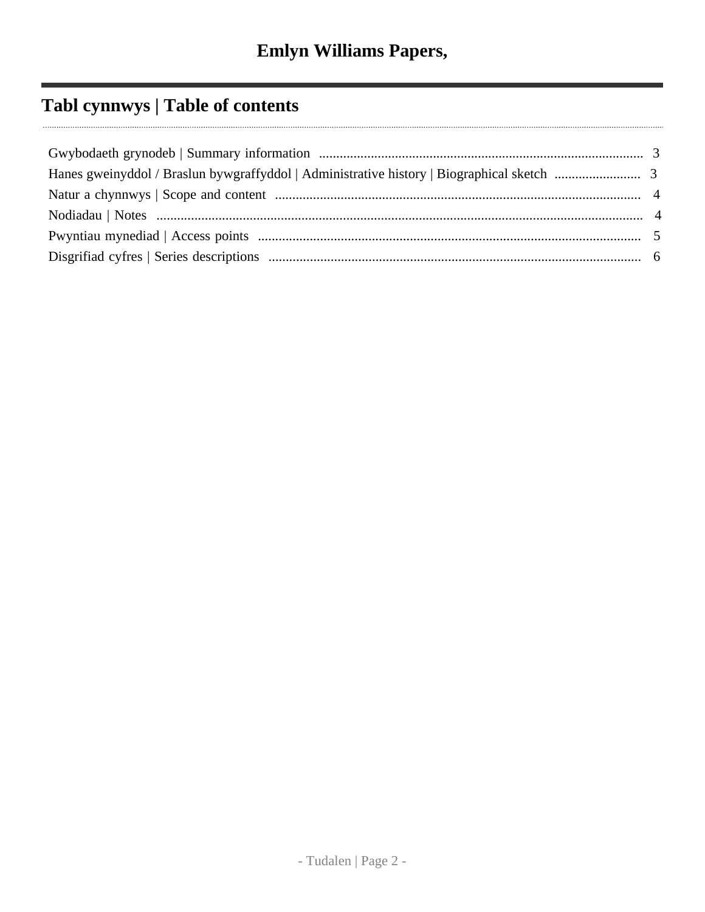# Emlyn Williams Papers,

## Tabl cynnwys | Table of contents

Gwybodaeth grynodeb | Summary information .......... 3
Hanes gweinyddol / Braslun bywgraffyddol | Administrative history | Biographical sketch .......... 3
Natur a chynnwys | Scope and content .......... 4
Nodiadau | Notes .......... 4
Pwyntiau mynediad | Access points .......... 5
Disgrifiad cyfres | Series descriptions .......... 6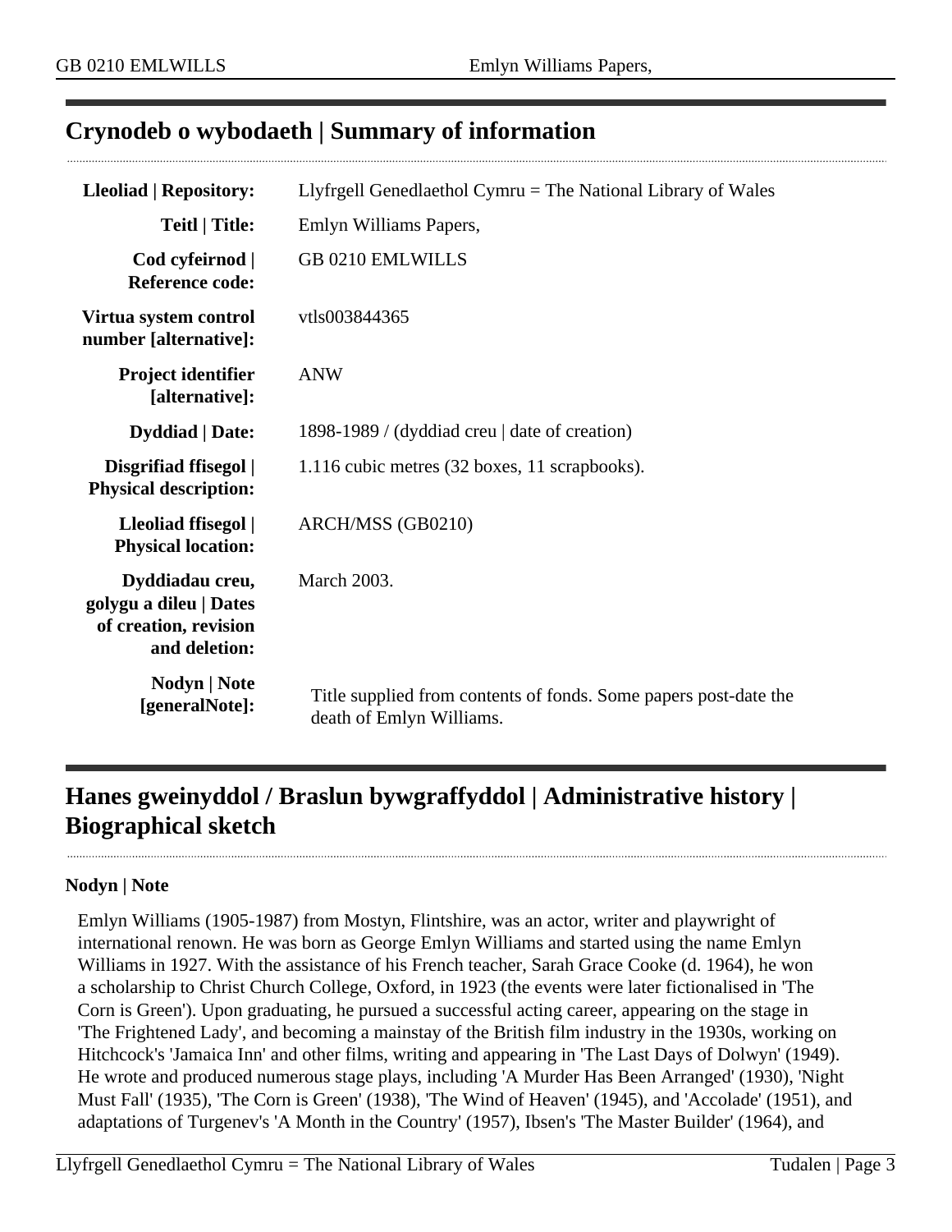## Crynodeb o wybodaeth | Summary of information

| | |
|---|---|
| **Lleoliad \| Repository:** | Llyfrgell Genedlaethol Cymru = The National Library of Wales |
| **Teitl \| Title:** | Emlyn Williams Papers, |
| **Cod cyfeirnod \| Reference code:** | GB 0210 EMLWILLS |
| **Virtua system control number [alternative]:** | vtls003844365 |
| **Project identifier [alternative]:** | ANW |
| **Dyddiad \| Date:** | 1898-1989 / (dyddiad creu \| date of creation) |
| **Disgrifiad ffisegol \| Physical description:** | 1.116 cubic metres (32 boxes, 11 scrapbooks). |
| **Lleoliad ffisegol \| Physical location:** | ARCH/MSS (GB0210) |
| **Dyddiadau creu, golygu a dileu \| Dates of creation, revision and deletion:** | March 2003. |
| **Nodyn \| Note [generalNote]:** | Title supplied from contents of fonds. Some papers post-date the death of Emlyn Williams. |

## Hanes gweinyddol / Braslun bywgraffyddol | Administrative history | Biographical sketch

**Nodyn | Note**

Emlyn Williams (1905-1987) from Mostyn, Flintshire, was an actor, writer and playwright of international renown. He was born as George Emlyn Williams and started using the name Emlyn Williams in 1927. With the assistance of his French teacher, Sarah Grace Cooke (d. 1964), he won a scholarship to Christ Church College, Oxford, in 1923 (the events were later fictionalised in 'The Corn is Green'). Upon graduating, he pursued a successful acting career, appearing on the stage in 'The Frightened Lady', and becoming a mainstay of the British film industry in the 1930s, working on Hitchcock's 'Jamaica Inn' and other films, writing and appearing in 'The Last Days of Dolwyn' (1949). He wrote and produced numerous stage plays, including 'A Murder Has Been Arranged' (1930), 'Night Must Fall' (1935), 'The Corn is Green' (1938), 'The Wind of Heaven' (1945), and 'Accolade' (1951), and adaptations of Turgenev's 'A Month in the Country' (1957), Ibsen's 'The Master Builder' (1964), and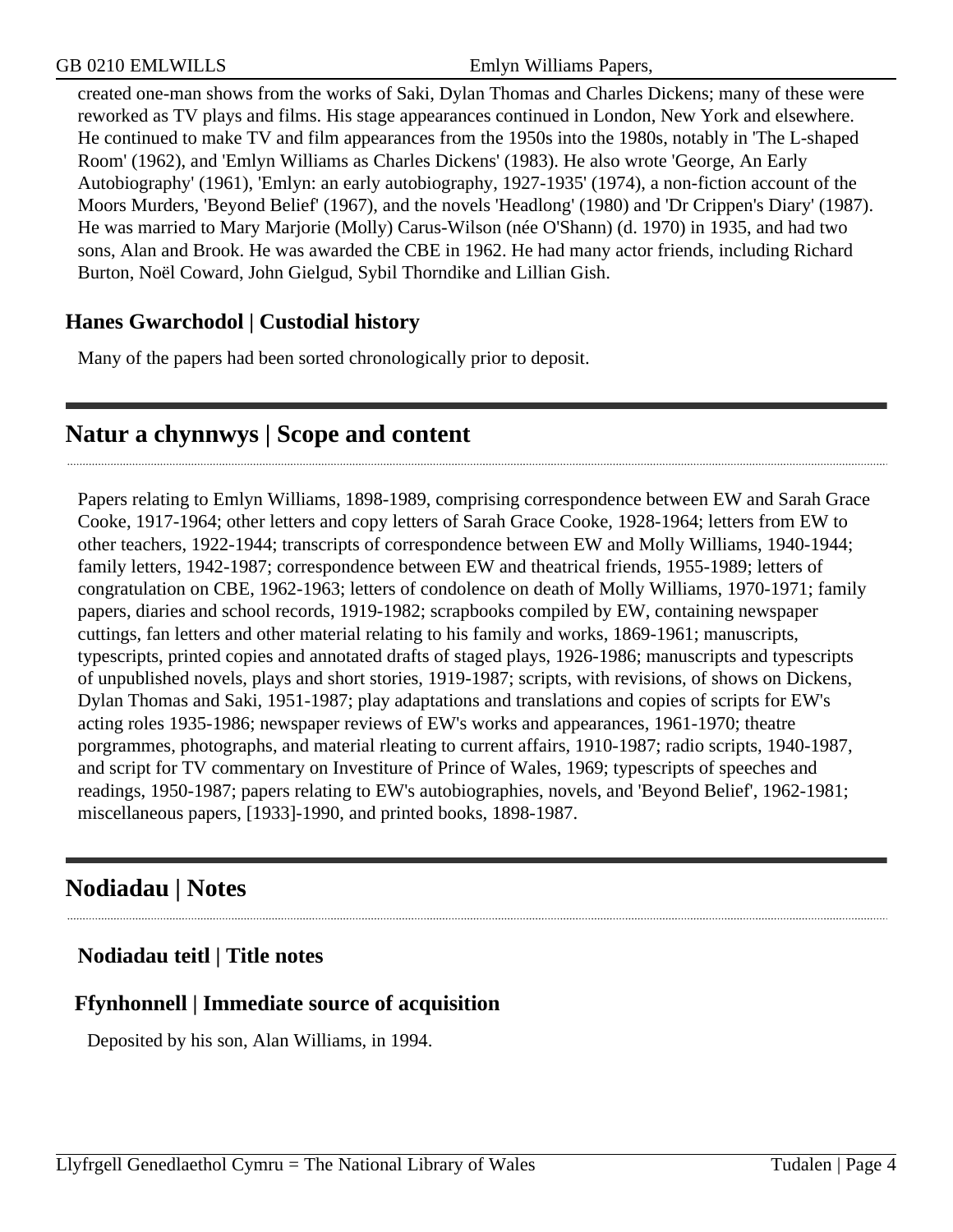created one-man shows from the works of Saki, Dylan Thomas and Charles Dickens; many of these were reworked as TV plays and films. His stage appearances continued in London, New York and elsewhere. He continued to make TV and film appearances from the 1950s into the 1980s, notably in 'The L-shaped Room' (1962), and 'Emlyn Williams as Charles Dickens' (1983). He also wrote 'George, An Early Autobiography' (1961), 'Emlyn: an early autobiography, 1927-1935' (1974), a non-fiction account of the Moors Murders, 'Beyond Belief' (1967), and the novels 'Headlong' (1980) and 'Dr Crippen's Diary' (1987). He was married to Mary Marjorie (Molly) Carus-Wilson (née O'Shann) (d. 1970) in 1935, and had two sons, Alan and Brook. He was awarded the CBE in 1962. He had many actor friends, including Richard Burton, Noël Coward, John Gielgud, Sybil Thorndike and Lillian Gish.

### Hanes Gwarchodol | Custodial history

Many of the papers had been sorted chronologically prior to deposit.

## Natur a chynnwys | Scope and content

Papers relating to Emlyn Williams, 1898-1989, comprising correspondence between EW and Sarah Grace Cooke, 1917-1964; other letters and copy letters of Sarah Grace Cooke, 1928-1964; letters from EW to other teachers, 1922-1944; transcripts of correspondence between EW and Molly Williams, 1940-1944; family letters, 1942-1987; correspondence between EW and theatrical friends, 1955-1989; letters of congratulation on CBE, 1962-1963; letters of condolence on death of Molly Williams, 1970-1971; family papers, diaries and school records, 1919-1982; scrapbooks compiled by EW, containing newspaper cuttings, fan letters and other material relating to his family and works, 1869-1961; manuscripts, typescripts, printed copies and annotated drafts of staged plays, 1926-1986; manuscripts and typescripts of unpublished novels, plays and short stories, 1919-1987; scripts, with revisions, of shows on Dickens, Dylan Thomas and Saki, 1951-1987; play adaptations and translations and copies of scripts for EW's acting roles 1935-1986; newspaper reviews of EW's works and appearances, 1961-1970; theatre porgrammes, photographs, and material rleating to current affairs, 1910-1987; radio scripts, 1940-1987, and script for TV commentary on Investiture of Prince of Wales, 1969; typescripts of speeches and readings, 1950-1987; papers relating to EW's autobiographies, novels, and 'Beyond Belief', 1962-1981; miscellaneous papers, [1933]-1990, and printed books, 1898-1987.

## Nodiadau | Notes

### Nodiadau teitl | Title notes

### Ffynhonnell | Immediate source of acquisition

Deposited by his son, Alan Williams, in 1994.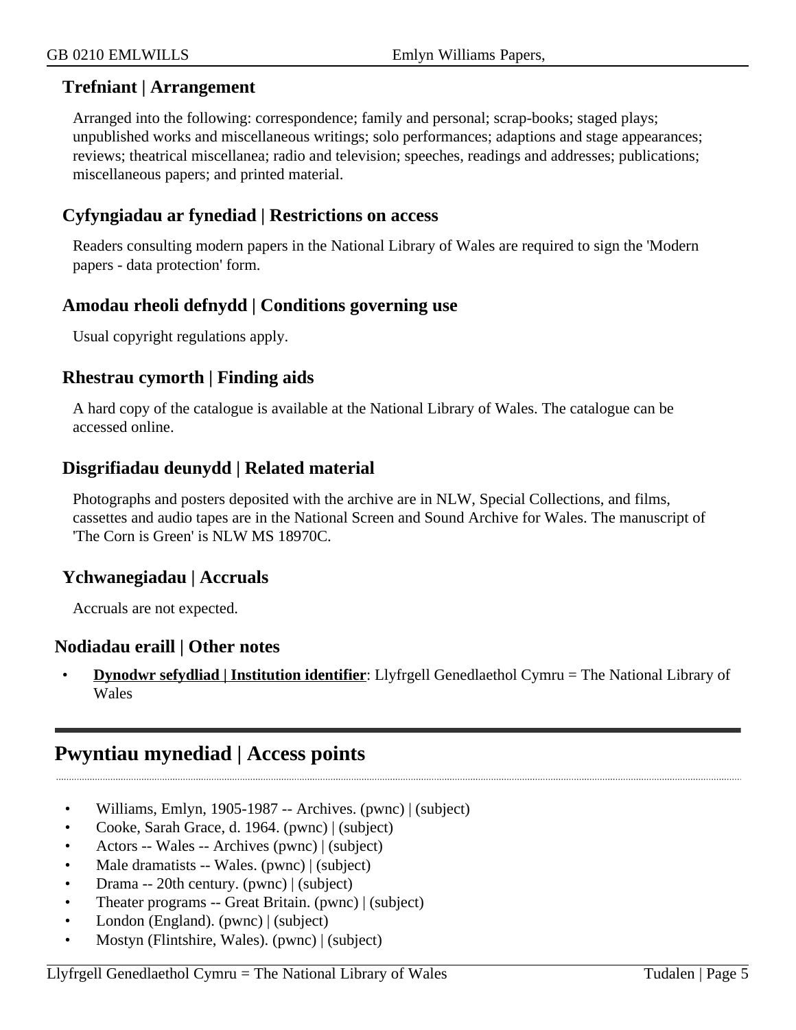### Trefniant | Arrangement

Arranged into the following: correspondence; family and personal; scrap-books; staged plays; unpublished works and miscellaneous writings; solo performances; adaptions and stage appearances; reviews; theatrical miscellanea; radio and television; speeches, readings and addresses; publications; miscellaneous papers; and printed material.

### Cyfyngiadau ar fynediad | Restrictions on access

Readers consulting modern papers in the National Library of Wales are required to sign the 'Modern papers - data protection' form.

### Amodau rheoli defnydd | Conditions governing use

Usual copyright regulations apply.

### Rhestrau cymorth | Finding aids

A hard copy of the catalogue is available at the National Library of Wales. The catalogue can be accessed online.

### Disgrifiadau deunydd | Related material

Photographs and posters deposited with the archive are in NLW, Special Collections, and films, cassettes and audio tapes are in the National Screen and Sound Archive for Wales. The manuscript of 'The Corn is Green' is NLW MS 18970C.

### Ychwanegiadau | Accruals

Accruals are not expected.

### Nodiadau eraill | Other notes

- **Dynodwr sefydliad | Institution identifier**: Llyfrgell Genedlaethol Cymru = The National Library of Wales

## Pwyntiau mynediad | Access points

- Williams, Emlyn, 1905-1987 -- Archives. (pwnc) | (subject)
- Cooke, Sarah Grace, d. 1964. (pwnc) | (subject)
- Actors -- Wales -- Archives (pwnc) | (subject)
- Male dramatists -- Wales. (pwnc) | (subject)
- Drama -- 20th century. (pwnc) | (subject)
- Theater programs -- Great Britain. (pwnc) | (subject)
- London (England). (pwnc) | (subject)
- Mostyn (Flintshire, Wales). (pwnc) | (subject)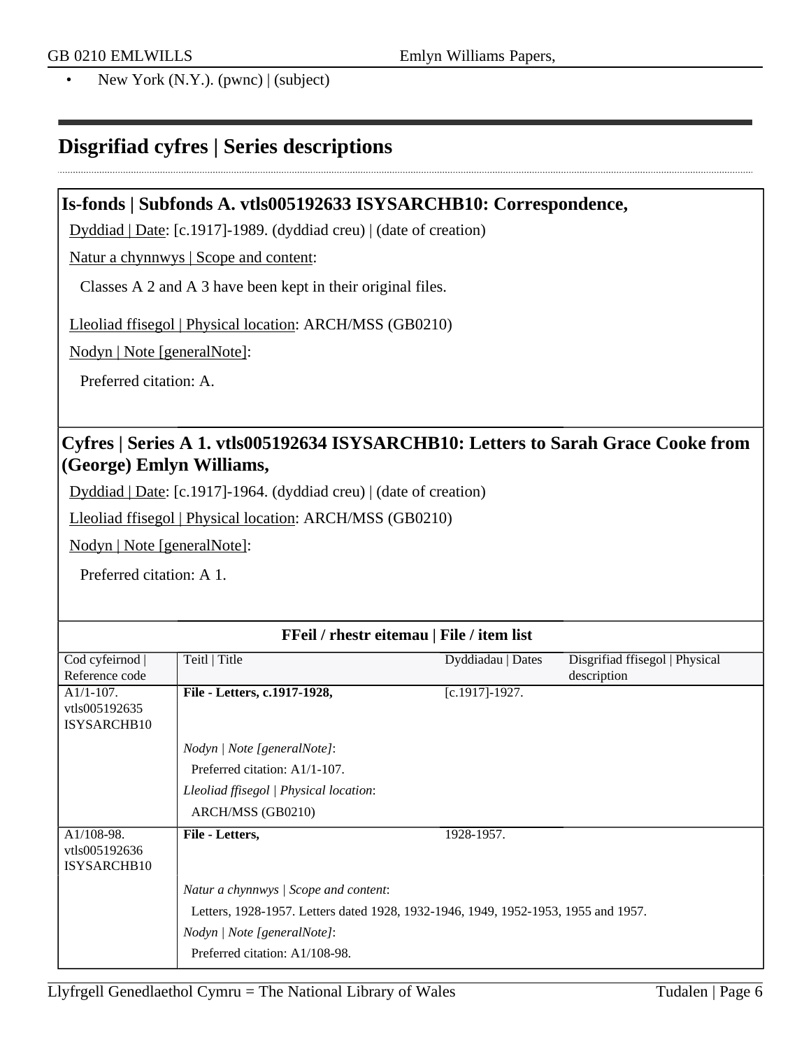- New York (N.Y.). (pwnc) | (subject)

## Disgrifiad cyfres | Series descriptions

### Is-fonds | Subfonds A. vtls005192633 ISYSARCHB10: Correspondence,

Dyddiad | Date: [c.1917]-1989. (dyddiad creu) | (date of creation)

Natur a chynnwys | Scope and content:

Classes A 2 and A 3 have been kept in their original files.

Lleoliad ffisegol | Physical location: ARCH/MSS (GB0210)

Nodyn | Note [generalNote]:

Preferred citation: A.

### Cyfres | Series A 1. vtls005192634 ISYSARCHB10: Letters to Sarah Grace Cooke from (George) Emlyn Williams,

Dyddiad | Date: [c.1917]-1964. (dyddiad creu) | (date of creation)

Lleoliad ffisegol | Physical location: ARCH/MSS (GB0210)

Nodyn | Note [generalNote]:

Preferred citation: A 1.

**FFeil / rhestr eitemau | File / item list**

| Cod cyfeirnod \| Reference code | Teitl \| Title | Dyddiadau \| Dates | Disgrifiad ffisegol \| Physical description |
|---|---|---|---|
| A1/1-107. vtls005192635 ISYSARCHB10 | **File - Letters, c.1917-1928,** | [c.1917]-1927. | |
| | *Nodyn \| Note [generalNote]*: Preferred citation: A1/1-107. *Lleoliad ffisegol \| Physical location*: ARCH/MSS (GB0210) | | |
| A1/108-98. vtls005192636 ISYSARCHB10 | **File - Letters,** | 1928-1957. | |
| | *Natur a chynnwys \| Scope and content*: Letters, 1928-1957. Letters dated 1928, 1932-1946, 1949, 1952-1953, 1955 and 1957. *Nodyn \| Note [generalNote]*: Preferred citation: A1/108-98. | | |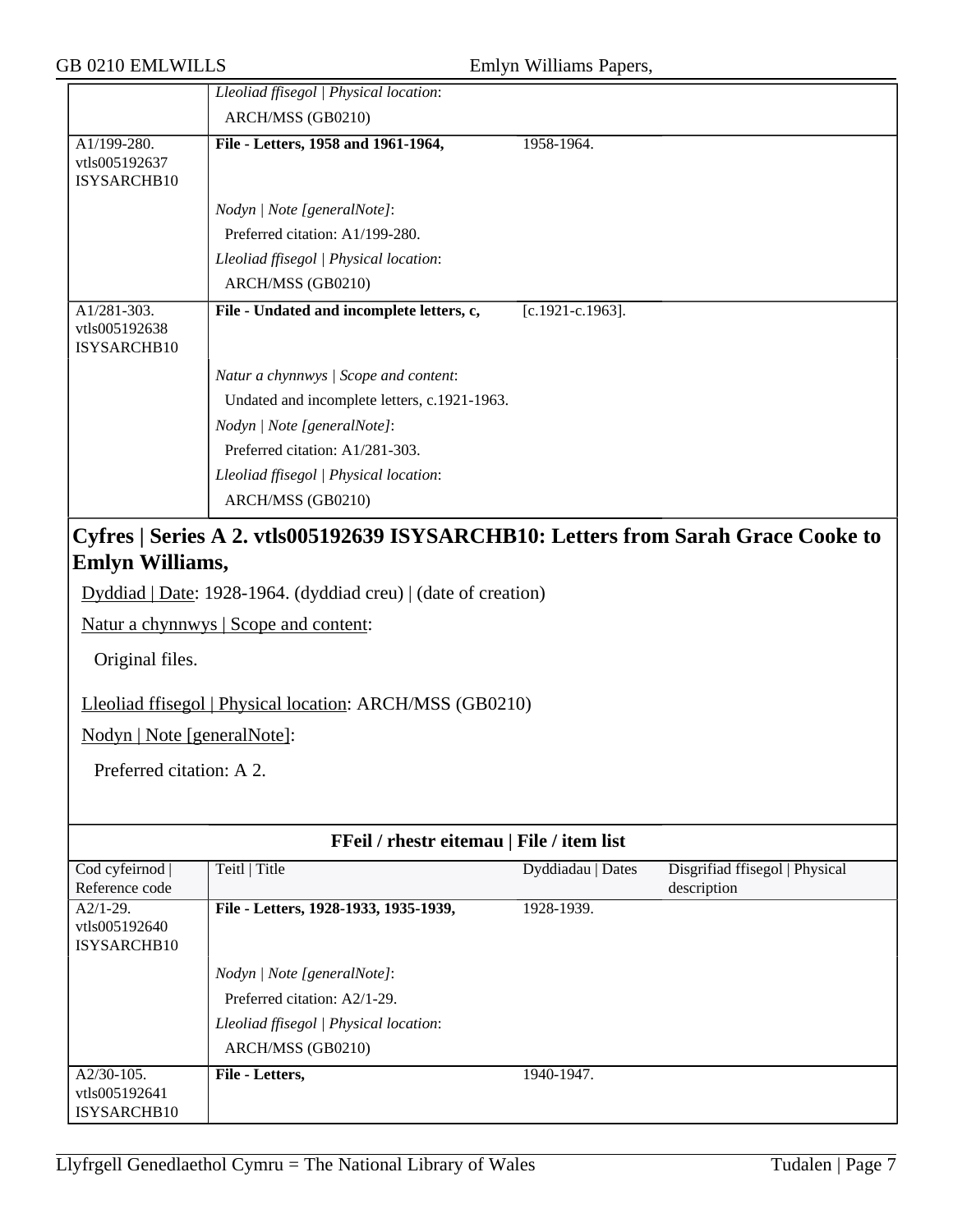| | | | |
|---|---|---|---|
| | *Lleoliad ffisegol \| Physical location*:<br>ARCH/MSS (GB0210) | | |
| A1/199-280.<br>vtls005192637<br>ISYSARCHB10 | **File - Letters, 1958 and 1961-1964,** | 1958-1964. | |
| | *Nodyn \| Note [generalNote]*:<br>Preferred citation: A1/199-280.<br>*Lleoliad ffisegol \| Physical location*:<br>ARCH/MSS (GB0210) | | |
| A1/281-303.<br>vtls005192638<br>ISYSARCHB10 | **File - Undated and incomplete letters, c,** | [c.1921-c.1963]. | |
| | *Natur a chynnwys \| Scope and content*:<br>Undated and incomplete letters, c.1921-1963.<br>*Nodyn \| Note [generalNote]*:<br>Preferred citation: A1/281-303.<br>*Lleoliad ffisegol \| Physical location*:<br>ARCH/MSS (GB0210) | | |

## Cyfres | Series A 2. vtls005192639 ISYSARCHB10: Letters from Sarah Grace Cooke to Emlyn Williams,

Dyddiad | Date: 1928-1964. (dyddiad creu) | (date of creation)

Natur a chynnwys | Scope and content:

Original files.

Lleoliad ffisegol | Physical location: ARCH/MSS (GB0210)

Nodyn | Note [generalNote]:

Preferred citation: A 2.

**FFeil / rhestr eitemau | File / item list**

| Cod cyfeirnod \| Reference code | Teitl \| Title | Dyddiadau \| Dates | Disgrifiad ffisegol \| Physical description |
|---|---|---|---|
| A2/1-29.<br>vtls005192640<br>ISYSARCHB10 | **File - Letters, 1928-1933, 1935-1939,** | 1928-1939. | |
| | *Nodyn \| Note [generalNote]*:<br>Preferred citation: A2/1-29.<br>*Lleoliad ffisegol \| Physical location*:<br>ARCH/MSS (GB0210) | | |
| A2/30-105.<br>vtls005192641<br>ISYSARCHB10 | **File - Letters,** | 1940-1947. | |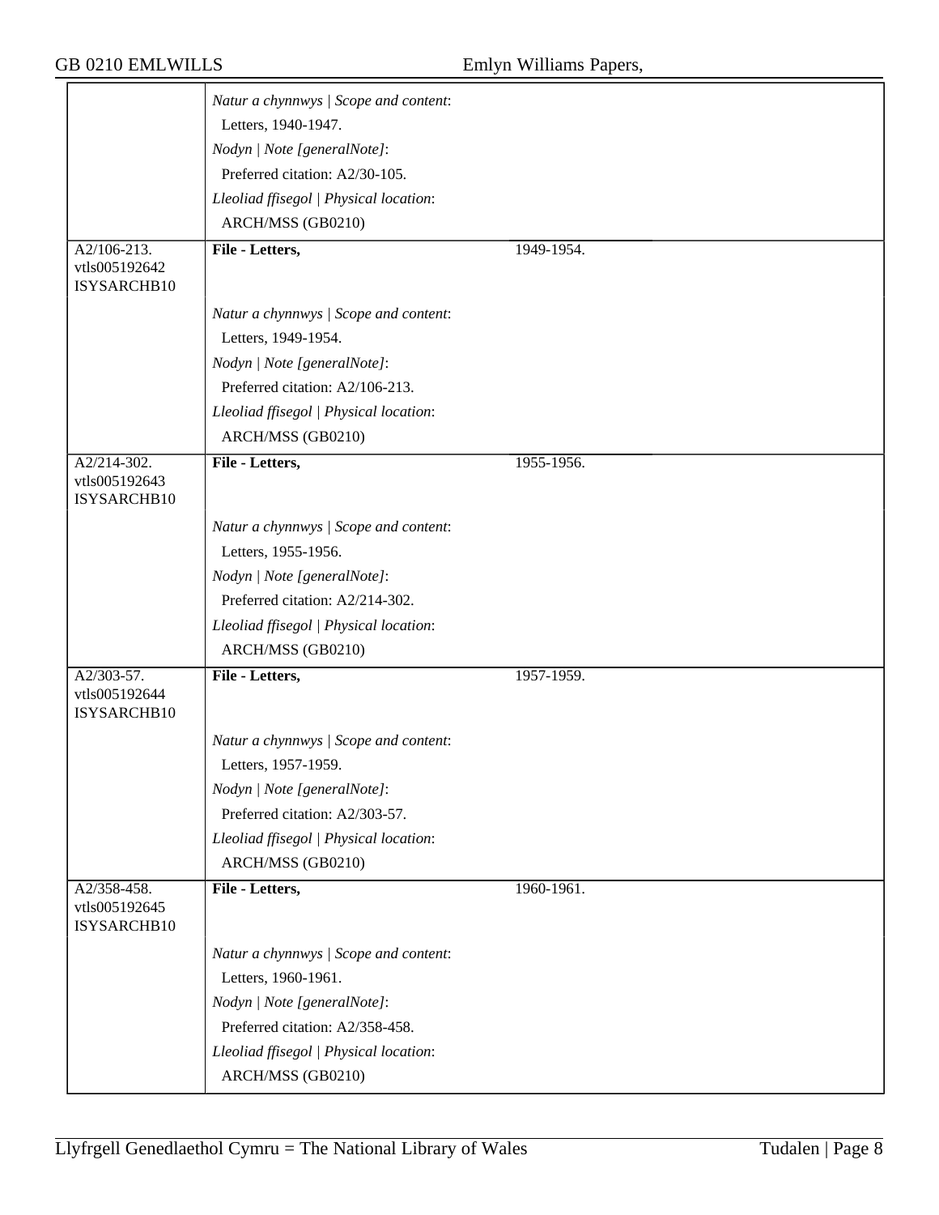| | | | |
|---|---|---|---|
| | *Natur a chynnwys \| Scope and content*:<br>Letters, 1940-1947.<br>*Nodyn \| Note [generalNote]*:<br>Preferred citation: A2/30-105.<br>*Lleoliad ffisegol \| Physical location*:<br>ARCH/MSS (GB0210) | | |
| A2/106-213.<br>vtls005192642<br>ISYSARCHB10 | **File - Letters,** | 1949-1954. | |
| | *Natur a chynnwys \| Scope and content*:<br>Letters, 1949-1954.<br>*Nodyn \| Note [generalNote]*:<br>Preferred citation: A2/106-213.<br>*Lleoliad ffisegol \| Physical location*:<br>ARCH/MSS (GB0210) | | |
| A2/214-302.<br>vtls005192643<br>ISYSARCHB10 | **File - Letters,** | 1955-1956. | |
| | *Natur a chynnwys \| Scope and content*:<br>Letters, 1955-1956.<br>*Nodyn \| Note [generalNote]*:<br>Preferred citation: A2/214-302.<br>*Lleoliad ffisegol \| Physical location*:<br>ARCH/MSS (GB0210) | | |
| A2/303-57.<br>vtls005192644<br>ISYSARCHB10 | **File - Letters,** | 1957-1959. | |
| | *Natur a chynnwys \| Scope and content*:<br>Letters, 1957-1959.<br>*Nodyn \| Note [generalNote]*:<br>Preferred citation: A2/303-57.<br>*Lleoliad ffisegol \| Physical location*:<br>ARCH/MSS (GB0210) | | |
| A2/358-458.<br>vtls005192645<br>ISYSARCHB10 | **File - Letters,** | 1960-1961. | |
| | *Natur a chynnwys \| Scope and content*:<br>Letters, 1960-1961.<br>*Nodyn \| Note [generalNote]*:<br>Preferred citation: A2/358-458.<br>*Lleoliad ffisegol \| Physical location*:<br>ARCH/MSS (GB0210) | | |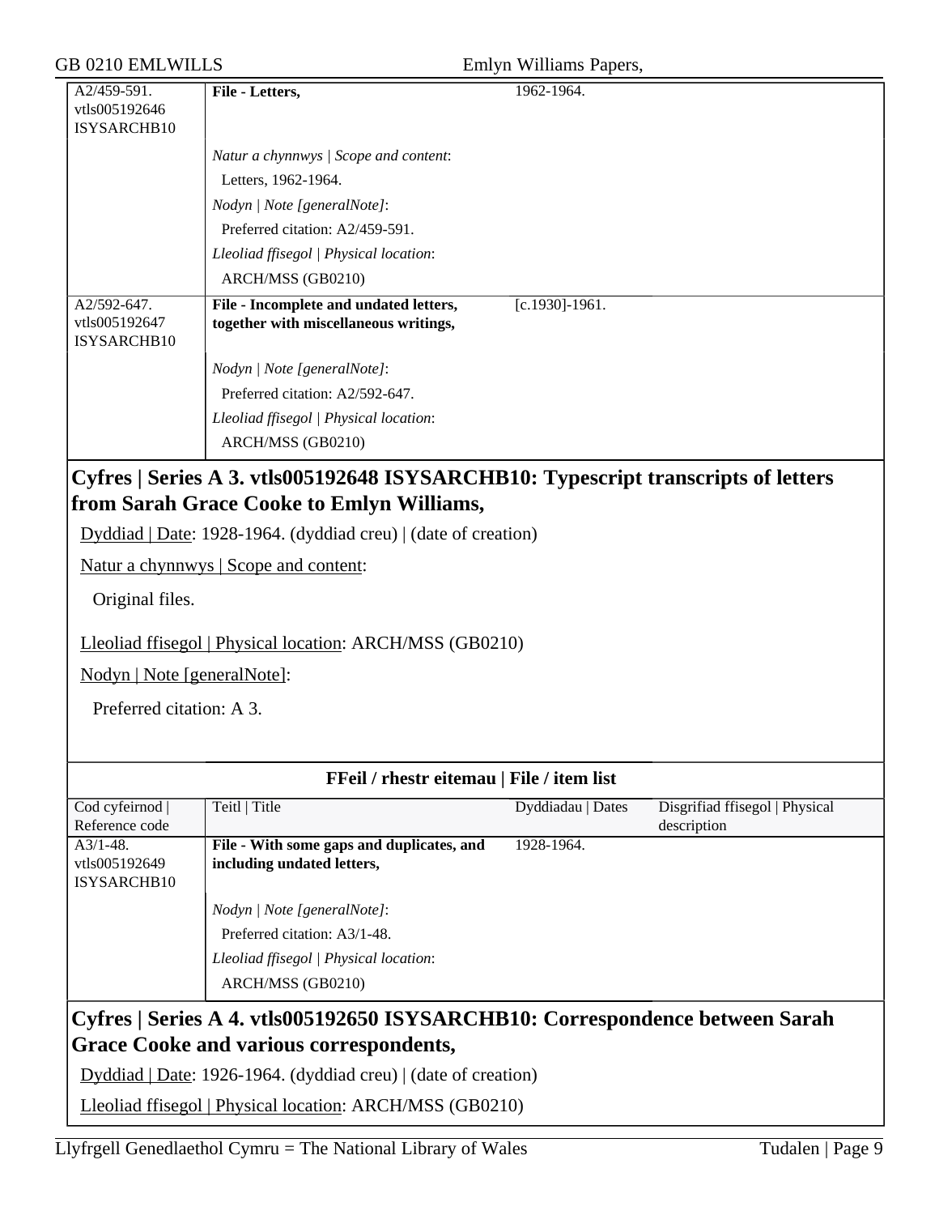| | | | |
|---|---|---|---|
| A2/459-591. vtls005192646 ISYSARCHB10 | **File - Letters,** | 1962-1964. | |
| | *Natur a chynnwys \| Scope and content*: Letters, 1962-1964. *Nodyn \| Note [generalNote]*: Preferred citation: A2/459-591. *Lleoliad ffisegol \| Physical location*: ARCH/MSS (GB0210) | | |
| A2/592-647. vtls005192647 ISYSARCHB10 | **File - Incomplete and undated letters, together with miscellaneous writings,** | [c.1930]-1961. | |
| | *Nodyn \| Note [generalNote]*: Preferred citation: A2/592-647. *Lleoliad ffisegol \| Physical location*: ARCH/MSS (GB0210) | | |

## Cyfres | Series A 3. vtls005192648 ISYSARCHB10: Typescript transcripts of letters from Sarah Grace Cooke to Emlyn Williams,

Dyddiad | Date: 1928-1964. (dyddiad creu) | (date of creation)

Natur a chynnwys | Scope and content:

Original files.

Lleoliad ffisegol | Physical location: ARCH/MSS (GB0210)

Nodyn | Note [generalNote]:

Preferred citation: A 3.

**FFeil / rhestr eitemau | File / item list**

| Cod cyfeirnod \| Reference code | Teitl \| Title | Dyddiadau \| Dates | Disgrifiad ffisegol \| Physical description |
|---|---|---|---|
| A3/1-48. vtls005192649 ISYSARCHB10 | **File - With some gaps and duplicates, and including undated letters,** | 1928-1964. | |
| | *Nodyn \| Note [generalNote]*: Preferred citation: A3/1-48. *Lleoliad ffisegol \| Physical location*: ARCH/MSS (GB0210) | | |

## Cyfres | Series A 4. vtls005192650 ISYSARCHB10: Correspondence between Sarah Grace Cooke and various correspondents,

Dyddiad | Date: 1926-1964. (dyddiad creu) | (date of creation)

Lleoliad ffisegol | Physical location: ARCH/MSS (GB0210)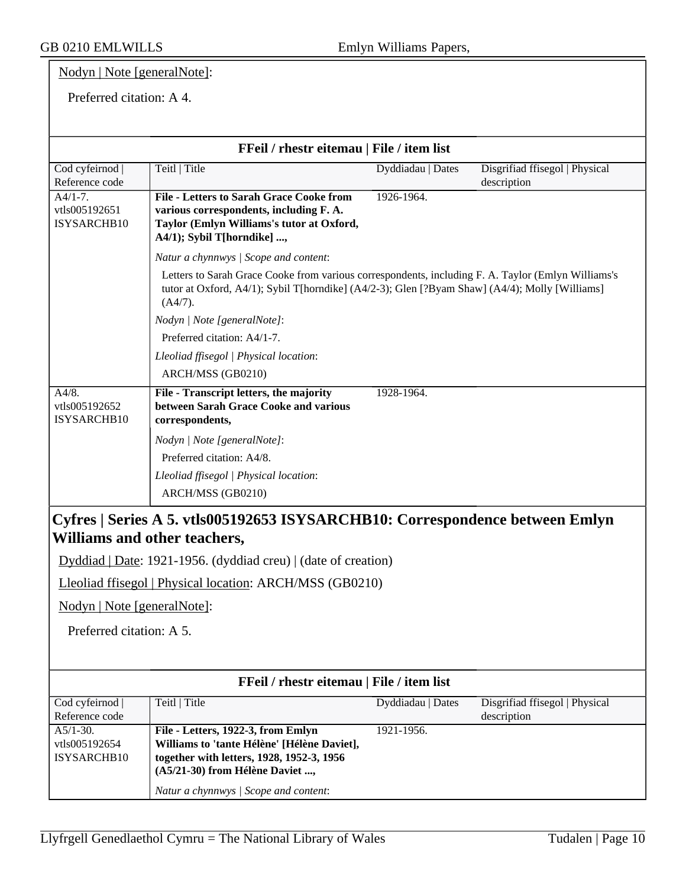Nodyn | Note [generalNote]:

Preferred citation: A 4.

**FFeil / rhestr eitemau | File / item list**

| Cod cyfeirnod \| Reference code | Teitl \| Title | Dyddiadau \| Dates | Disgrifiad ffisegol \| Physical description |
|---|---|---|---|
| A4/1-7. vtls005192651 ISYSARCHB10 | **File - Letters to Sarah Grace Cooke from various correspondents, including F. A. Taylor (Emlyn Williams's tutor at Oxford, A4/1); Sybil T[horndike] ...,** | 1926-1964. | |
| | *Natur a chynnwys \| Scope and content*: Letters to Sarah Grace Cooke from various correspondents, including F. A. Taylor (Emlyn Williams's tutor at Oxford, A4/1); Sybil T[horndike] (A4/2-3); Glen [?Byam Shaw] (A4/4); Molly [Williams] (A4/7). *Nodyn \| Note [generalNote]*: Preferred citation: A4/1-7. *Lleoliad ffisegol \| Physical location*: ARCH/MSS (GB0210) | | |
| A4/8. vtls005192652 ISYSARCHB10 | **File - Transcript letters, the majority between Sarah Grace Cooke and various correspondents,** | 1928-1964. | |
| | *Nodyn \| Note [generalNote]*: Preferred citation: A4/8. *Lleoliad ffisegol \| Physical location*: ARCH/MSS (GB0210) | | |

## Cyfres | Series A 5. vtls005192653 ISYSARCHB10: Correspondence between Emlyn Williams and other teachers,

Dyddiad | Date: 1921-1956. (dyddiad creu) | (date of creation)

Lleoliad ffisegol | Physical location: ARCH/MSS (GB0210)

Nodyn | Note [generalNote]:

Preferred citation: A 5.

**FFeil / rhestr eitemau | File / item list**

| Cod cyfeirnod \| Reference code | Teitl \| Title | Dyddiadau \| Dates | Disgrifiad ffisegol \| Physical description |
|---|---|---|---|
| A5/1-30. vtls005192654 ISYSARCHB10 | **File - Letters, 1922-3, from Emlyn Williams to 'tante Hélène' [Hélène Daviet], together with letters, 1928, 1952-3, 1956 (A5/21-30) from Hélène Daviet ...,** | 1921-1956. | |
| | *Natur a chynnwys \| Scope and content*: | | |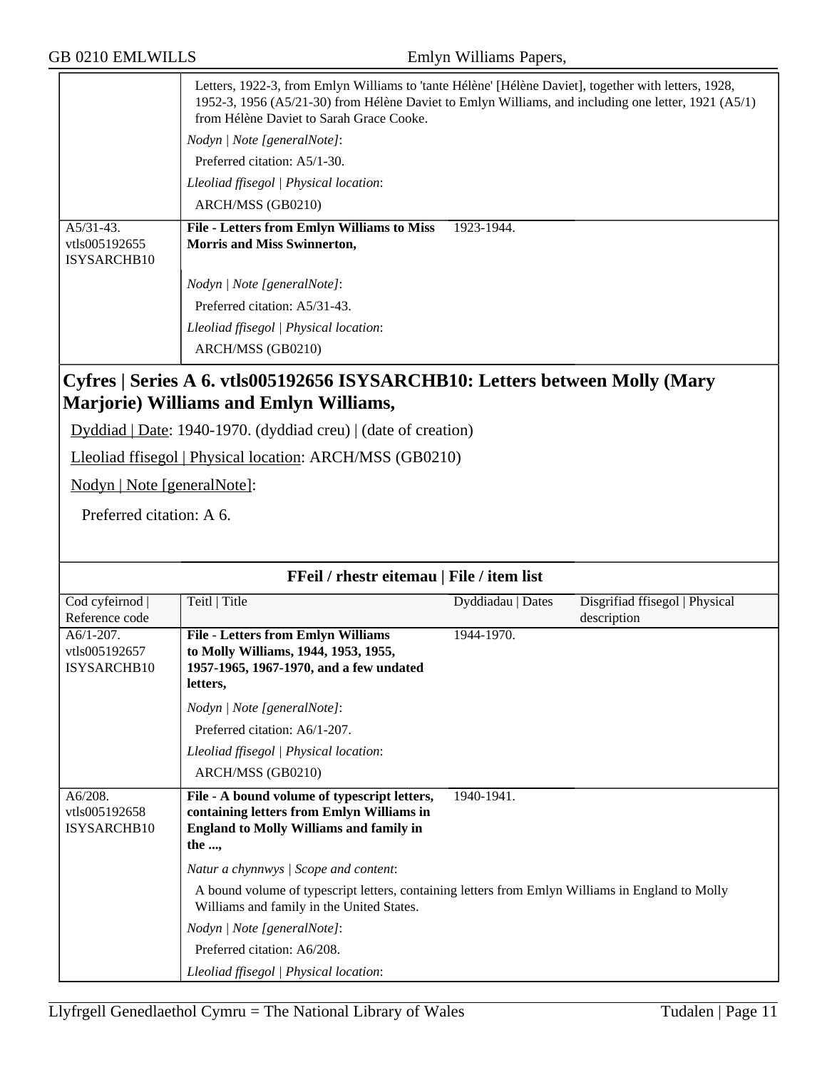| | | | |
|---|---|---|---|
| | Letters, 1922-3, from Emlyn Williams to 'tante Hélène' [Hélène Daviet], together with letters, 1928, 1952-3, 1956 (A5/21-30) from Hélène Daviet to Emlyn Williams, and including one letter, 1921 (A5/1) from Hélène Daviet to Sarah Grace Cooke.<br>*Nodyn \| Note [generalNote]*:<br>Preferred citation: A5/1-30.<br>*Lleoliad ffisegol \| Physical location*:<br>ARCH/MSS (GB0210) | | |
| A5/31-43.<br>vtls005192655<br>ISYSARCHB10 | **File - Letters from Emlyn Williams to Miss Morris and Miss Swinnerton,**<br>*Nodyn \| Note [generalNote]*:<br>Preferred citation: A5/31-43.<br>*Lleoliad ffisegol \| Physical location*:<br>ARCH/MSS (GB0210) | 1923-1944. | |

## Cyfres | Series A 6. vtls005192656 ISYSARCHB10: Letters between Molly (Mary Marjorie) Williams and Emlyn Williams,

Dyddiad | Date: 1940-1970. (dyddiad creu) | (date of creation)

Lleoliad ffisegol | Physical location: ARCH/MSS (GB0210)

Nodyn | Note [generalNote]:

Preferred citation: A 6.

**FFeil / rhestr eitemau | File / item list**

| Cod cyfeirnod \| Reference code | Teitl \| Title | Dyddiadau \| Dates | Disgrifiad ffisegol \| Physical description |
|---|---|---|---|
| A6/1-207.<br>vtls005192657<br>ISYSARCHB10 | **File - Letters from Emlyn Williams to Molly Williams, 1944, 1953, 1955, 1957-1965, 1967-1970, and a few undated letters,**<br>*Nodyn \| Note [generalNote]*:<br>Preferred citation: A6/1-207.<br>*Lleoliad ffisegol \| Physical location*:<br>ARCH/MSS (GB0210) | 1944-1970. | |
| A6/208.<br>vtls005192658<br>ISYSARCHB10 | **File - A bound volume of typescript letters, containing letters from Emlyn Williams in England to Molly Williams and family in the ...,**<br>*Natur a chynnwys \| Scope and content*:<br>A bound volume of typescript letters, containing letters from Emlyn Williams in England to Molly Williams and family in the United States.<br>*Nodyn \| Note [generalNote]*:<br>Preferred citation: A6/208.<br>*Lleoliad ffisegol \| Physical location*: | 1940-1941. | |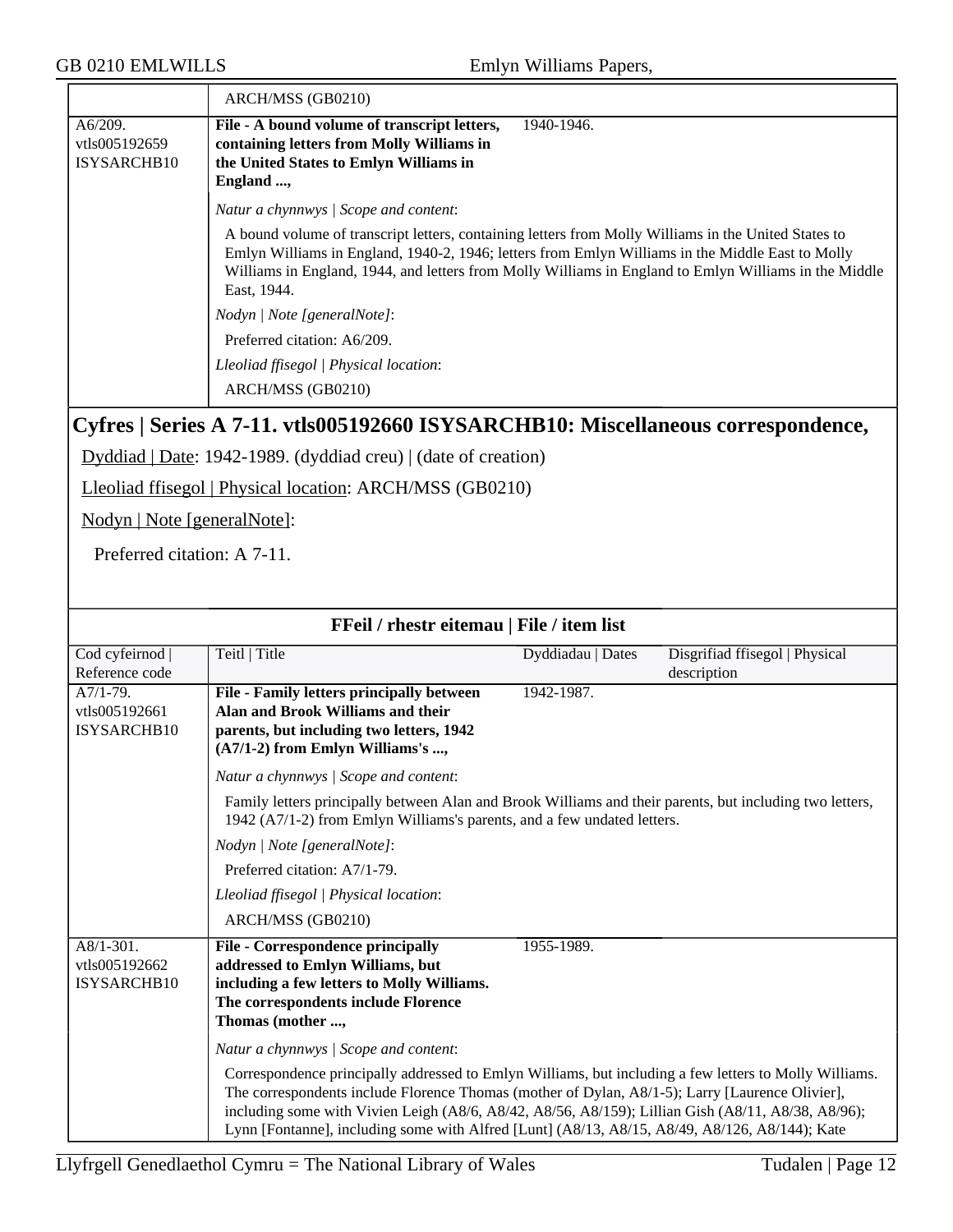| | ARCH/MSS (GB0210) | | |
|---|---|---|---|
| A6/209. vtls005192659 ISYSARCHB10 | **File - A bound volume of transcript letters, containing letters from Molly Williams in the United States to Emlyn Williams in England ...,** | 1940-1946. | |
| | *Natur a chynnwys \| Scope and content*: A bound volume of transcript letters, containing letters from Molly Williams in the United States to Emlyn Williams in England, 1940-2, 1946; letters from Emlyn Williams in the Middle East to Molly Williams in England, 1944, and letters from Molly Williams in England to Emlyn Williams in the Middle East, 1944. *Nodyn \| Note [generalNote]*: Preferred citation: A6/209. *Lleoliad ffisegol \| Physical location*: ARCH/MSS (GB0210) | | |

## Cyfres | Series A 7-11. vtls005192660 ISYSARCHB10: Miscellaneous correspondence,

Dyddiad | Date: 1942-1989. (dyddiad creu) | (date of creation)

Lleoliad ffisegol | Physical location: ARCH/MSS (GB0210)

Nodyn | Note [generalNote]:

Preferred citation: A 7-11.

**FFeil / rhestr eitemau | File / item list**

| Cod cyfeirnod \| Reference code | Teitl \| Title | Dyddiadau \| Dates | Disgrifiad ffisegol \| Physical description |
|---|---|---|---|
| A7/1-79. vtls005192661 ISYSARCHB10 | **File - Family letters principally between Alan and Brook Williams and their parents, but including two letters, 1942 (A7/1-2) from Emlyn Williams's ...,** | 1942-1987. | |
| | *Natur a chynnwys \| Scope and content*: Family letters principally between Alan and Brook Williams and their parents, but including two letters, 1942 (A7/1-2) from Emlyn Williams's parents, and a few undated letters. *Nodyn \| Note [generalNote]*: Preferred citation: A7/1-79. *Lleoliad ffisegol \| Physical location*: ARCH/MSS (GB0210) | | |
| A8/1-301. vtls005192662 ISYSARCHB10 | **File - Correspondence principally addressed to Emlyn Williams, but including a few letters to Molly Williams. The correspondents include Florence Thomas (mother ...,** | 1955-1989. | |
| | *Natur a chynnwys \| Scope and content*: Correspondence principally addressed to Emlyn Williams, but including a few letters to Molly Williams. The correspondents include Florence Thomas (mother of Dylan, A8/1-5); Larry [Laurence Olivier], including some with Vivien Leigh (A8/6, A8/42, A8/56, A8/159); Lillian Gish (A8/11, A8/38, A8/96); Lynn [Fontanne], including some with Alfred [Lunt] (A8/13, A8/15, A8/49, A8/126, A8/144); Kate | | |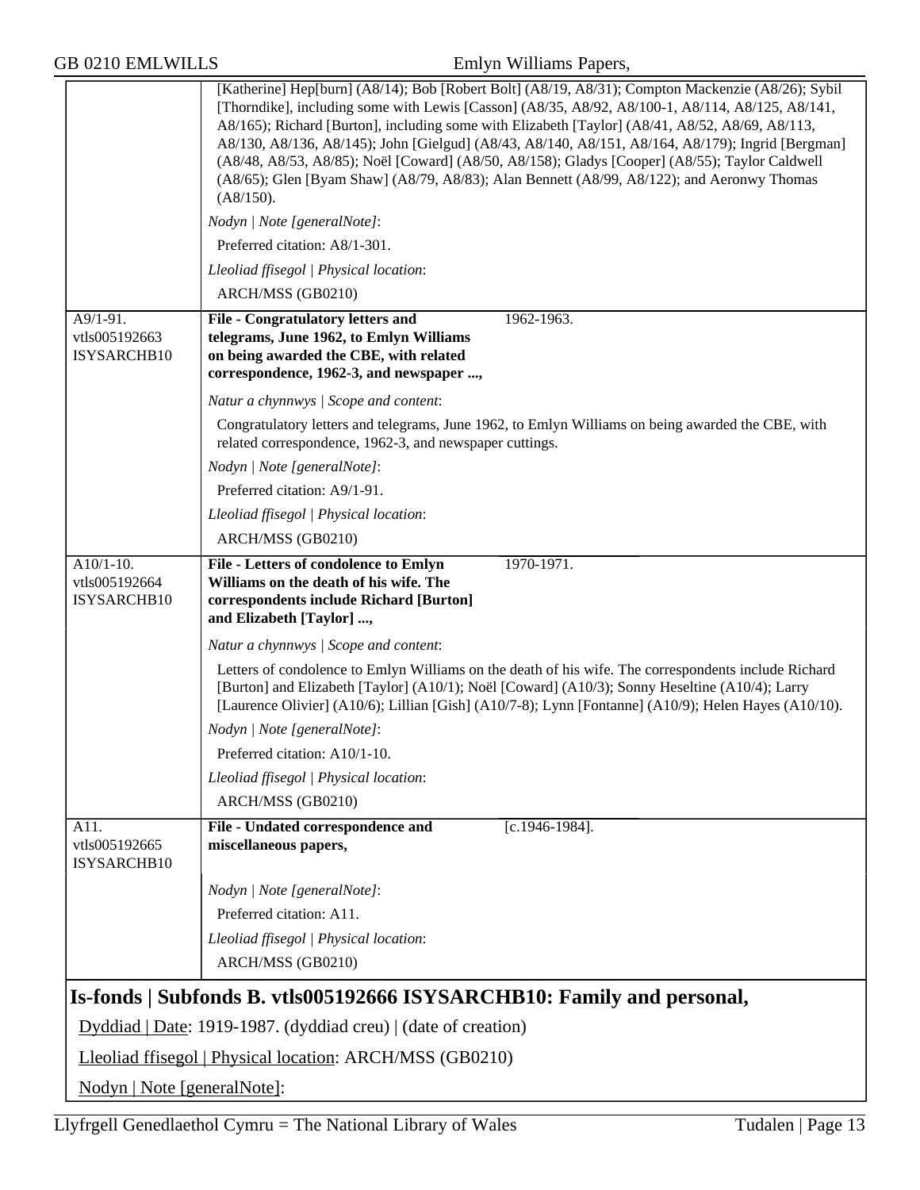[Katherine] Hep[burn] (A8/14); Bob [Robert Bolt] (A8/19, A8/31); Compton Mackenzie (A8/26); Sybil [Thorndike], including some with Lewis [Casson] (A8/35, A8/92, A8/100-1, A8/114, A8/125, A8/141, A8/165); Richard [Burton], including some with Elizabeth [Taylor] (A8/41, A8/52, A8/69, A8/113, A8/130, A8/136, A8/145); John [Gielgud] (A8/43, A8/140, A8/151, A8/164, A8/179); Ingrid [Bergman] (A8/48, A8/53, A8/85); Noël [Coward] (A8/50, A8/158); Gladys [Cooper] (A8/55); Taylor Caldwell (A8/65); Glen [Byam Shaw] (A8/79, A8/83); Alan Bennett (A8/99, A8/122); and Aeronwy Thomas (A8/150).

*Nodyn | Note [generalNote]*:

Preferred citation: A8/1-301.

*Lleoliad ffisegol | Physical location*:

ARCH/MSS (GB0210)

---

A9/1-91.
vtls005192663
ISYSARCHB10

**File - Congratulatory letters and telegrams, June 1962, to Emlyn Williams on being awarded the CBE, with related correspondence, 1962-3, and newspaper ...,** 1962-1963.

*Natur a chynnwys | Scope and content*:

Congratulatory letters and telegrams, June 1962, to Emlyn Williams on being awarded the CBE, with related correspondence, 1962-3, and newspaper cuttings.

*Nodyn | Note [generalNote]*:

Preferred citation: A9/1-91.

*Lleoliad ffisegol | Physical location*:

ARCH/MSS (GB0210)

---

A10/1-10.
vtls005192664
ISYSARCHB10

**File - Letters of condolence to Emlyn Williams on the death of his wife. The correspondents include Richard [Burton] and Elizabeth [Taylor] ...,** 1970-1971.

*Natur a chynnwys | Scope and content*:

Letters of condolence to Emlyn Williams on the death of his wife. The correspondents include Richard [Burton] and Elizabeth [Taylor] (A10/1); Noël [Coward] (A10/3); Sonny Heseltine (A10/4); Larry [Laurence Olivier] (A10/6); Lillian [Gish] (A10/7-8); Lynn [Fontanne] (A10/9); Helen Hayes (A10/10).

*Nodyn | Note [generalNote]*:

Preferred citation: A10/1-10.

*Lleoliad ffisegol | Physical location*:

ARCH/MSS (GB0210)

---

A11.
vtls005192665
ISYSARCHB10

**File - Undated correspondence and miscellaneous papers,** [c.1946-1984].

*Nodyn | Note [generalNote]*:

Preferred citation: A11.

*Lleoliad ffisegol | Physical location*:

ARCH/MSS (GB0210)

## Is-fonds | Subfonds B. vtls005192666 ISYSARCHB10: Family and personal,

Dyddiad | Date: 1919-1987. (dyddiad creu) | (date of creation)

Lleoliad ffisegol | Physical location: ARCH/MSS (GB0210)

Nodyn | Note [generalNote]: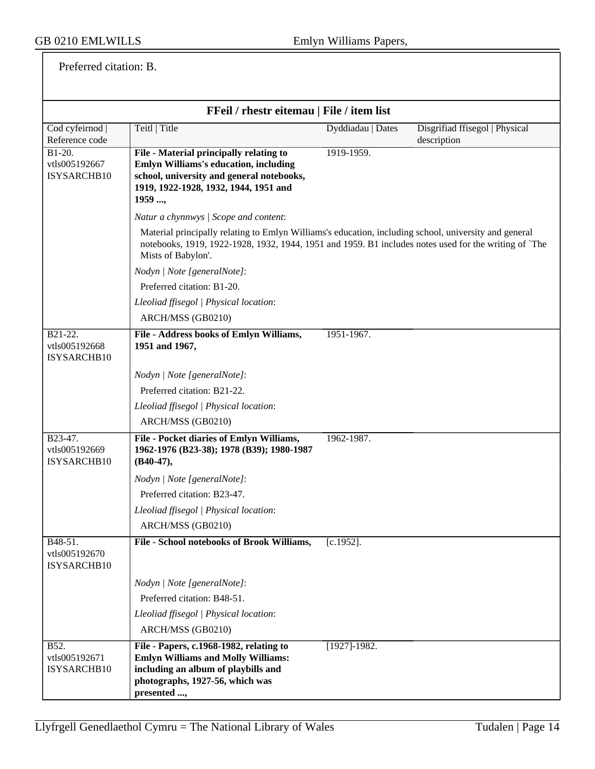Preferred citation: B.

## FFeil / rhestr eitemau | File / item list

| Cod cyfeirnod \| Reference code | Teitl \| Title | Dyddiadau \| Dates | Disgrifiad ffisegol \| Physical description |
|---|---|---|---|
| B1-20. vtls005192667 ISYSARCHB10 | **File - Material principally relating to Emlyn Williams's education, including school, university and general notebooks, 1919, 1922-1928, 1932, 1944, 1951 and 1959 ...,** | 1919-1959. | |

*Natur a chynnwys | Scope and content*:

Material principally relating to Emlyn Williams's education, including school, university and general notebooks, 1919, 1922-1928, 1932, 1944, 1951 and 1959. B1 includes notes used for the writing of `The Mists of Babylon'.

*Nodyn | Note [generalNote]*:

Preferred citation: B1-20.

*Lleoliad ffisegol | Physical location*:

ARCH/MSS (GB0210)

| Cod cyfeirnod \| Reference code | Teitl \| Title | Dyddiadau \| Dates | Disgrifiad ffisegol \| Physical description |
|---|---|---|---|
| B21-22. vtls005192668 ISYSARCHB10 | **File - Address books of Emlyn Williams, 1951 and 1967,** | 1951-1967. | |

*Nodyn | Note [generalNote]*:

Preferred citation: B21-22.

*Lleoliad ffisegol | Physical location*:

ARCH/MSS (GB0210)

| Cod cyfeirnod \| Reference code | Teitl \| Title | Dyddiadau \| Dates | Disgrifiad ffisegol \| Physical description |
|---|---|---|---|
| B23-47. vtls005192669 ISYSARCHB10 | **File - Pocket diaries of Emlyn Williams, 1962-1976 (B23-38); 1978 (B39); 1980-1987 (B40-47),** | 1962-1987. | |

*Nodyn | Note [generalNote]*:

Preferred citation: B23-47.

*Lleoliad ffisegol | Physical location*:

ARCH/MSS (GB0210)

| Cod cyfeirnod \| Reference code | Teitl \| Title | Dyddiadau \| Dates | Disgrifiad ffisegol \| Physical description |
|---|---|---|---|
| B48-51. vtls005192670 ISYSARCHB10 | **File - School notebooks of Brook Williams,** | [c.1952]. | |

*Nodyn | Note [generalNote]*:

Preferred citation: B48-51.

*Lleoliad ffisegol | Physical location*:

ARCH/MSS (GB0210)

| Cod cyfeirnod \| Reference code | Teitl \| Title | Dyddiadau \| Dates | Disgrifiad ffisegol \| Physical description |
|---|---|---|---|
| B52. vtls005192671 ISYSARCHB10 | **File - Papers, c.1968-1982, relating to Emlyn Williams and Molly Williams: including an album of playbills and photographs, 1927-56, which was presented ...,** | [1927]-1982. | |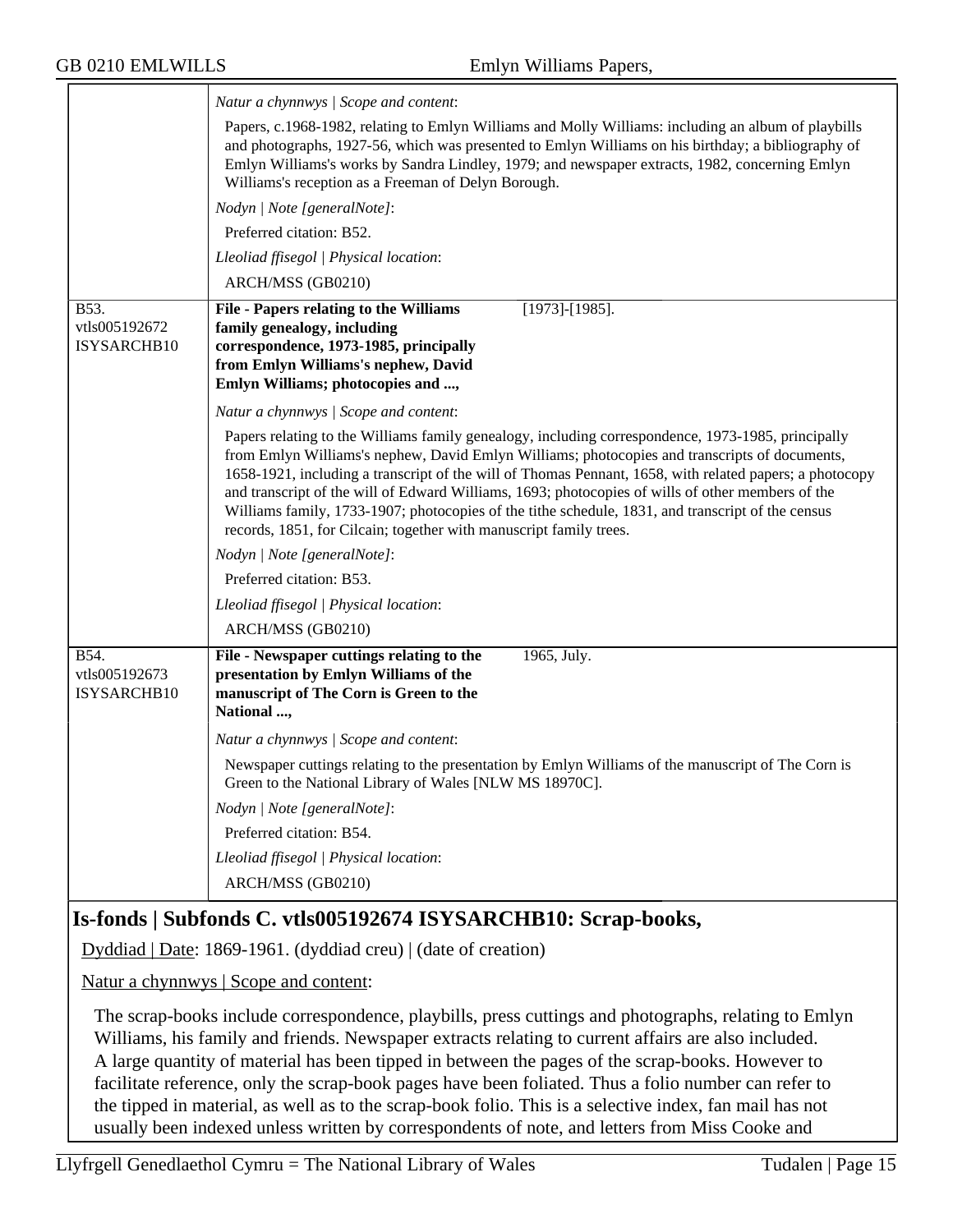*Natur a chynnwys | Scope and content*:

Papers, c.1968-1982, relating to Emlyn Williams and Molly Williams: including an album of playbills and photographs, 1927-56, which was presented to Emlyn Williams on his birthday; a bibliography of Emlyn Williams's works by Sandra Lindley, 1979; and newspaper extracts, 1982, concerning Emlyn Williams's reception as a Freeman of Delyn Borough.

*Nodyn | Note [generalNote]*:

Preferred citation: B52.

*Lleoliad ffisegol | Physical location*:

ARCH/MSS (GB0210)

---

B53. vtls005192672 ISYSARCHB10

**File - Papers relating to the Williams family genealogy, including correspondence, 1973-1985, principally from Emlyn Williams's nephew, David Emlyn Williams; photocopies and ...,** [1973]-[1985].

*Natur a chynnwys | Scope and content*:

Papers relating to the Williams family genealogy, including correspondence, 1973-1985, principally from Emlyn Williams's nephew, David Emlyn Williams; photocopies and transcripts of documents, 1658-1921, including a transcript of the will of Thomas Pennant, 1658, with related papers; a photocopy and transcript of the will of Edward Williams, 1693; photocopies of wills of other members of the Williams family, 1733-1907; photocopies of the tithe schedule, 1831, and transcript of the census records, 1851, for Cilcain; together with manuscript family trees.

*Nodyn | Note [generalNote]*:

Preferred citation: B53.

*Lleoliad ffisegol | Physical location*:

ARCH/MSS (GB0210)

---

B54. vtls005192673 ISYSARCHB10

**File - Newspaper cuttings relating to the presentation by Emlyn Williams of the manuscript of The Corn is Green to the National ...,** 1965, July.

*Natur a chynnwys | Scope and content*:

Newspaper cuttings relating to the presentation by Emlyn Williams of the manuscript of The Corn is Green to the National Library of Wales [NLW MS 18970C].

*Nodyn | Note [generalNote]*:

Preferred citation: B54.

*Lleoliad ffisegol | Physical location*:

ARCH/MSS (GB0210)

## Is-fonds | Subfonds C. vtls005192674 ISYSARCHB10: Scrap-books,

Dyddiad | Date: 1869-1961. (dyddiad creu) | (date of creation)

Natur a chynnwys | Scope and content:

The scrap-books include correspondence, playbills, press cuttings and photographs, relating to Emlyn Williams, his family and friends. Newspaper extracts relating to current affairs are also included. A large quantity of material has been tipped in between the pages of the scrap-books. However to facilitate reference, only the scrap-book pages have been foliated. Thus a folio number can refer to the tipped in material, as well as to the scrap-book folio. This is a selective index, fan mail has not usually been indexed unless written by correspondents of note, and letters from Miss Cooke and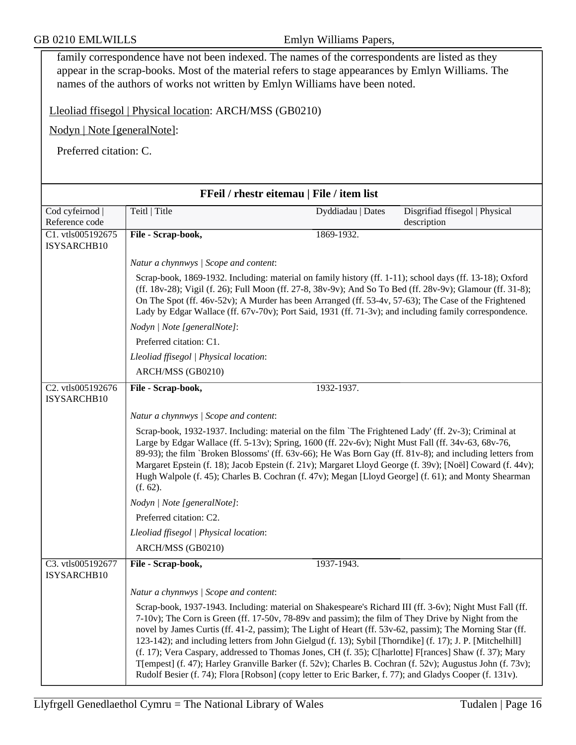family correspondence have not been indexed. The names of the correspondents are listed as they appear in the scrap-books. Most of the material refers to stage appearances by Emlyn Williams. The names of the authors of works not written by Emlyn Williams have been noted.

Lleoliad ffisegol | Physical location: ARCH/MSS (GB0210)

Nodyn | Note [generalNote]:

Preferred citation: C.

## FFeil / rhestr eitemau | File / item list

| Cod cyfeirnod \| Reference code | Teitl \| Title | Dyddiadau \| Dates | Disgrifiad ffisegol \| Physical description |
|---|---|---|---|
| C1. vtls005192675 ISYSARCHB10 | **File - Scrap-book,** | 1869-1932. | |
| | *Natur a chynnwys \| Scope and content*: Scrap-book, 1869-1932. Including: material on family history (ff. 1-11); school days (ff. 13-18); Oxford (ff. 18v-28); Vigil (f. 26); Full Moon (ff. 27-8, 38v-9v); And So To Bed (ff. 28v-9v); Glamour (ff. 31-8); On The Spot (ff. 46v-52v); A Murder has been Arranged (ff. 53-4v, 57-63); The Case of the Frightened Lady by Edgar Wallace (ff. 67v-70v); Port Said, 1931 (ff. 71-3v); and including family correspondence. *Nodyn \| Note [generalNote]*: Preferred citation: C1. *Lleoliad ffisegol \| Physical location*: ARCH/MSS (GB0210) | | |
| C2. vtls005192676 ISYSARCHB10 | **File - Scrap-book,** | 1932-1937. | |
| | *Natur a chynnwys \| Scope and content*: Scrap-book, 1932-1937. Including: material on the film `The Frightened Lady' (ff. 2v-3); Criminal at Large by Edgar Wallace (ff. 5-13v); Spring, 1600 (ff. 22v-6v); Night Must Fall (ff. 34v-63, 68v-76, 89-93); the film `Broken Blossoms' (ff. 63v-66); He Was Born Gay (ff. 81v-8); and including letters from Margaret Epstein (f. 18); Jacob Epstein (f. 21v); Margaret Lloyd George (f. 39v); [Noël] Coward (f. 44v); Hugh Walpole (f. 45); Charles B. Cochran (f. 47v); Megan [Lloyd George] (f. 61); and Monty Shearman (f. 62). *Nodyn \| Note [generalNote]*: Preferred citation: C2. *Lleoliad ffisegol \| Physical location*: ARCH/MSS (GB0210) | | |
| C3. vtls005192677 ISYSARCHB10 | **File - Scrap-book,** | 1937-1943. | |
| | *Natur a chynnwys \| Scope and content*: Scrap-book, 1937-1943. Including: material on Shakespeare's Richard III (ff. 3-6v); Night Must Fall (ff. 7-10v); The Corn is Green (ff. 17-50v, 78-89v and passim); the film of They Drive by Night from the novel by James Curtis (ff. 41-2, passim); The Light of Heart (ff. 53v-62, passim); The Morning Star (ff. 123-142); and including letters from John Gielgud (f. 13); Sybil [Thorndike] (f. 17); J. P. [Mitchelhill] (f. 17); Vera Caspary, addressed to Thomas Jones, CH (f. 35); C[harlotte] F[rances] Shaw (f. 37); Mary T[empest] (f. 47); Harley Granville Barker (f. 52v); Charles B. Cochran (f. 52v); Augustus John (f. 73v); Rudolf Besier (f. 74); Flora [Robson] (copy letter to Eric Barker, f. 77); and Gladys Cooper (f. 131v). | | |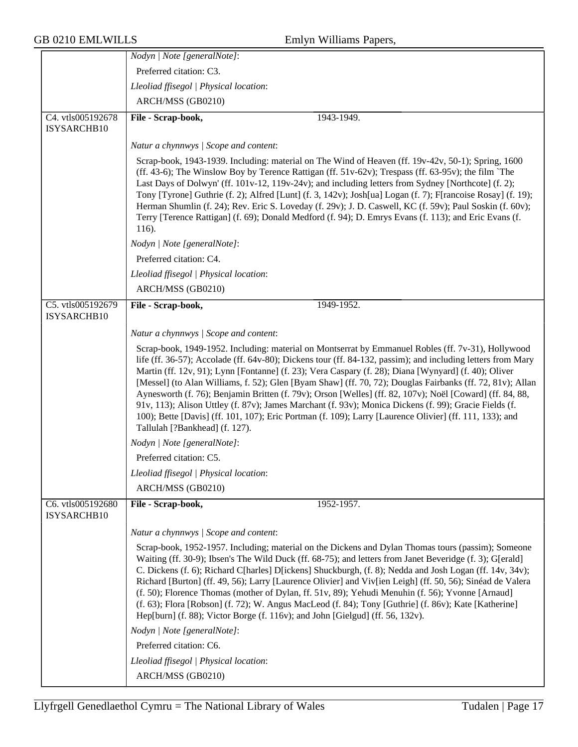*Nodyn | Note [generalNote]*:

Preferred citation: C3.

*Lleoliad ffisegol | Physical location*:

ARCH/MSS (GB0210)

---

C4. vtls005192678 ISYSARCHB10

**File - Scrap-book,** 1943-1949.

*Natur a chynnwys | Scope and content*:

Scrap-book, 1943-1939. Including: material on The Wind of Heaven (ff. 19v-42v, 50-1); Spring, 1600 (ff. 43-6); The Winslow Boy by Terence Rattigan (ff. 51v-62v); Trespass (ff. 63-95v); the film `The Last Days of Dolwyn' (ff. 101v-12, 119v-24v); and including letters from Sydney [Northcote] (f. 2); Tony [Tyrone] Guthrie (f. 2); Alfred [Lunt] (f. 3, 142v); Josh[ua] Logan (f. 7); F[rancoise Rosay] (f. 19); Herman Shumlin (f. 24); Rev. Eric S. Loveday (f. 29v); J. D. Caswell, KC (f. 59v); Paul Soskin (f. 60v); Terry [Terence Rattigan] (f. 69); Donald Medford (f. 94); D. Emrys Evans (f. 113); and Eric Evans (f. 116).

*Nodyn | Note [generalNote]*:

Preferred citation: C4.

*Lleoliad ffisegol | Physical location*:

ARCH/MSS (GB0210)

---

C5. vtls005192679 ISYSARCHB10

**File - Scrap-book,** 1949-1952.

*Natur a chynnwys | Scope and content*:

Scrap-book, 1949-1952. Including: material on Montserrat by Emmanuel Robles (ff. 7v-31), Hollywood life (ff. 36-57); Accolade (ff. 64v-80); Dickens tour (ff. 84-132, passim); and including letters from Mary Martin (ff. 12v, 91); Lynn [Fontanne] (f. 23); Vera Caspary (f. 28); Diana [Wynyard] (f. 40); Oliver [Messel] (to Alan Williams, f. 52); Glen [Byam Shaw] (ff. 70, 72); Douglas Fairbanks (ff. 72, 81v); Allan Aynesworth (f. 76); Benjamin Britten (f. 79v); Orson [Welles] (ff. 82, 107v); Noël [Coward] (ff. 84, 88, 91v, 113); Alison Uttley (f. 87v); James Marchant (f. 93v); Monica Dickens (f. 99); Gracie Fields (f. 100); Bette [Davis] (ff. 101, 107); Eric Portman (f. 109); Larry [Laurence Olivier] (ff. 111, 133); and Tallulah [?Bankhead] (f. 127).

*Nodyn | Note [generalNote]*:

Preferred citation: C5.

*Lleoliad ffisegol | Physical location*:

ARCH/MSS (GB0210)

---

C6. vtls005192680 ISYSARCHB10

**File - Scrap-book,** 1952-1957.

*Natur a chynnwys | Scope and content*:

Scrap-book, 1952-1957. Including; material on the Dickens and Dylan Thomas tours (passim); Someone Waiting (ff. 30-9); Ibsen's The Wild Duck (ff. 68-75); and letters from Janet Beveridge (f. 3); G[erald] C. Dickens (f. 6); Richard C[harles] D[ickens] Shuckburgh, (f. 8); Nedda and Josh Logan (ff. 14v, 34v); Richard [Burton] (ff. 49, 56); Larry [Laurence Olivier] and Viv[ien Leigh] (ff. 50, 56); Sinéad de Valera (f. 50); Florence Thomas (mother of Dylan, ff. 51v, 89); Yehudi Menuhin (f. 56); Yvonne [Arnaud] (f. 63); Flora [Robson] (f. 72); W. Angus MacLeod (f. 84); Tony [Guthrie] (f. 86v); Kate [Katherine] Hep[burn] (f. 88); Victor Borge (f. 116v); and John [Gielgud] (ff. 56, 132v).

*Nodyn | Note [generalNote]*:

Preferred citation: C6.

*Lleoliad ffisegol | Physical location*:

ARCH/MSS (GB0210)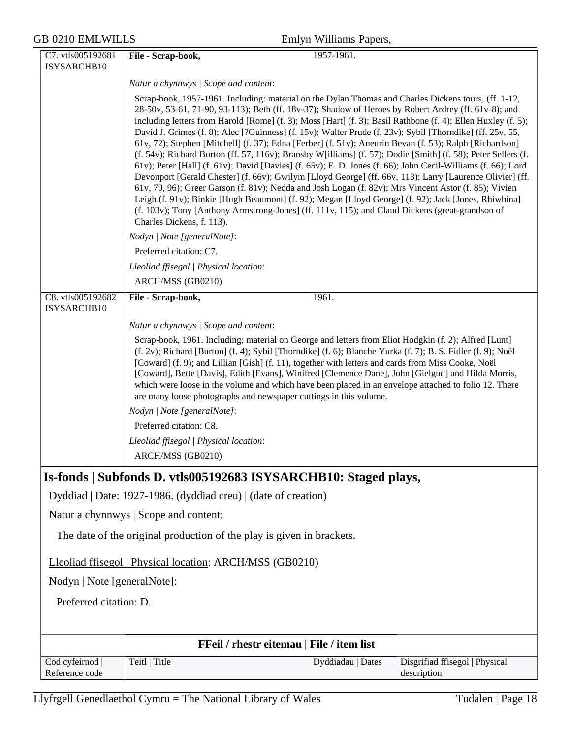| | | |
|---|---|---|
| C7. vtls005192681 ISYSARCHB10 | **File - Scrap-book,** | 1957-1961. |

*Natur a chynnwys | Scope and content*:

Scrap-book, 1957-1961. Including: material on the Dylan Thomas and Charles Dickens tours, (ff. 1-12, 28-50v, 53-61, 71-90, 93-113); Beth (ff. 18v-37); Shadow of Heroes by Robert Ardrey (ff. 61v-8); and including letters from Harold [Rome] (f. 3); Moss [Hart] (f. 3); Basil Rathbone (f. 4); Ellen Huxley (f. 5); David J. Grimes (f. 8); Alec [?Guinness] (f. 15v); Walter Prude (f. 23v); Sybil [Thorndike] (ff. 25v, 55, 61v, 72); Stephen [Mitchell] (f. 37); Edna [Ferber] (f. 51v); Aneurin Bevan (f. 53); Ralph [Richardson] (f. 54v); Richard Burton (ff. 57, 116v); Bransby W[illiams] (f. 57); Dodie [Smith] (f. 58); Peter Sellers (f. 61v); Peter [Hall] (f. 61v); David [Davies] (f. 65v); E. D. Jones (f. 66); John Cecil-Williams (f. 66); Lord Devonport [Gerald Chester] (f. 66v); Gwilym [Lloyd George] (ff. 66v, 113); Larry [Laurence Olivier] (ff. 61v, 79, 96); Greer Garson (f. 81v); Nedda and Josh Logan (f. 82v); Mrs Vincent Astor (f. 85); Vivien Leigh (f. 91v); Binkie [Hugh Beaumont] (f. 92); Megan [Lloyd George] (f. 92); Jack [Jones, Rhiwbina] (f. 103v); Tony [Anthony Armstrong-Jones] (ff. 111v, 115); and Claud Dickens (great-grandson of Charles Dickens, f. 113).

*Nodyn | Note [generalNote]*:

Preferred citation: C7.

*Lleoliad ffisegol | Physical location*:

ARCH/MSS (GB0210)

| | | |
|---|---|---|
| C8. vtls005192682 ISYSARCHB10 | **File - Scrap-book,** | 1961. |

*Natur a chynnwys | Scope and content*:

Scrap-book, 1961. Including; material on George and letters from Eliot Hodgkin (f. 2); Alfred [Lunt] (f. 2v); Richard [Burton] (f. 4); Sybil [Thorndike] (f. 6); Blanche Yurka (f. 7); B. S. Fidler (f. 9); Noël [Coward] (f. 9); and Lillian [Gish] (f. 11), together with letters and cards from Miss Cooke, Noël [Coward], Bette [Davis], Edith [Evans], Winifred [Clemence Dane], John [Gielgud] and Hilda Morris, which were loose in the volume and which have been placed in an envelope attached to folio 12. There are many loose photographs and newspaper cuttings in this volume.

*Nodyn | Note [generalNote]*:

Preferred citation: C8.

*Lleoliad ffisegol | Physical location*:

ARCH/MSS (GB0210)

## Is-fonds | Subfonds D. vtls005192683 ISYSARCHB10: Staged plays,

Dyddiad | Date: 1927-1986. (dyddiad creu) | (date of creation)

Natur a chynnwys | Scope and content:

The date of the original production of the play is given in brackets.

Lleoliad ffisegol | Physical location: ARCH/MSS (GB0210)

Nodyn | Note [generalNote]:

Preferred citation: D.

**FFeil / rhestr eitemau | File / item list**

| Cod cyfeirnod \| Reference code | Teitl \| Title | Dyddiadau \| Dates | Disgrifiad ffisegol \| Physical description |
|---|---|---|---|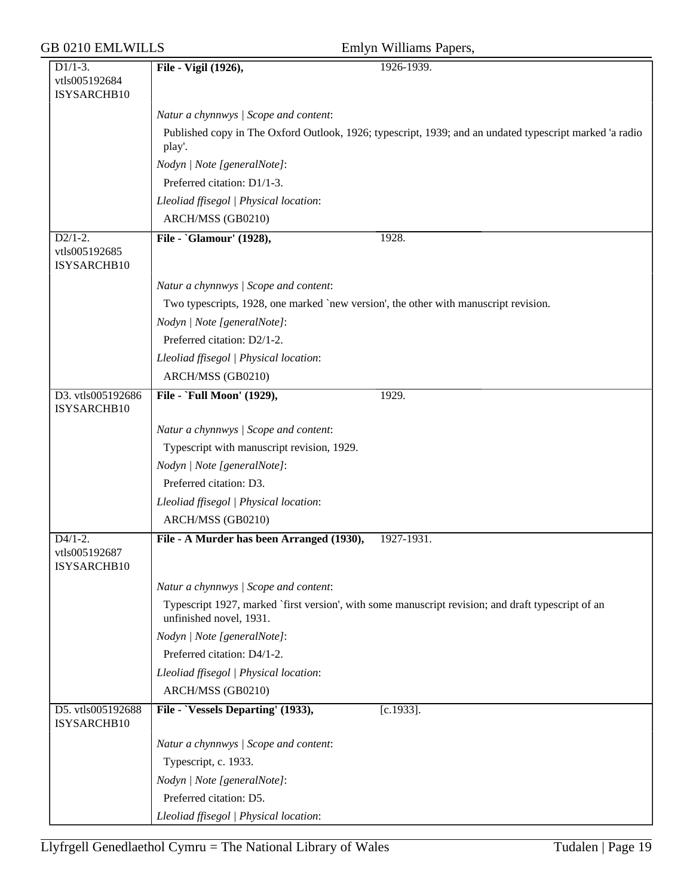| | | |
|---|---|---|
| D1/1-3. vtls005192684 ISYSARCHB10 | **File - Vigil (1926),** | 1926-1939. |
| | *Natur a chynnwys \| Scope and content*: | |
| | Published copy in The Oxford Outlook, 1926; typescript, 1939; and an undated typescript marked 'a radio play'. | |
| | *Nodyn \| Note [generalNote]*: | |
| | Preferred citation: D1/1-3. | |
| | *Lleoliad ffisegol \| Physical location*: | |
| | ARCH/MSS (GB0210) | |
| D2/1-2. vtls005192685 ISYSARCHB10 | **File - `Glamour' (1928),** | 1928. |
| | *Natur a chynnwys \| Scope and content*: | |
| | Two typescripts, 1928, one marked `new version', the other with manuscript revision. | |
| | *Nodyn \| Note [generalNote]*: | |
| | Preferred citation: D2/1-2. | |
| | *Lleoliad ffisegol \| Physical location*: | |
| | ARCH/MSS (GB0210) | |
| D3. vtls005192686 ISYSARCHB10 | **File - `Full Moon' (1929),** | 1929. |
| | *Natur a chynnwys \| Scope and content*: | |
| | Typescript with manuscript revision, 1929. | |
| | *Nodyn \| Note [generalNote]*: | |
| | Preferred citation: D3. | |
| | *Lleoliad ffisegol \| Physical location*: | |
| | ARCH/MSS (GB0210) | |
| D4/1-2. vtls005192687 ISYSARCHB10 | **File - A Murder has been Arranged (1930),** | 1927-1931. |
| | *Natur a chynnwys \| Scope and content*: | |
| | Typescript 1927, marked `first version', with some manuscript revision; and draft typescript of an unfinished novel, 1931. | |
| | *Nodyn \| Note [generalNote]*: | |
| | Preferred citation: D4/1-2. | |
| | *Lleoliad ffisegol \| Physical location*: | |
| | ARCH/MSS (GB0210) | |
| D5. vtls005192688 ISYSARCHB10 | **File - `Vessels Departing' (1933),** | [c.1933]. |
| | *Natur a chynnwys \| Scope and content*: | |
| | Typescript, c. 1933. | |
| | *Nodyn \| Note [generalNote]*: | |
| | Preferred citation: D5. | |
| | *Lleoliad ffisegol \| Physical location*: | |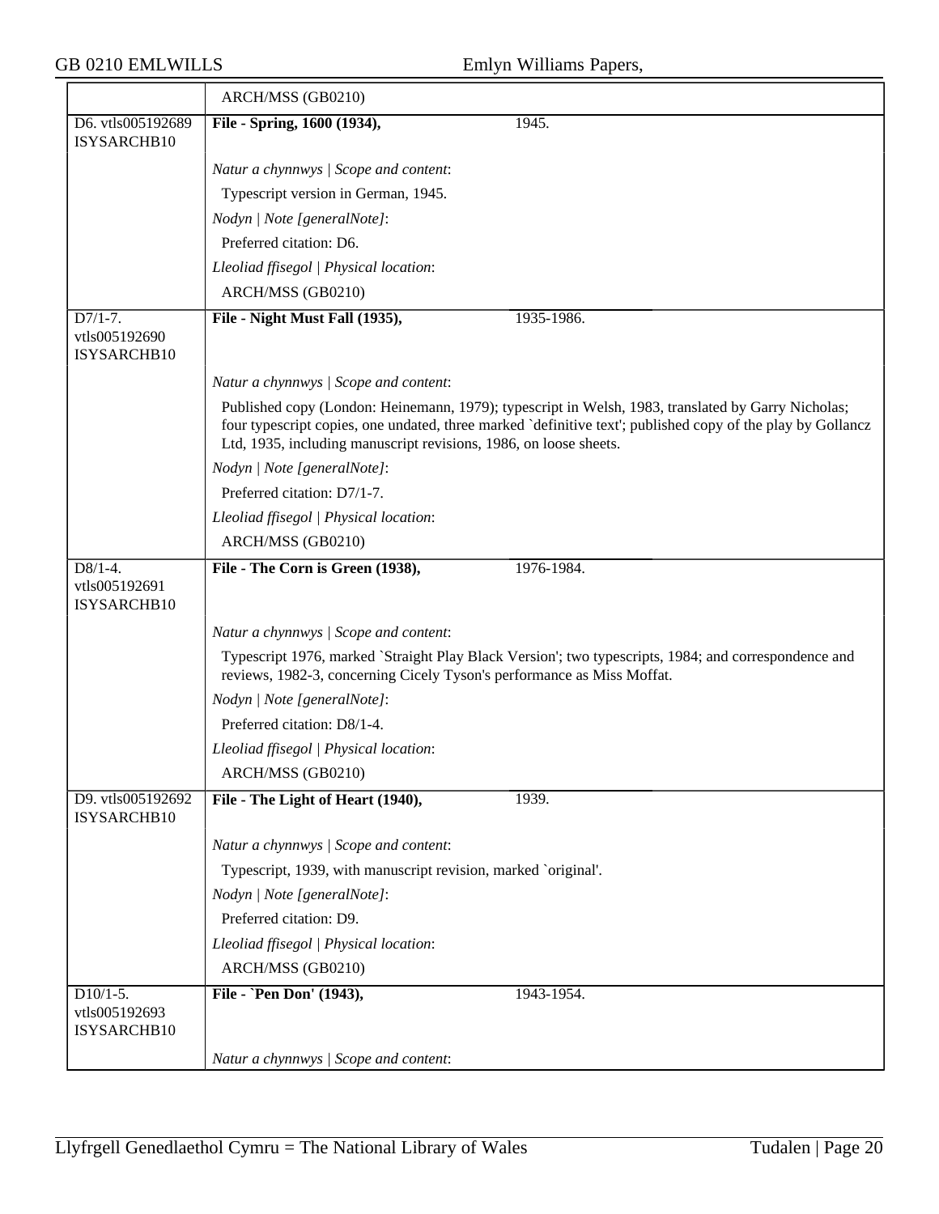| | |
|---|---|
| | ARCH/MSS (GB0210) |
| D6. vtls005192689 ISYSARCHB10 | **File - Spring, 1600 (1934),** 1945. |
| | *Natur a chynnwys \| Scope and content*: |
| | Typescript version in German, 1945. |
| | *Nodyn \| Note [generalNote]*: |
| | Preferred citation: D6. |
| | *Lleoliad ffisegol \| Physical location*: |
| | ARCH/MSS (GB0210) |
| D7/1-7. vtls005192690 ISYSARCHB10 | **File - Night Must Fall (1935),** 1935-1986. |
| | *Natur a chynnwys \| Scope and content*: |
| | Published copy (London: Heinemann, 1979); typescript in Welsh, 1983, translated by Garry Nicholas; four typescript copies, one undated, three marked `definitive text'; published copy of the play by Gollancz Ltd, 1935, including manuscript revisions, 1986, on loose sheets. |
| | *Nodyn \| Note [generalNote]*: |
| | Preferred citation: D7/1-7. |
| | *Lleoliad ffisegol \| Physical location*: |
| | ARCH/MSS (GB0210) |
| D8/1-4. vtls005192691 ISYSARCHB10 | **File - The Corn is Green (1938),** 1976-1984. |
| | *Natur a chynnwys \| Scope and content*: |
| | Typescript 1976, marked `Straight Play Black Version'; two typescripts, 1984; and correspondence and reviews, 1982-3, concerning Cicely Tyson's performance as Miss Moffat. |
| | *Nodyn \| Note [generalNote]*: |
| | Preferred citation: D8/1-4. |
| | *Lleoliad ffisegol \| Physical location*: |
| | ARCH/MSS (GB0210) |
| D9. vtls005192692 ISYSARCHB10 | **File - The Light of Heart (1940),** 1939. |
| | *Natur a chynnwys \| Scope and content*: |
| | Typescript, 1939, with manuscript revision, marked `original'. |
| | *Nodyn \| Note [generalNote]*: |
| | Preferred citation: D9. |
| | *Lleoliad ffisegol \| Physical location*: |
| | ARCH/MSS (GB0210) |
| D10/1-5. vtls005192693 ISYSARCHB10 | **File - `Pen Don' (1943),** 1943-1954. |
| | *Natur a chynnwys \| Scope and content*: |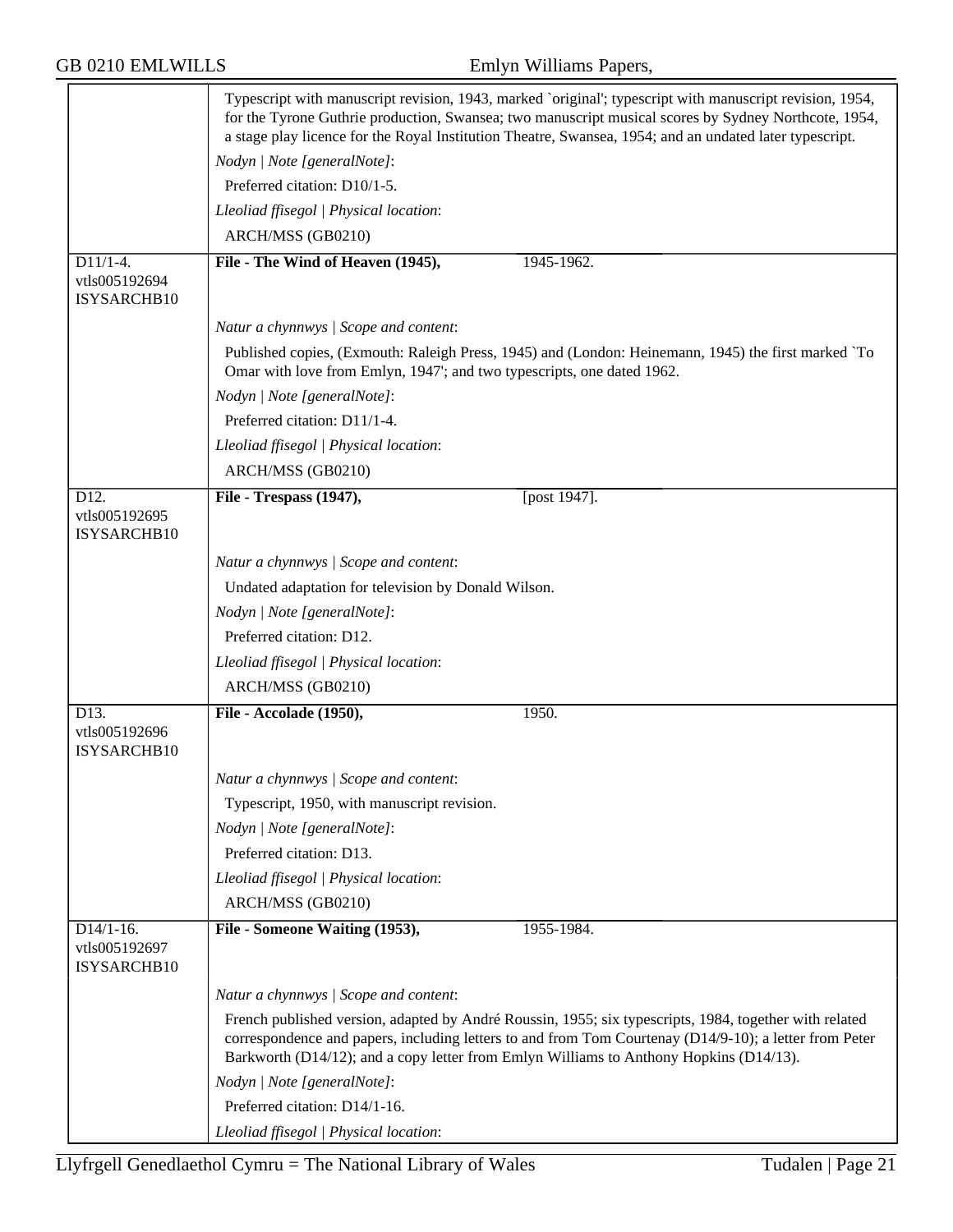| | |
|---|---|
| | Typescript with manuscript revision, 1943, marked `original'; typescript with manuscript revision, 1954, for the Tyrone Guthrie production, Swansea; two manuscript musical scores by Sydney Northcote, 1954, a stage play licence for the Royal Institution Theatre, Swansea, 1954; and an undated later typescript. |
| | *Nodyn \| Note [generalNote]*: |
| | Preferred citation: D10/1-5. |
| | *Lleoliad ffisegol \| Physical location*: |
| | ARCH/MSS (GB0210) |
| D11/1-4. vtls005192694 ISYSARCHB10 | **File - The Wind of Heaven (1945),** 1945-1962. |
| | *Natur a chynnwys \| Scope and content*: |
| | Published copies, (Exmouth: Raleigh Press, 1945) and (London: Heinemann, 1945) the first marked `To Omar with love from Emlyn, 1947'; and two typescripts, one dated 1962. |
| | *Nodyn \| Note [generalNote]*: |
| | Preferred citation: D11/1-4. |
| | *Lleoliad ffisegol \| Physical location*: |
| | ARCH/MSS (GB0210) |
| D12. vtls005192695 ISYSARCHB10 | **File - Trespass (1947),** [post 1947]. |
| | *Natur a chynnwys \| Scope and content*: |
| | Undated adaptation for television by Donald Wilson. |
| | *Nodyn \| Note [generalNote]*: |
| | Preferred citation: D12. |
| | *Lleoliad ffisegol \| Physical location*: |
| | ARCH/MSS (GB0210) |
| D13. vtls005192696 ISYSARCHB10 | **File - Accolade (1950),** 1950. |
| | *Natur a chynnwys \| Scope and content*: |
| | Typescript, 1950, with manuscript revision. |
| | *Nodyn \| Note [generalNote]*: |
| | Preferred citation: D13. |
| | *Lleoliad ffisegol \| Physical location*: |
| | ARCH/MSS (GB0210) |
| D14/1-16. vtls005192697 ISYSARCHB10 | **File - Someone Waiting (1953),** 1955-1984. |
| | *Natur a chynnwys \| Scope and content*: |
| | French published version, adapted by André Roussin, 1955; six typescripts, 1984, together with related correspondence and papers, including letters to and from Tom Courtenay (D14/9-10); a letter from Peter Barkworth (D14/12); and a copy letter from Emlyn Williams to Anthony Hopkins (D14/13). |
| | *Nodyn \| Note [generalNote]*: |
| | Preferred citation: D14/1-16. |
| | *Lleoliad ffisegol \| Physical location*: |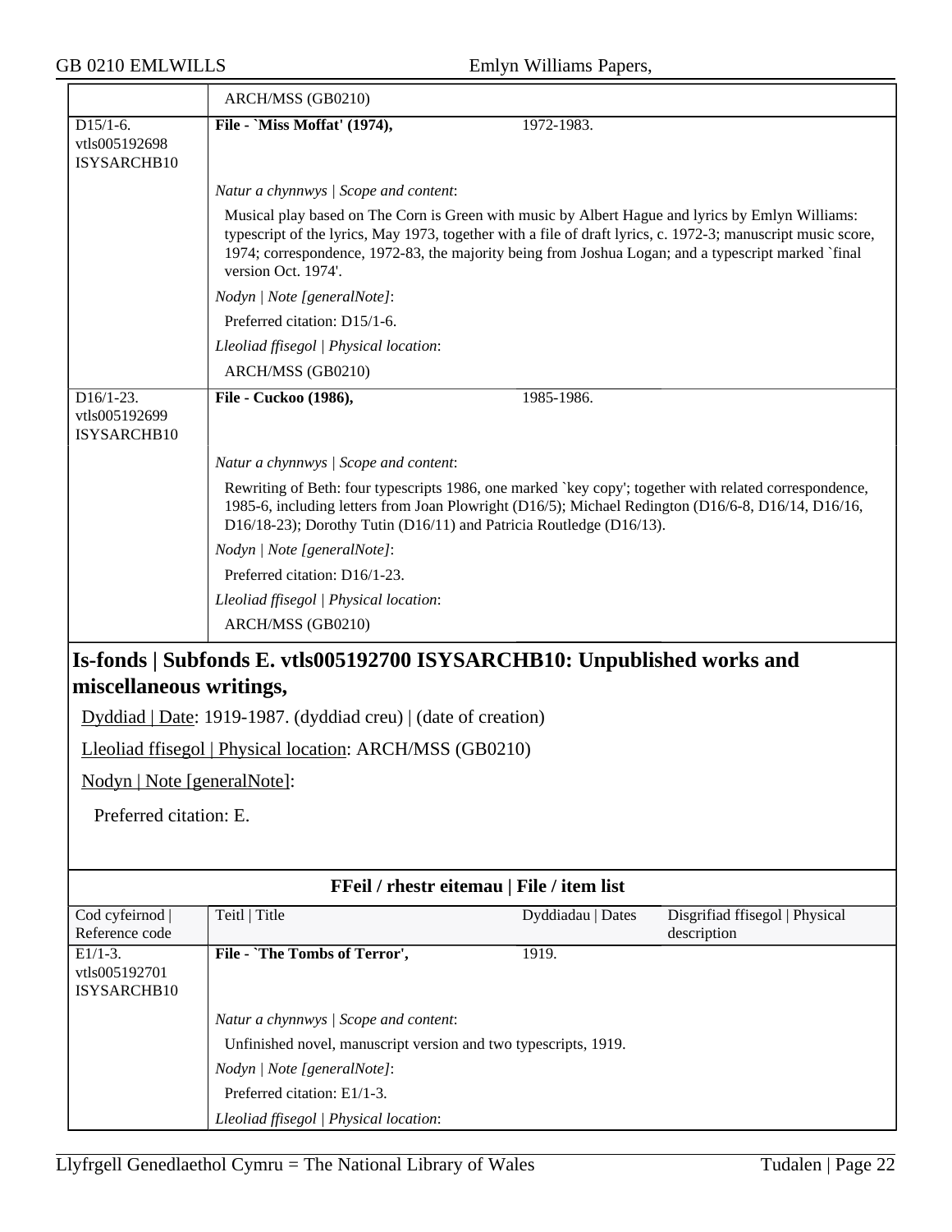| | ARCH/MSS (GB0210) | | |
|---|---|---|---|
| D15/1-6. vtls005192698 ISYSARCHB10 | **File - `Miss Moffat' (1974),** | 1972-1983. | |
| | *Natur a chynnwys \| Scope and content*: | | |
| | Musical play based on The Corn is Green with music by Albert Hague and lyrics by Emlyn Williams: typescript of the lyrics, May 1973, together with a file of draft lyrics, c. 1972-3; manuscript music score, 1974; correspondence, 1972-83, the majority being from Joshua Logan; and a typescript marked `final version Oct. 1974'. | | |
| | *Nodyn \| Note [generalNote]*: | | |
| | Preferred citation: D15/1-6. | | |
| | *Lleoliad ffisegol \| Physical location*: | | |
| | ARCH/MSS (GB0210) | | |
| D16/1-23. vtls005192699 ISYSARCHB10 | **File - Cuckoo (1986),** | 1985-1986. | |
| | *Natur a chynnwys \| Scope and content*: | | |
| | Rewriting of Beth: four typescripts 1986, one marked `key copy'; together with related correspondence, 1985-6, including letters from Joan Plowright (D16/5); Michael Redington (D16/6-8, D16/14, D16/16, D16/18-23); Dorothy Tutin (D16/11) and Patricia Routledge (D16/13). | | |
| | *Nodyn \| Note [generalNote]*: | | |
| | Preferred citation: D16/1-23. | | |
| | *Lleoliad ffisegol \| Physical location*: | | |
| | ARCH/MSS (GB0210) | | |

## Is-fonds | Subfonds E. vtls005192700 ISYSARCHB10: Unpublished works and miscellaneous writings,

Dyddiad | Date: 1919-1987. (dyddiad creu) | (date of creation)

Lleoliad ffisegol | Physical location: ARCH/MSS (GB0210)

Nodyn | Note [generalNote]:

Preferred citation: E.

**FFeil / rhestr eitemau | File / item list**

| Cod cyfeirnod \| Reference code | Teitl \| Title | Dyddiadau \| Dates | Disgrifiad ffisegol \| Physical description |
|---|---|---|---|
| E1/1-3. vtls005192701 ISYSARCHB10 | **File - `The Tombs of Terror',** | 1919. | |
| | *Natur a chynnwys \| Scope and content*: | | |
| | Unfinished novel, manuscript version and two typescripts, 1919. | | |
| | *Nodyn \| Note [generalNote]*: | | |
| | Preferred citation: E1/1-3. | | |
| | *Lleoliad ffisegol \| Physical location*: | | |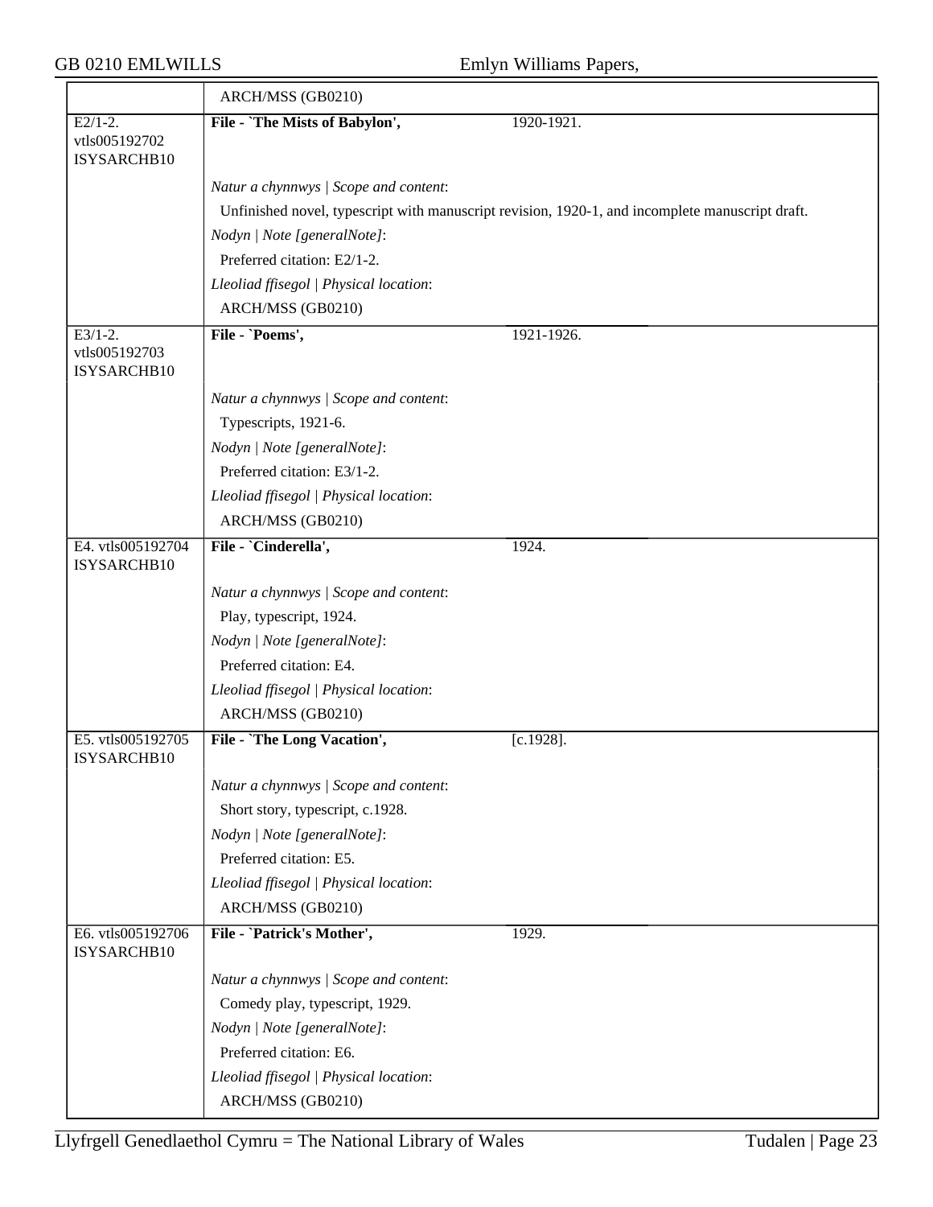| | |
|---|---|
| | ARCH/MSS (GB0210) |
| E2/1-2. vtls005192702 ISYSARCHB10 | **File - `The Mists of Babylon',** 1920-1921. |
| | *Natur a chynnwys \| Scope and content*: |
| | Unfinished novel, typescript with manuscript revision, 1920-1, and incomplete manuscript draft. |
| | *Nodyn \| Note [generalNote]*: |
| | Preferred citation: E2/1-2. |
| | *Lleoliad ffisegol \| Physical location*: |
| | ARCH/MSS (GB0210) |
| E3/1-2. vtls005192703 ISYSARCHB10 | **File - `Poems',** 1921-1926. |
| | *Natur a chynnwys \| Scope and content*: |
| | Typescripts, 1921-6. |
| | *Nodyn \| Note [generalNote]*: |
| | Preferred citation: E3/1-2. |
| | *Lleoliad ffisegol \| Physical location*: |
| | ARCH/MSS (GB0210) |
| E4. vtls005192704 ISYSARCHB10 | **File - `Cinderella',** 1924. |
| | *Natur a chynnwys \| Scope and content*: |
| | Play, typescript, 1924. |
| | *Nodyn \| Note [generalNote]*: |
| | Preferred citation: E4. |
| | *Lleoliad ffisegol \| Physical location*: |
| | ARCH/MSS (GB0210) |
| E5. vtls005192705 ISYSARCHB10 | **File - `The Long Vacation',** [c.1928]. |
| | *Natur a chynnwys \| Scope and content*: |
| | Short story, typescript, c.1928. |
| | *Nodyn \| Note [generalNote]*: |
| | Preferred citation: E5. |
| | *Lleoliad ffisegol \| Physical location*: |
| | ARCH/MSS (GB0210) |
| E6. vtls005192706 ISYSARCHB10 | **File - `Patrick's Mother',** 1929. |
| | *Natur a chynnwys \| Scope and content*: |
| | Comedy play, typescript, 1929. |
| | *Nodyn \| Note [generalNote]*: |
| | Preferred citation: E6. |
| | *Lleoliad ffisegol \| Physical location*: |
| | ARCH/MSS (GB0210) |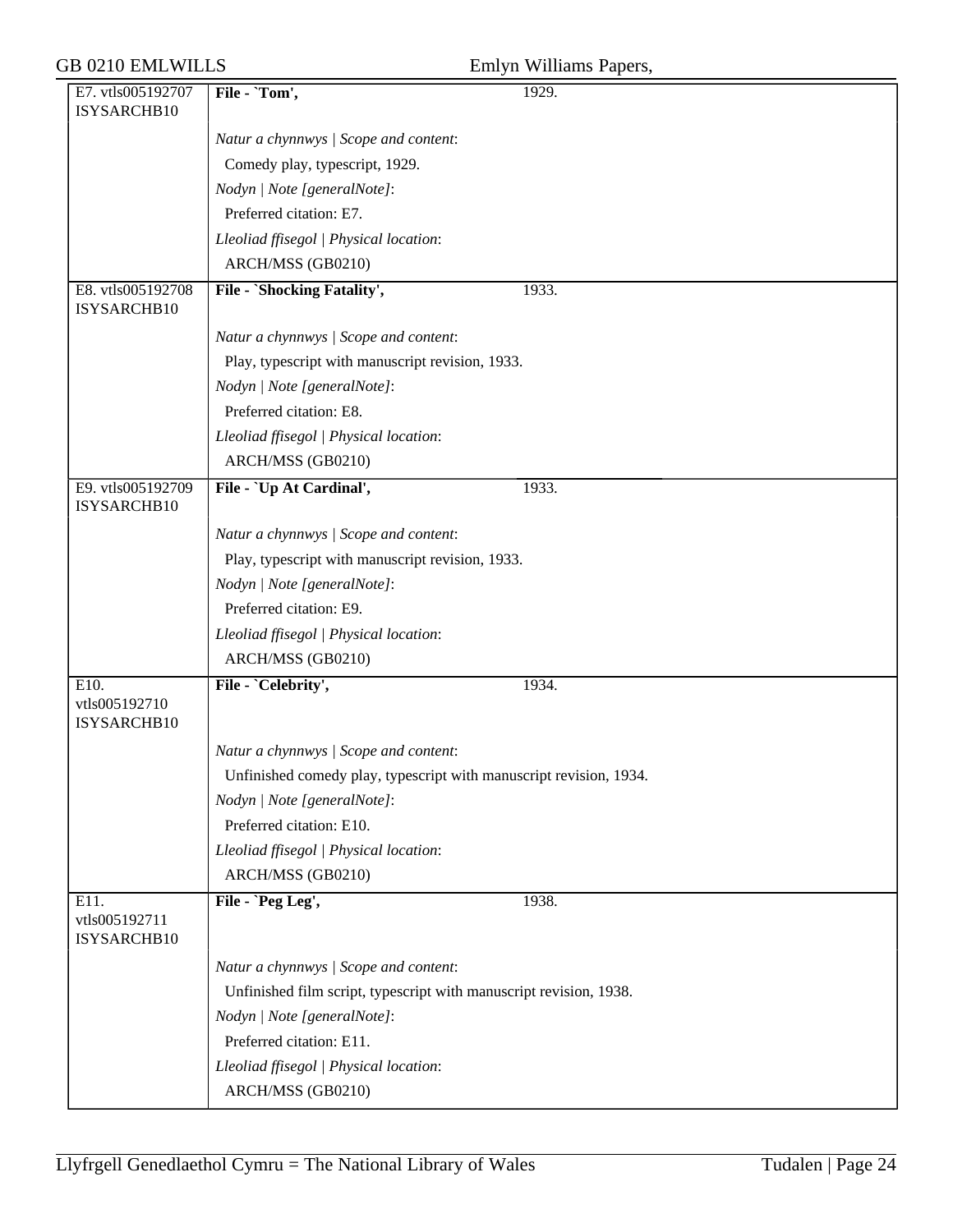| | | |
|---|---|---|
| E7. vtls005192707 ISYSARCHB10 | **File - `Tom',** | 1929. |
| | *Natur a chynnwys \| Scope and content*:<br>Comedy play, typescript, 1929.<br>*Nodyn \| Note [generalNote]*:<br>Preferred citation: E7.<br>*Lleoliad ffisegol \| Physical location*:<br>ARCH/MSS (GB0210) | |
| E8. vtls005192708 ISYSARCHB10 | **File - `Shocking Fatality',** | 1933. |
| | *Natur a chynnwys \| Scope and content*:<br>Play, typescript with manuscript revision, 1933.<br>*Nodyn \| Note [generalNote]*:<br>Preferred citation: E8.<br>*Lleoliad ffisegol \| Physical location*:<br>ARCH/MSS (GB0210) | |
| E9. vtls005192709 ISYSARCHB10 | **File - `Up At Cardinal',** | 1933. |
| | *Natur a chynnwys \| Scope and content*:<br>Play, typescript with manuscript revision, 1933.<br>*Nodyn \| Note [generalNote]*:<br>Preferred citation: E9.<br>*Lleoliad ffisegol \| Physical location*:<br>ARCH/MSS (GB0210) | |
| E10. vtls005192710 ISYSARCHB10 | **File - `Celebrity',** | 1934. |
| | *Natur a chynnwys \| Scope and content*:<br>Unfinished comedy play, typescript with manuscript revision, 1934.<br>*Nodyn \| Note [generalNote]*:<br>Preferred citation: E10.<br>*Lleoliad ffisegol \| Physical location*:<br>ARCH/MSS (GB0210) | |
| E11. vtls005192711 ISYSARCHB10 | **File - `Peg Leg',** | 1938. |
| | *Natur a chynnwys \| Scope and content*:<br>Unfinished film script, typescript with manuscript revision, 1938.<br>*Nodyn \| Note [generalNote]*:<br>Preferred citation: E11.<br>*Lleoliad ffisegol \| Physical location*:<br>ARCH/MSS (GB0210) | |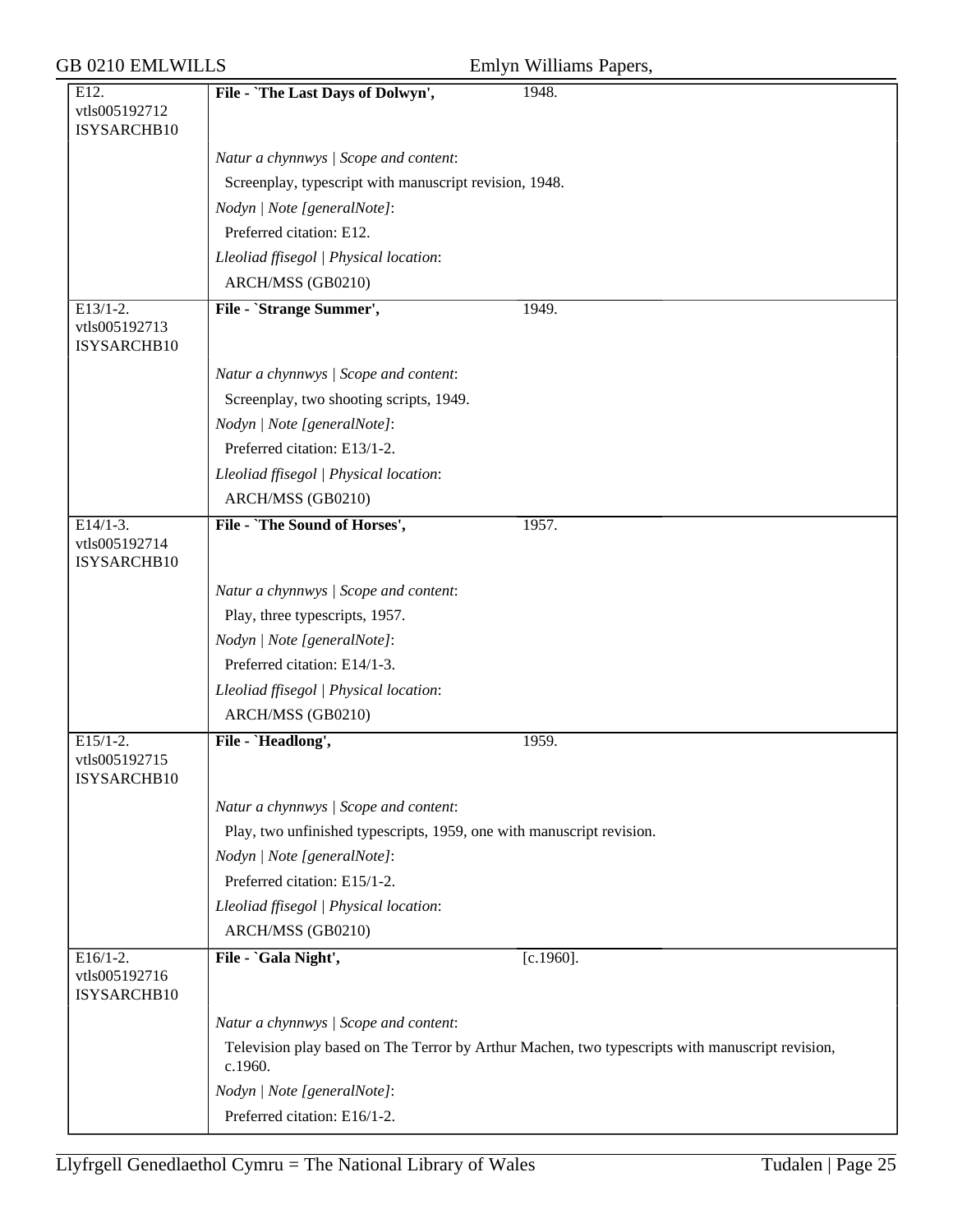| | | |
|---|---|---|
| E12.<br>vtls005192712<br>ISYSARCHB10 | **File - `The Last Days of Dolwyn',** | 1948. |
| | *Natur a chynnwys \| Scope and content*:<br>Screenplay, typescript with manuscript revision, 1948.<br>*Nodyn \| Note [generalNote]*:<br>Preferred citation: E12.<br>*Lleoliad ffisegol \| Physical location*:<br>ARCH/MSS (GB0210) | |
| E13/1-2.<br>vtls005192713<br>ISYSARCHB10 | **File - `Strange Summer',** | 1949. |
| | *Natur a chynnwys \| Scope and content*:<br>Screenplay, two shooting scripts, 1949.<br>*Nodyn \| Note [generalNote]*:<br>Preferred citation: E13/1-2.<br>*Lleoliad ffisegol \| Physical location*:<br>ARCH/MSS (GB0210) | |
| E14/1-3.<br>vtls005192714<br>ISYSARCHB10 | **File - `The Sound of Horses',** | 1957. |
| | *Natur a chynnwys \| Scope and content*:<br>Play, three typescripts, 1957.<br>*Nodyn \| Note [generalNote]*:<br>Preferred citation: E14/1-3.<br>*Lleoliad ffisegol \| Physical location*:<br>ARCH/MSS (GB0210) | |
| E15/1-2.<br>vtls005192715<br>ISYSARCHB10 | **File - `Headlong',** | 1959. |
| | *Natur a chynnwys \| Scope and content*:<br>Play, two unfinished typescripts, 1959, one with manuscript revision.<br>*Nodyn \| Note [generalNote]*:<br>Preferred citation: E15/1-2.<br>*Lleoliad ffisegol \| Physical location*:<br>ARCH/MSS (GB0210) | |
| E16/1-2.<br>vtls005192716<br>ISYSARCHB10 | **File - `Gala Night',** | [c.1960]. |
| | *Natur a chynnwys \| Scope and content*:<br>Television play based on The Terror by Arthur Machen, two typescripts with manuscript revision, c.1960.<br>*Nodyn \| Note [generalNote]*:<br>Preferred citation: E16/1-2. | |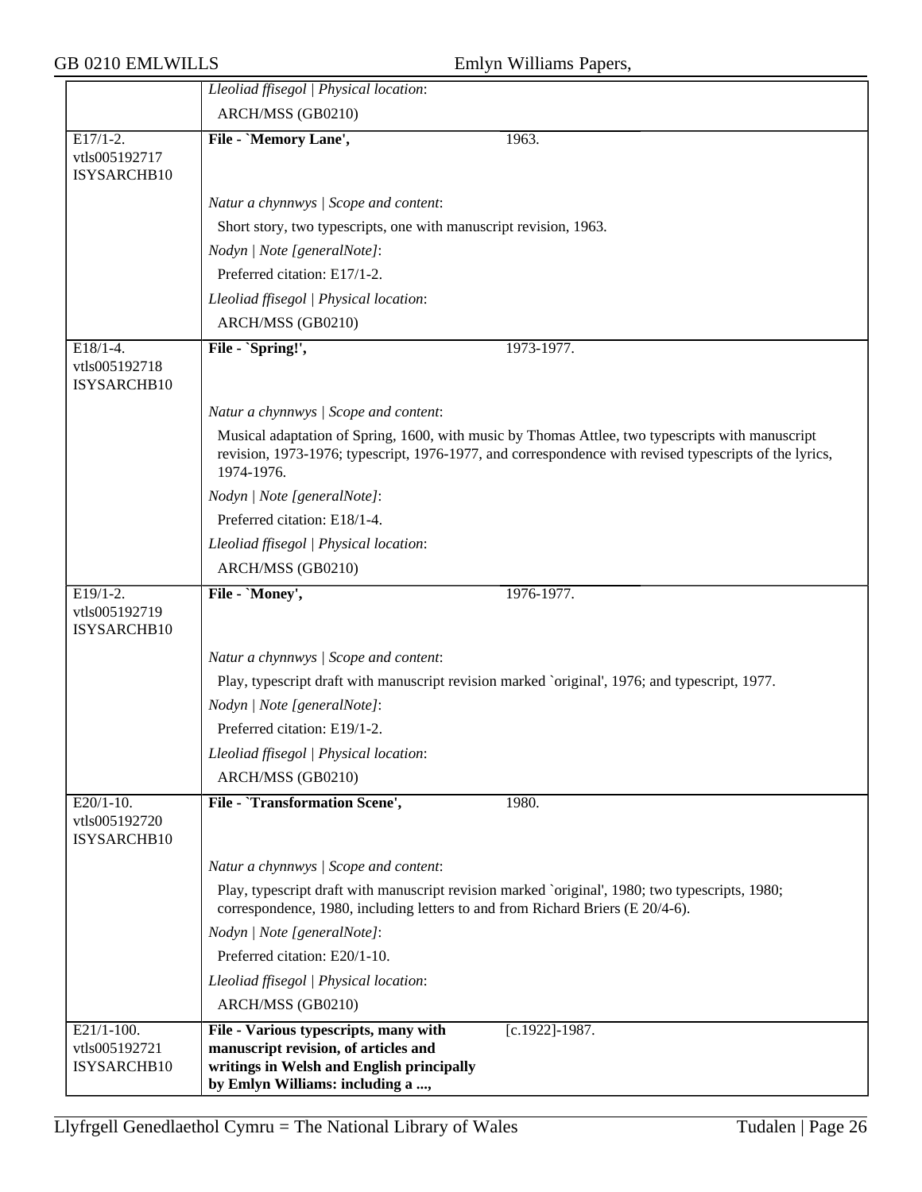*Lleoliad ffisegol | Physical location*:

ARCH/MSS (GB0210)

E17/1-2.
vtls005192717
ISYSARCHB10

**File - `Memory Lane',** 1963.

*Natur a chynnwys | Scope and content*:

Short story, two typescripts, one with manuscript revision, 1963.

*Nodyn | Note [generalNote]*:

Preferred citation: E17/1-2.

*Lleoliad ffisegol | Physical location*:

ARCH/MSS (GB0210)

E18/1-4.
vtls005192718
ISYSARCHB10

**File - `Spring!',** 1973-1977.

*Natur a chynnwys | Scope and content*:

Musical adaptation of Spring, 1600, with music by Thomas Attlee, two typescripts with manuscript revision, 1973-1976; typescript, 1976-1977, and correspondence with revised typescripts of the lyrics, 1974-1976.

*Nodyn | Note [generalNote]*:

Preferred citation: E18/1-4.

*Lleoliad ffisegol | Physical location*:

ARCH/MSS (GB0210)

E19/1-2.
vtls005192719
ISYSARCHB10

**File - `Money',** 1976-1977.

*Natur a chynnwys | Scope and content*:

Play, typescript draft with manuscript revision marked `original', 1976; and typescript, 1977.

*Nodyn | Note [generalNote]*:

Preferred citation: E19/1-2.

*Lleoliad ffisegol | Physical location*:

ARCH/MSS (GB0210)

E20/1-10.
vtls005192720
ISYSARCHB10

**File - `Transformation Scene',** 1980.

*Natur a chynnwys | Scope and content*:

Play, typescript draft with manuscript revision marked `original', 1980; two typescripts, 1980; correspondence, 1980, including letters to and from Richard Briers (E 20/4-6).

*Nodyn | Note [generalNote]*:

Preferred citation: E20/1-10.

*Lleoliad ffisegol | Physical location*:

ARCH/MSS (GB0210)

E21/1-100.
vtls005192721
ISYSARCHB10

**File - Various typescripts, many with manuscript revision, of articles and writings in Welsh and English principally by Emlyn Williams: including a ...,** [c.1922]-1987.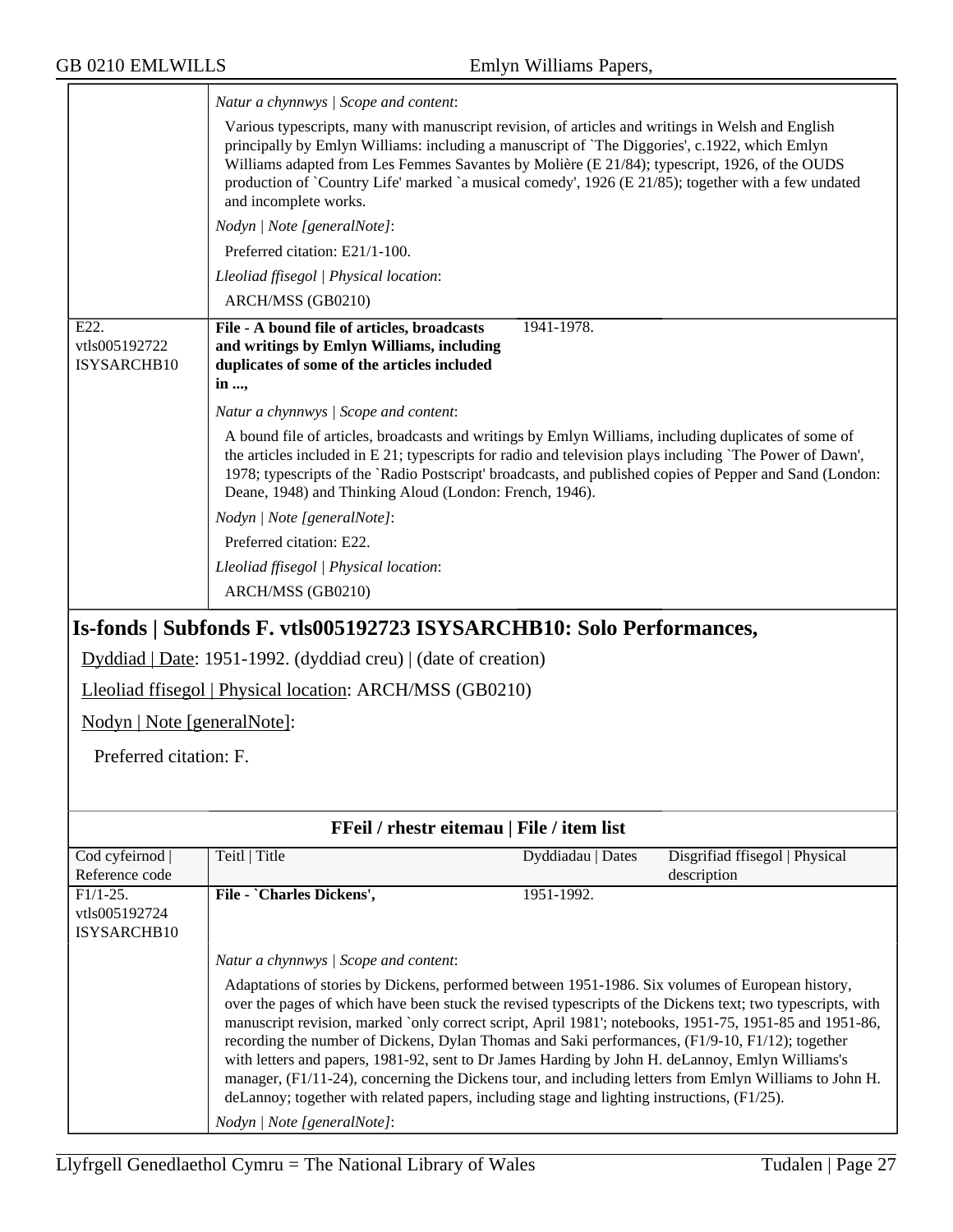*Natur a chynnwys | Scope and content*:

Various typescripts, many with manuscript revision, of articles and writings in Welsh and English principally by Emlyn Williams: including a manuscript of `The Diggories', c.1922, which Emlyn Williams adapted from Les Femmes Savantes by Molière (E 21/84); typescript, 1926, of the OUDS production of `Country Life' marked `a musical comedy', 1926 (E 21/85); together with a few undated and incomplete works.

*Nodyn | Note [generalNote]*:

Preferred citation: E21/1-100.

*Lleoliad ffisegol | Physical location*:

ARCH/MSS (GB0210)

| | | | |
|---|---|---|---|
| E22. vtls005192722 ISYSARCHB10 | **File - A bound file of articles, broadcasts and writings by Emlyn Williams, including duplicates of some of the articles included in ...,** | 1941-1978. | |

*Natur a chynnwys | Scope and content*:

A bound file of articles, broadcasts and writings by Emlyn Williams, including duplicates of some of the articles included in E 21; typescripts for radio and television plays including `The Power of Dawn', 1978; typescripts of the `Radio Postscript' broadcasts, and published copies of Pepper and Sand (London: Deane, 1948) and Thinking Aloud (London: French, 1946).

*Nodyn | Note [generalNote]*:

Preferred citation: E22.

*Lleoliad ffisegol | Physical location*:

ARCH/MSS (GB0210)

## Is-fonds | Subfonds F. vtls005192723 ISYSARCHB10: Solo Performances,

Dyddiad | Date: 1951-1992. (dyddiad creu) | (date of creation)

Lleoliad ffisegol | Physical location: ARCH/MSS (GB0210)

Nodyn | Note [generalNote]:

Preferred citation: F.

### FFeil / rhestr eitemau | File / item list

| Cod cyfeirnod \| Reference code | Teitl \| Title | Dyddiadau \| Dates | Disgrifiad ffisegol \| Physical description |
|---|---|---|---|
| F1/1-25. vtls005192724 ISYSARCHB10 | **File - `Charles Dickens',** | 1951-1992. | |

*Natur a chynnwys | Scope and content*:

Adaptations of stories by Dickens, performed between 1951-1986. Six volumes of European history, over the pages of which have been stuck the revised typescripts of the Dickens text; two typescripts, with manuscript revision, marked `only correct script, April 1981'; notebooks, 1951-75, 1951-85 and 1951-86, recording the number of Dickens, Dylan Thomas and Saki performances, (F1/9-10, F1/12); together with letters and papers, 1981-92, sent to Dr James Harding by John H. deLannoy, Emlyn Williams's manager, (F1/11-24), concerning the Dickens tour, and including letters from Emlyn Williams to John H. deLannoy; together with related papers, including stage and lighting instructions, (F1/25).

*Nodyn | Note [generalNote]*: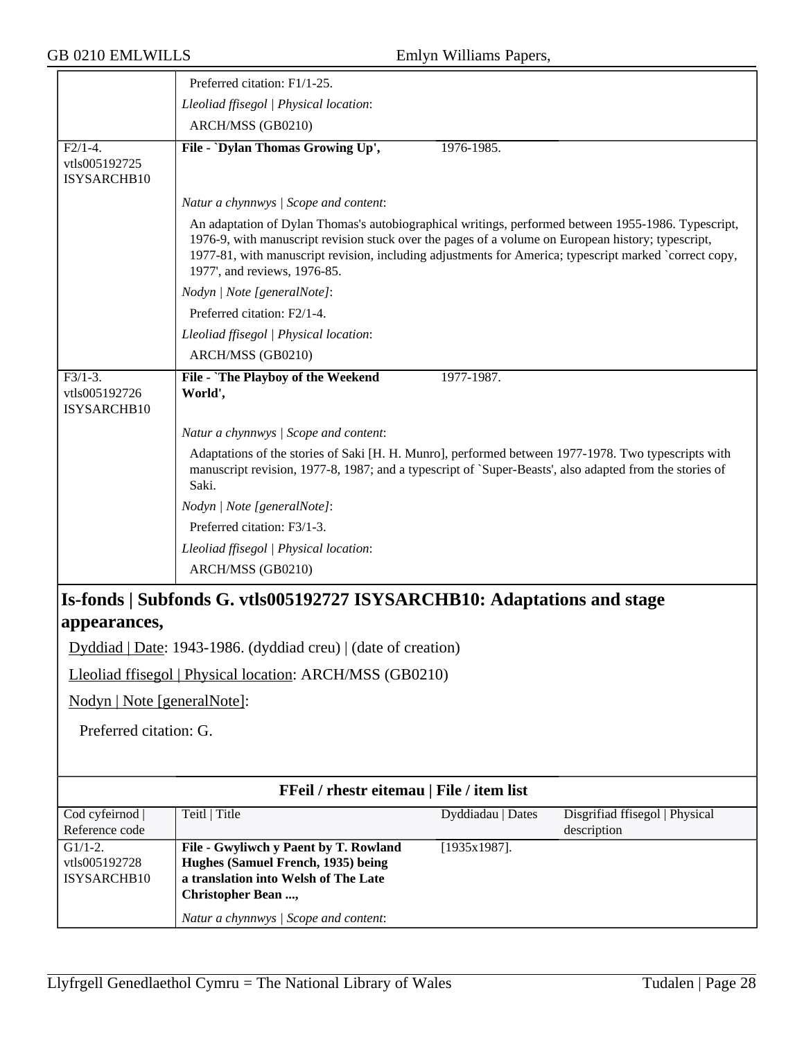| | |
|---|---|
| | Preferred citation: F1/1-25. |
| | *Lleoliad ffisegol \| Physical location*: |
| | ARCH/MSS (GB0210) |
| F2/1-4. vtls005192725 ISYSARCHB10 | **File - `Dylan Thomas Growing Up',** 1976-1985. |
| | *Natur a chynnwys \| Scope and content*: |
| | An adaptation of Dylan Thomas's autobiographical writings, performed between 1955-1986. Typescript, 1976-9, with manuscript revision stuck over the pages of a volume on European history; typescript, 1977-81, with manuscript revision, including adjustments for America; typescript marked `correct copy, 1977', and reviews, 1976-85. |
| | *Nodyn \| Note [generalNote]*: |
| | Preferred citation: F2/1-4. |
| | *Lleoliad ffisegol \| Physical location*: |
| | ARCH/MSS (GB0210) |
| F3/1-3. vtls005192726 ISYSARCHB10 | **File - `The Playboy of the Weekend World',** 1977-1987. |
| | *Natur a chynnwys \| Scope and content*: |
| | Adaptations of the stories of Saki [H. H. Munro], performed between 1977-1978. Two typescripts with manuscript revision, 1977-8, 1987; and a typescript of `Super-Beasts', also adapted from the stories of Saki. |
| | *Nodyn \| Note [generalNote]*: |
| | Preferred citation: F3/1-3. |
| | *Lleoliad ffisegol \| Physical location*: |
| | ARCH/MSS (GB0210) |

## Is-fonds | Subfonds G. vtls005192727 ISYSARCHB10: Adaptations and stage appearances,

Dyddiad | Date: 1943-1986. (dyddiad creu) | (date of creation)

Lleoliad ffisegol | Physical location: ARCH/MSS (GB0210)

Nodyn | Note [generalNote]:

Preferred citation: G.

**FFeil / rhestr eitemau | File / item list**

| Cod cyfeirnod \| Reference code | Teitl \| Title | Dyddiadau \| Dates | Disgrifiad ffisegol \| Physical description |
|---|---|---|---|
| G1/1-2. vtls005192728 ISYSARCHB10 | **File - Gwyliwch y Paent by T. Rowland Hughes (Samuel French, 1935) being a translation into Welsh of The Late Christopher Bean ...,** | [1935x1987]. | |
| | *Natur a chynnwys \| Scope and content*: | | |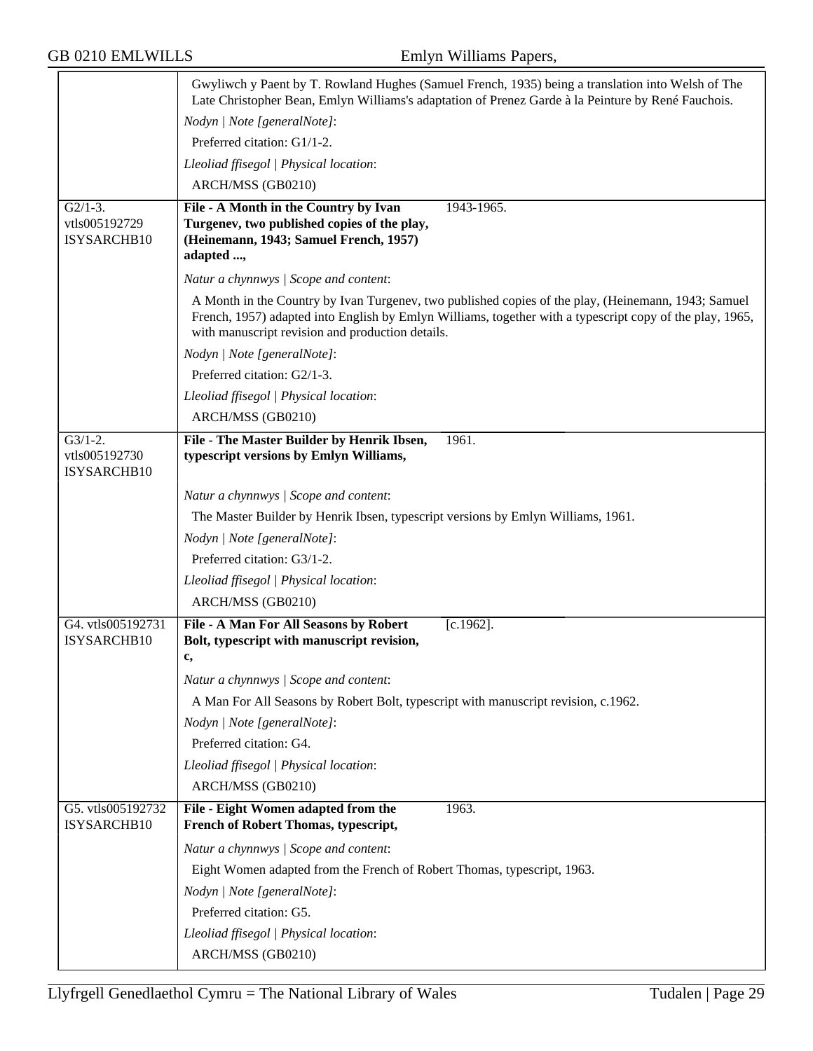Gwyliwch y Paent by T. Rowland Hughes (Samuel French, 1935) being a translation into Welsh of The Late Christopher Bean, Emlyn Williams's adaptation of Prenez Garde à la Peinture by René Fauchois.

*Nodyn | Note [generalNote]*:

Preferred citation: G1/1-2.

*Lleoliad ffisegol | Physical location*:

ARCH/MSS (GB0210)

---

G2/1-3.
vtls005192729
ISYSARCHB10

**File - A Month in the Country by Ivan Turgenev, two published copies of the play, (Heinemann, 1943; Samuel French, 1957) adapted ...,** 1943-1965.

*Natur a chynnwys | Scope and content*:

A Month in the Country by Ivan Turgenev, two published copies of the play, (Heinemann, 1943; Samuel French, 1957) adapted into English by Emlyn Williams, together with a typescript copy of the play, 1965, with manuscript revision and production details.

*Nodyn | Note [generalNote]*:

Preferred citation: G2/1-3.

*Lleoliad ffisegol | Physical location*:

ARCH/MSS (GB0210)

---

G3/1-2.
vtls005192730
ISYSARCHB10

**File - The Master Builder by Henrik Ibsen, typescript versions by Emlyn Williams,** 1961.

*Natur a chynnwys | Scope and content*:

The Master Builder by Henrik Ibsen, typescript versions by Emlyn Williams, 1961.

*Nodyn | Note [generalNote]*:

Preferred citation: G3/1-2.

*Lleoliad ffisegol | Physical location*:

ARCH/MSS (GB0210)

---

G4. vtls005192731
ISYSARCHB10

**File - A Man For All Seasons by Robert Bolt, typescript with manuscript revision, c,** [c.1962].

*Natur a chynnwys | Scope and content*:

A Man For All Seasons by Robert Bolt, typescript with manuscript revision, c.1962.

*Nodyn | Note [generalNote]*:

Preferred citation: G4.

*Lleoliad ffisegol | Physical location*:

ARCH/MSS (GB0210)

---

G5. vtls005192732
ISYSARCHB10

**File - Eight Women adapted from the French of Robert Thomas, typescript,** 1963.

*Natur a chynnwys | Scope and content*:

Eight Women adapted from the French of Robert Thomas, typescript, 1963.

*Nodyn | Note [generalNote]*:

Preferred citation: G5.

*Lleoliad ffisegol | Physical location*:

ARCH/MSS (GB0210)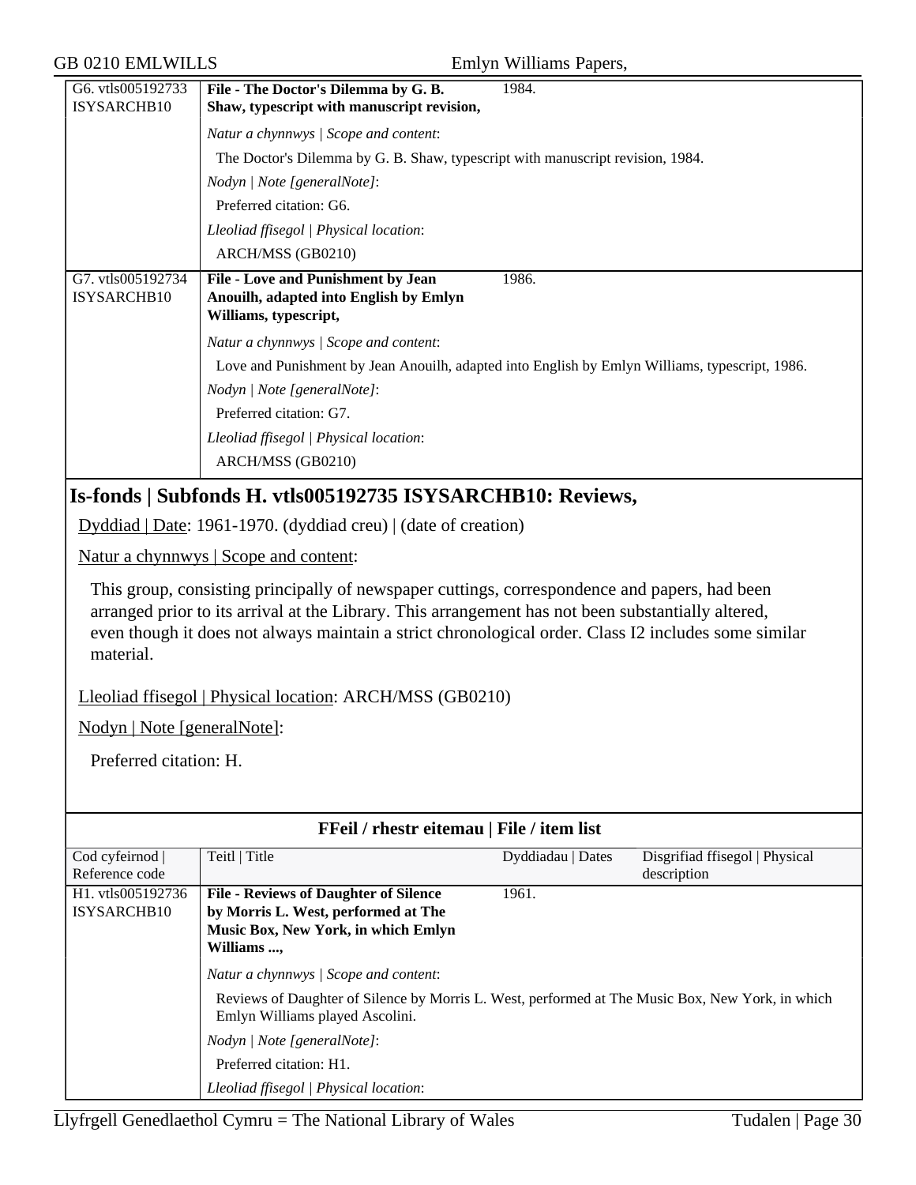| | | |
|---|---|---|
| G6. vtls005192733 ISYSARCHB10 | **File - The Doctor's Dilemma by G. B. Shaw, typescript with manuscript revision,** | 1984. |
| | *Natur a chynnwys \| Scope and content*: | |
| | The Doctor's Dilemma by G. B. Shaw, typescript with manuscript revision, 1984. | |
| | *Nodyn \| Note [generalNote]*: | |
| | Preferred citation: G6. | |
| | *Lleoliad ffisegol \| Physical location*: | |
| | ARCH/MSS (GB0210) | |
| G7. vtls005192734 ISYSARCHB10 | **File - Love and Punishment by Jean Anouilh, adapted into English by Emlyn Williams, typescript,** | 1986. |
| | *Natur a chynnwys \| Scope and content*: | |
| | Love and Punishment by Jean Anouilh, adapted into English by Emlyn Williams, typescript, 1986. | |
| | *Nodyn \| Note [generalNote]*: | |
| | Preferred citation: G7. | |
| | *Lleoliad ffisegol \| Physical location*: | |
| | ARCH/MSS (GB0210) | |

## Is-fonds | Subfonds H. vtls005192735 ISYSARCHB10: Reviews,

Dyddiad | Date: 1961-1970. (dyddiad creu) | (date of creation)

Natur a chynnwys | Scope and content:

This group, consisting principally of newspaper cuttings, correspondence and papers, had been arranged prior to its arrival at the Library. This arrangement has not been substantially altered, even though it does not always maintain a strict chronological order. Class I2 includes some similar material.

Lleoliad ffisegol | Physical location: ARCH/MSS (GB0210)

Nodyn | Note [generalNote]:

Preferred citation: H.

**FFeil / rhestr eitemau | File / item list**

| Cod cyfeirnod \| Reference code | Teitl \| Title | Dyddiadau \| Dates | Disgrifiad ffisegol \| Physical description |
|---|---|---|---|
| H1. vtls005192736 ISYSARCHB10 | **File - Reviews of Daughter of Silence by Morris L. West, performed at The Music Box, New York, in which Emlyn Williams ...,** | 1961. | |
| | *Natur a chynnwys \| Scope and content*: | | |
| | Reviews of Daughter of Silence by Morris L. West, performed at The Music Box, New York, in which Emlyn Williams played Ascolini. | | |
| | *Nodyn \| Note [generalNote]*: | | |
| | Preferred citation: H1. | | |
| | *Lleoliad ffisegol \| Physical location*: | | |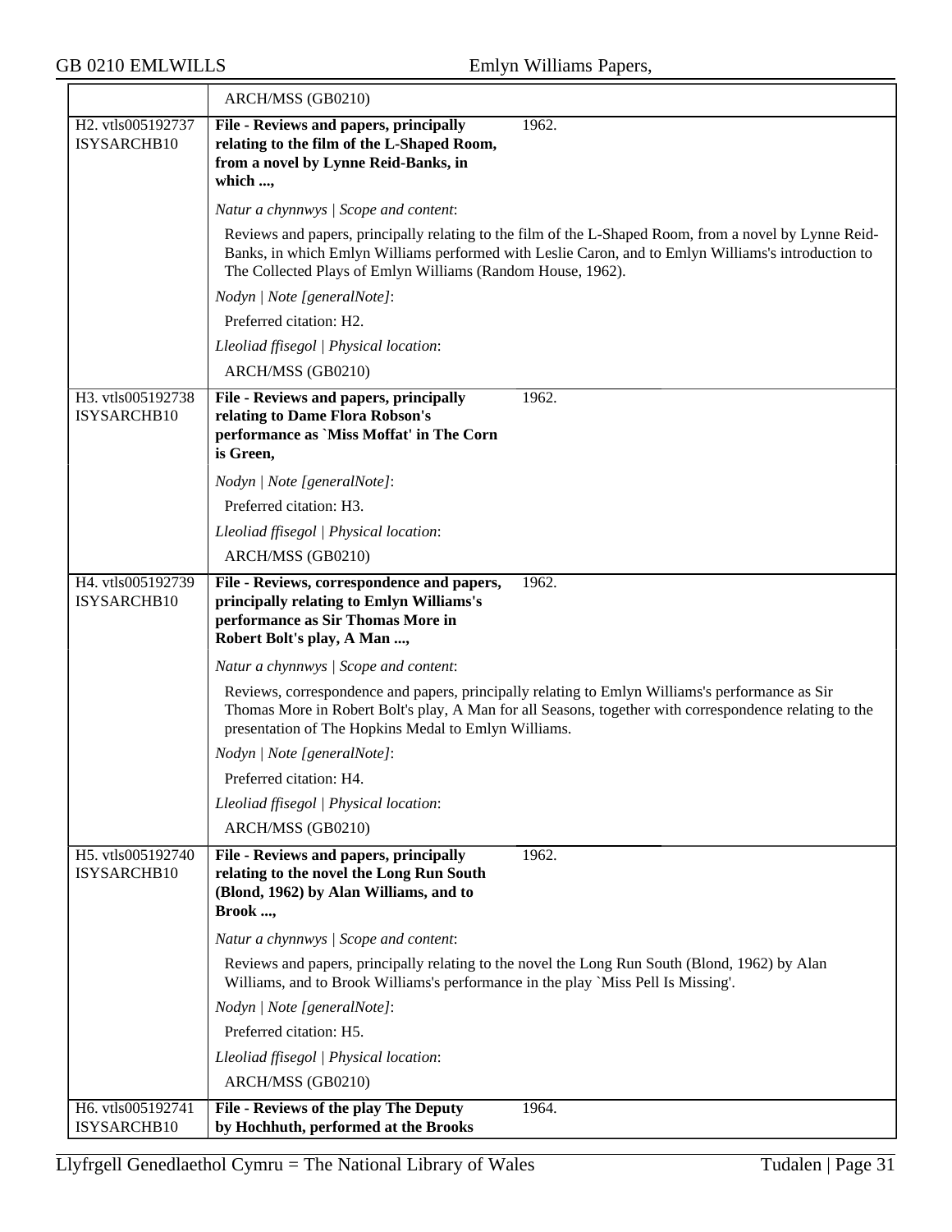ARCH/MSS (GB0210)

**H2. vtls005192737 ISYSARCHB10**

**File - Reviews and papers, principally relating to the film of the L-Shaped Room, from a novel by Lynne Reid-Banks, in which ...,** 1962.

*Natur a chynnwys | Scope and content*:

Reviews and papers, principally relating to the film of the L-Shaped Room, from a novel by Lynne Reid-Banks, in which Emlyn Williams performed with Leslie Caron, and to Emlyn Williams's introduction to The Collected Plays of Emlyn Williams (Random House, 1962).

*Nodyn | Note [generalNote]*:

Preferred citation: H2.

*Lleoliad ffisegol | Physical location*:

ARCH/MSS (GB0210)

**H3. vtls005192738 ISYSARCHB10**

**File - Reviews and papers, principally relating to Dame Flora Robson's performance as `Miss Moffat' in The Corn is Green,** 1962.

*Nodyn | Note [generalNote]*:

Preferred citation: H3.

*Lleoliad ffisegol | Physical location*:

ARCH/MSS (GB0210)

**H4. vtls005192739 ISYSARCHB10**

**File - Reviews, correspondence and papers, principally relating to Emlyn Williams's performance as Sir Thomas More in Robert Bolt's play, A Man ...,** 1962.

*Natur a chynnwys | Scope and content*:

Reviews, correspondence and papers, principally relating to Emlyn Williams's performance as Sir Thomas More in Robert Bolt's play, A Man for all Seasons, together with correspondence relating to the presentation of The Hopkins Medal to Emlyn Williams.

*Nodyn | Note [generalNote]*:

Preferred citation: H4.

*Lleoliad ffisegol | Physical location*:

ARCH/MSS (GB0210)

**H5. vtls005192740 ISYSARCHB10**

**File - Reviews and papers, principally relating to the novel the Long Run South (Blond, 1962) by Alan Williams, and to Brook ...,** 1962.

*Natur a chynnwys | Scope and content*:

Reviews and papers, principally relating to the novel the Long Run South (Blond, 1962) by Alan Williams, and to Brook Williams's performance in the play `Miss Pell Is Missing'.

*Nodyn | Note [generalNote]*:

Preferred citation: H5.

*Lleoliad ffisegol | Physical location*:

ARCH/MSS (GB0210)

**H6. vtls005192741 ISYSARCHB10**

**File - Reviews of the play The Deputy by Hochhuth, performed at the Brooks** 1964.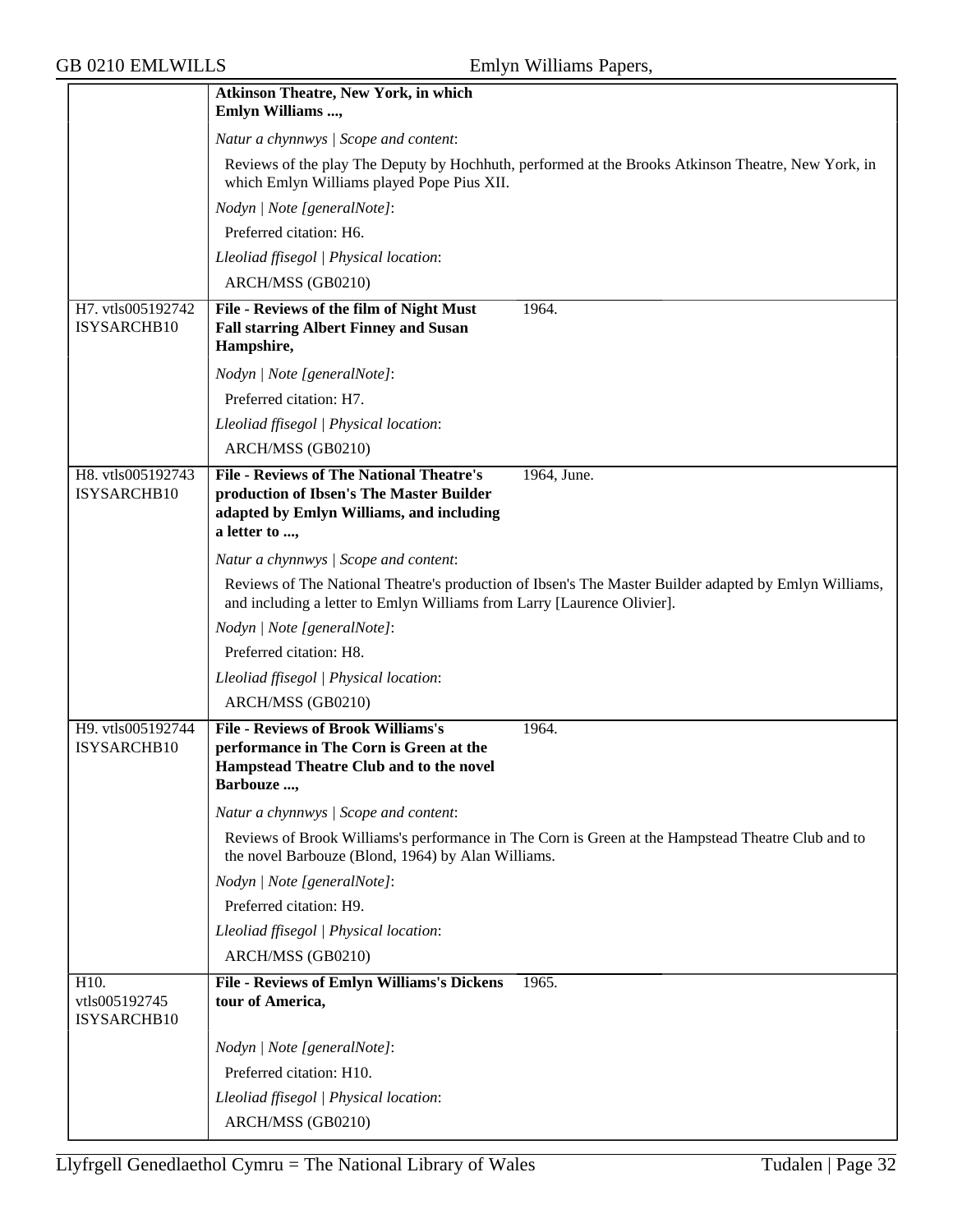| | | |
|---|---|---|
| | **Atkinson Theatre, New York, in which Emlyn Williams ...,** | |
| | *Natur a chynnwys \| Scope and content*: | |
| | Reviews of the play The Deputy by Hochhuth, performed at the Brooks Atkinson Theatre, New York, in which Emlyn Williams played Pope Pius XII. | |
| | *Nodyn \| Note [generalNote]*: | |
| | Preferred citation: H6. | |
| | *Lleoliad ffisegol \| Physical location*: | |
| | ARCH/MSS (GB0210) | |
| H7. vtls005192742 ISYSARCHB10 | **File - Reviews of the film of Night Must Fall starring Albert Finney and Susan Hampshire,** | 1964. |
| | *Nodyn \| Note [generalNote]*: | |
| | Preferred citation: H7. | |
| | *Lleoliad ffisegol \| Physical location*: | |
| | ARCH/MSS (GB0210) | |
| H8. vtls005192743 ISYSARCHB10 | **File - Reviews of The National Theatre's production of Ibsen's The Master Builder adapted by Emlyn Williams, and including a letter to ...,** | 1964, June. |
| | *Natur a chynnwys \| Scope and content*: | |
| | Reviews of The National Theatre's production of Ibsen's The Master Builder adapted by Emlyn Williams, and including a letter to Emlyn Williams from Larry [Laurence Olivier]. | |
| | *Nodyn \| Note [generalNote]*: | |
| | Preferred citation: H8. | |
| | *Lleoliad ffisegol \| Physical location*: | |
| | ARCH/MSS (GB0210) | |
| H9. vtls005192744 ISYSARCHB10 | **File - Reviews of Brook Williams's performance in The Corn is Green at the Hampstead Theatre Club and to the novel Barbouze ...,** | 1964. |
| | *Natur a chynnwys \| Scope and content*: | |
| | Reviews of Brook Williams's performance in The Corn is Green at the Hampstead Theatre Club and to the novel Barbouze (Blond, 1964) by Alan Williams. | |
| | *Nodyn \| Note [generalNote]*: | |
| | Preferred citation: H9. | |
| | *Lleoliad ffisegol \| Physical location*: | |
| | ARCH/MSS (GB0210) | |
| H10. vtls005192745 ISYSARCHB10 | **File - Reviews of Emlyn Williams's Dickens tour of America,** | 1965. |
| | *Nodyn \| Note [generalNote]*: | |
| | Preferred citation: H10. | |
| | *Lleoliad ffisegol \| Physical location*: | |
| | ARCH/MSS (GB0210) | |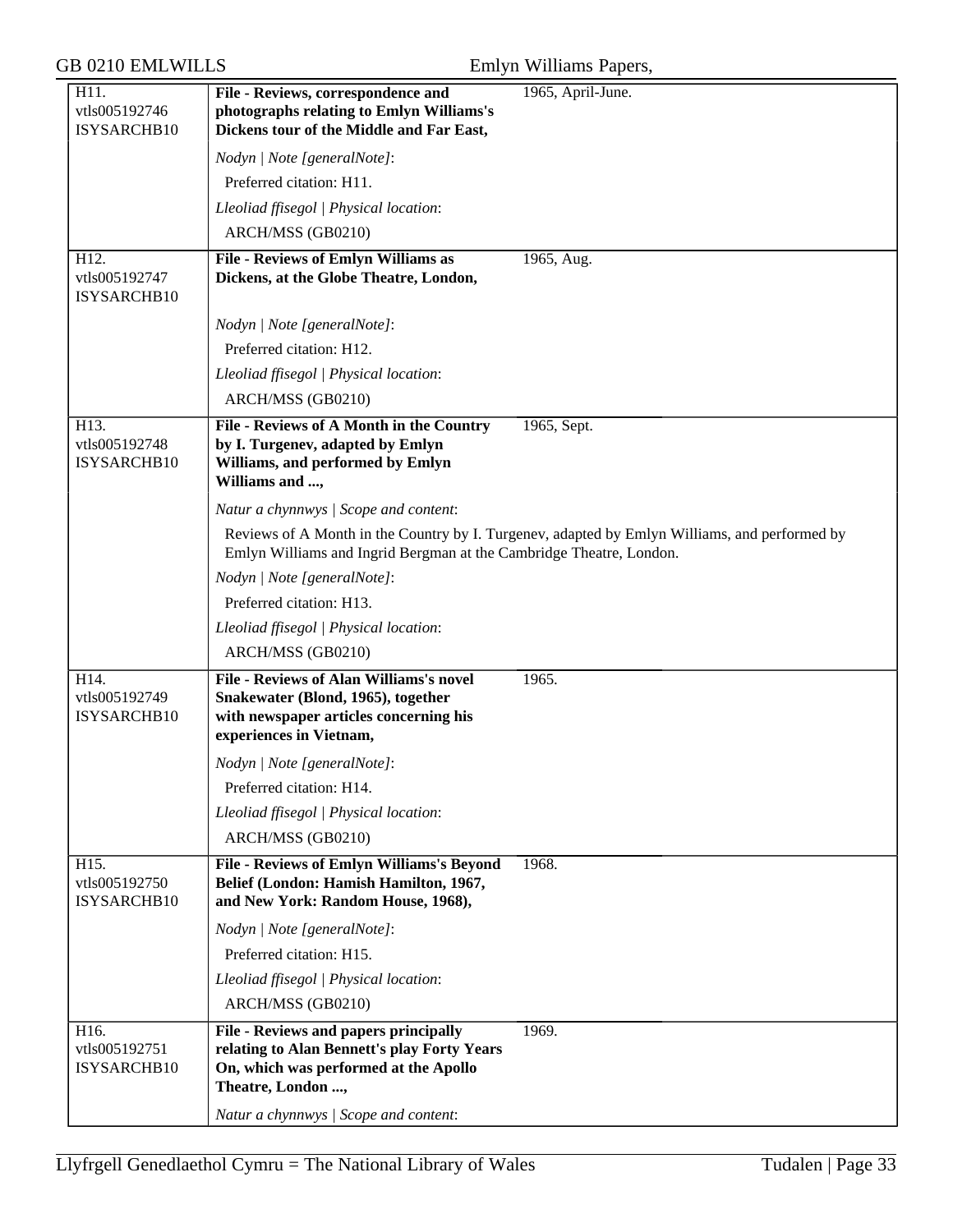| | | |
|---|---|---|
| H11.<br>vtls005192746<br>ISYSARCHB10 | **File - Reviews, correspondence and photographs relating to Emlyn Williams's Dickens tour of the Middle and Far East,** | 1965, April-June. |
| | *Nodyn \| Note [generalNote]*:<br>Preferred citation: H11.<br>*Lleoliad ffisegol \| Physical location*:<br>ARCH/MSS (GB0210) | |
| H12.<br>vtls005192747<br>ISYSARCHB10 | **File - Reviews of Emlyn Williams as Dickens, at the Globe Theatre, London,** | 1965, Aug. |
| | *Nodyn \| Note [generalNote]*:<br>Preferred citation: H12.<br>*Lleoliad ffisegol \| Physical location*:<br>ARCH/MSS (GB0210) | |
| H13.<br>vtls005192748<br>ISYSARCHB10 | **File - Reviews of A Month in the Country by I. Turgenev, adapted by Emlyn Williams, and performed by Emlyn Williams and ...,** | 1965, Sept. |
| | *Natur a chynnwys \| Scope and content*:<br>Reviews of A Month in the Country by I. Turgenev, adapted by Emlyn Williams, and performed by Emlyn Williams and Ingrid Bergman at the Cambridge Theatre, London.<br>*Nodyn \| Note [generalNote]*:<br>Preferred citation: H13.<br>*Lleoliad ffisegol \| Physical location*:<br>ARCH/MSS (GB0210) | |
| H14.<br>vtls005192749<br>ISYSARCHB10 | **File - Reviews of Alan Williams's novel Snakewater (Blond, 1965), together with newspaper articles concerning his experiences in Vietnam,** | 1965. |
| | *Nodyn \| Note [generalNote]*:<br>Preferred citation: H14.<br>*Lleoliad ffisegol \| Physical location*:<br>ARCH/MSS (GB0210) | |
| H15.<br>vtls005192750<br>ISYSARCHB10 | **File - Reviews of Emlyn Williams's Beyond Belief (London: Hamish Hamilton, 1967, and New York: Random House, 1968),** | 1968. |
| | *Nodyn \| Note [generalNote]*:<br>Preferred citation: H15.<br>*Lleoliad ffisegol \| Physical location*:<br>ARCH/MSS (GB0210) | |
| H16.<br>vtls005192751<br>ISYSARCHB10 | **File - Reviews and papers principally relating to Alan Bennett's play Forty Years On, which was performed at the Apollo Theatre, London ...,** | 1969. |
| | *Natur a chynnwys \| Scope and content*: | |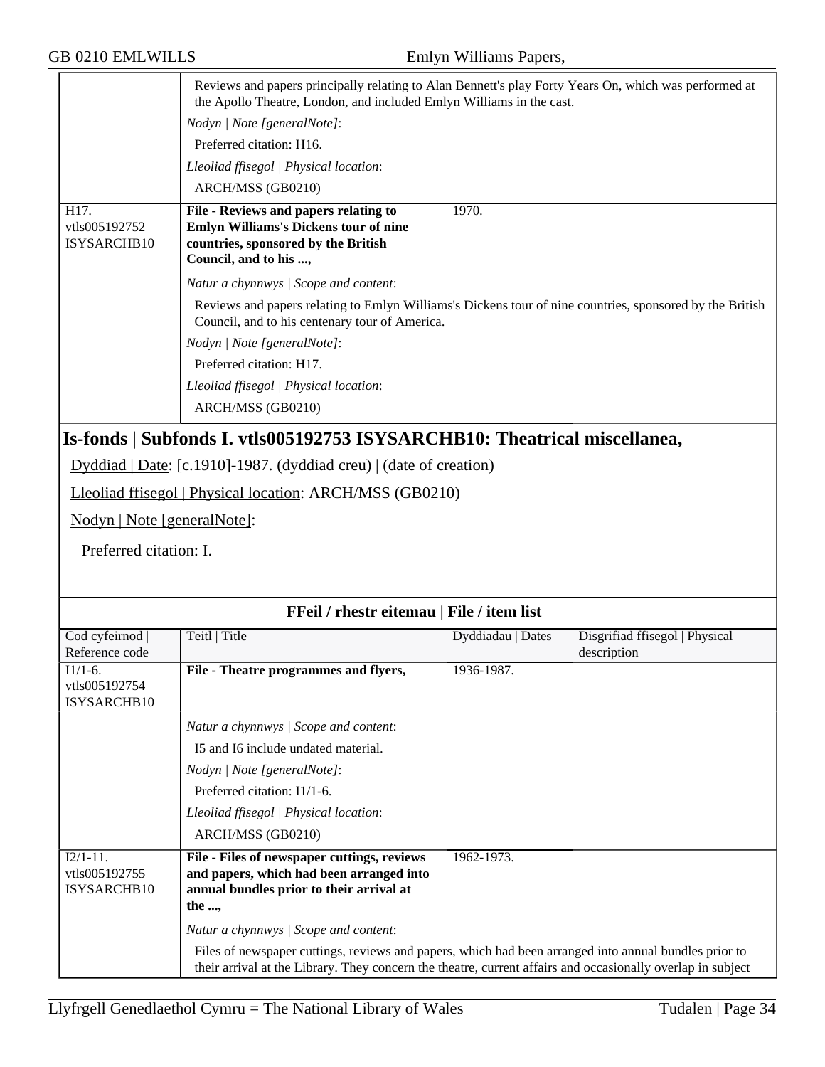| | Reviews and papers principally relating to Alan Bennett's play Forty Years On, which was performed at the Apollo Theatre, London, and included Emlyn Williams in the cast. | | |
|---|---|---|---|
| | *Nodyn \| Note [generalNote]*: | | |
| | Preferred citation: H16. | | |
| | *Lleoliad ffisegol \| Physical location*: | | |
| | ARCH/MSS (GB0210) | | |
| H17. vtls005192752 ISYSARCHB10 | **File - Reviews and papers relating to Emlyn Williams's Dickens tour of nine countries, sponsored by the British Council, and to his ...,** | 1970. | |
| | *Natur a chynnwys \| Scope and content*: | | |
| | Reviews and papers relating to Emlyn Williams's Dickens tour of nine countries, sponsored by the British Council, and to his centenary tour of America. | | |
| | *Nodyn \| Note [generalNote]*: | | |
| | Preferred citation: H17. | | |
| | *Lleoliad ffisegol \| Physical location*: | | |
| | ARCH/MSS (GB0210) | | |

## Is-fonds | Subfonds I. vtls005192753 ISYSARCHB10: Theatrical miscellanea,

Dyddiad | Date: [c.1910]-1987. (dyddiad creu) | (date of creation)

Lleoliad ffisegol | Physical location: ARCH/MSS (GB0210)

Nodyn | Note [generalNote]:

Preferred citation: I.

**FFeil / rhestr eitemau | File / item list**

| Cod cyfeirnod \| Reference code | Teitl \| Title | Dyddiadau \| Dates | Disgrifiad ffisegol \| Physical description |
|---|---|---|---|
| I1/1-6. vtls005192754 ISYSARCHB10 | **File - Theatre programmes and flyers,** | 1936-1987. | |
| | *Natur a chynnwys \| Scope and content*: | | |
| | I5 and I6 include undated material. | | |
| | *Nodyn \| Note [generalNote]*: | | |
| | Preferred citation: I1/1-6. | | |
| | *Lleoliad ffisegol \| Physical location*: | | |
| | ARCH/MSS (GB0210) | | |
| I2/1-11. vtls005192755 ISYSARCHB10 | **File - Files of newspaper cuttings, reviews and papers, which had been arranged into annual bundles prior to their arrival at the ...,** | 1962-1973. | |
| | *Natur a chynnwys \| Scope and content*: | | |
| | Files of newspaper cuttings, reviews and papers, which had been arranged into annual bundles prior to their arrival at the Library. They concern the theatre, current affairs and occasionally overlap in subject | | |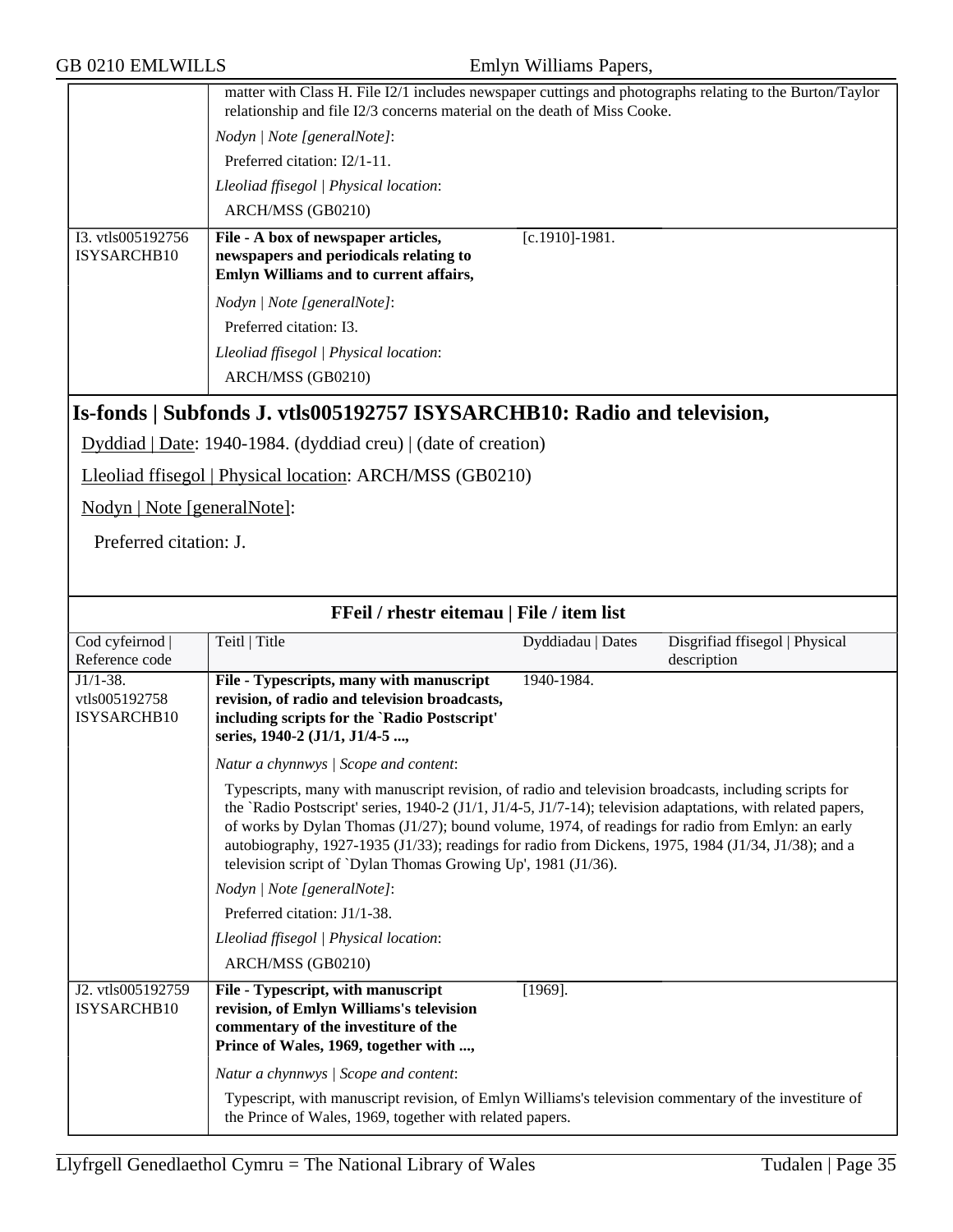| | matter with Class H. File I2/1 includes newspaper cuttings and photographs relating to the Burton/Taylor relationship and file I2/3 concerns material on the death of Miss Cooke. | | |
|---|---|---|---|
| | *Nodyn \| Note [generalNote]*: Preferred citation: I2/1-11. | | |
| | *Lleoliad ffisegol \| Physical location*: ARCH/MSS (GB0210) | | |
| I3. vtls005192756 ISYSARCHB10 | **File - A box of newspaper articles, newspapers and periodicals relating to Emlyn Williams and to current affairs,** | [c.1910]-1981. | |
| | *Nodyn \| Note [generalNote]*: Preferred citation: I3. | | |
| | *Lleoliad ffisegol \| Physical location*: ARCH/MSS (GB0210) | | |

## Is-fonds | Subfonds J. vtls005192757 ISYSARCHB10: Radio and television,

Dyddiad | Date: 1940-1984. (dyddiad creu) | (date of creation)

Lleoliad ffisegol | Physical location: ARCH/MSS (GB0210)

Nodyn | Note [generalNote]:

Preferred citation: J.

### FFeil / rhestr eitemau | File / item list

| Cod cyfeirnod \| Reference code | Teitl \| Title | Dyddiadau \| Dates | Disgrifiad ffisegol \| Physical description |
|---|---|---|---|
| J1/1-38. vtls005192758 ISYSARCHB10 | **File - Typescripts, many with manuscript revision, of radio and television broadcasts, including scripts for the `Radio Postscript' series, 1940-2 (J1/1, J1/4-5 ...,** | 1940-1984. | |
| | *Natur a chynnwys \| Scope and content*: Typescripts, many with manuscript revision, of radio and television broadcasts, including scripts for the `Radio Postscript' series, 1940-2 (J1/1, J1/4-5, J1/7-14); television adaptations, with related papers, of works by Dylan Thomas (J1/27); bound volume, 1974, of readings for radio from Emlyn: an early autobiography, 1927-1935 (J1/33); readings for radio from Dickens, 1975, 1984 (J1/34, J1/38); and a television script of `Dylan Thomas Growing Up', 1981 (J1/36). | | |
| | *Nodyn \| Note [generalNote]*: Preferred citation: J1/1-38. | | |
| | *Lleoliad ffisegol \| Physical location*: ARCH/MSS (GB0210) | | |
| J2. vtls005192759 ISYSARCHB10 | **File - Typescript, with manuscript revision, of Emlyn Williams's television commentary of the investiture of the Prince of Wales, 1969, together with ...,** | [1969]. | |
| | *Natur a chynnwys \| Scope and content*: Typescript, with manuscript revision, of Emlyn Williams's television commentary of the investiture of the Prince of Wales, 1969, together with related papers. | | |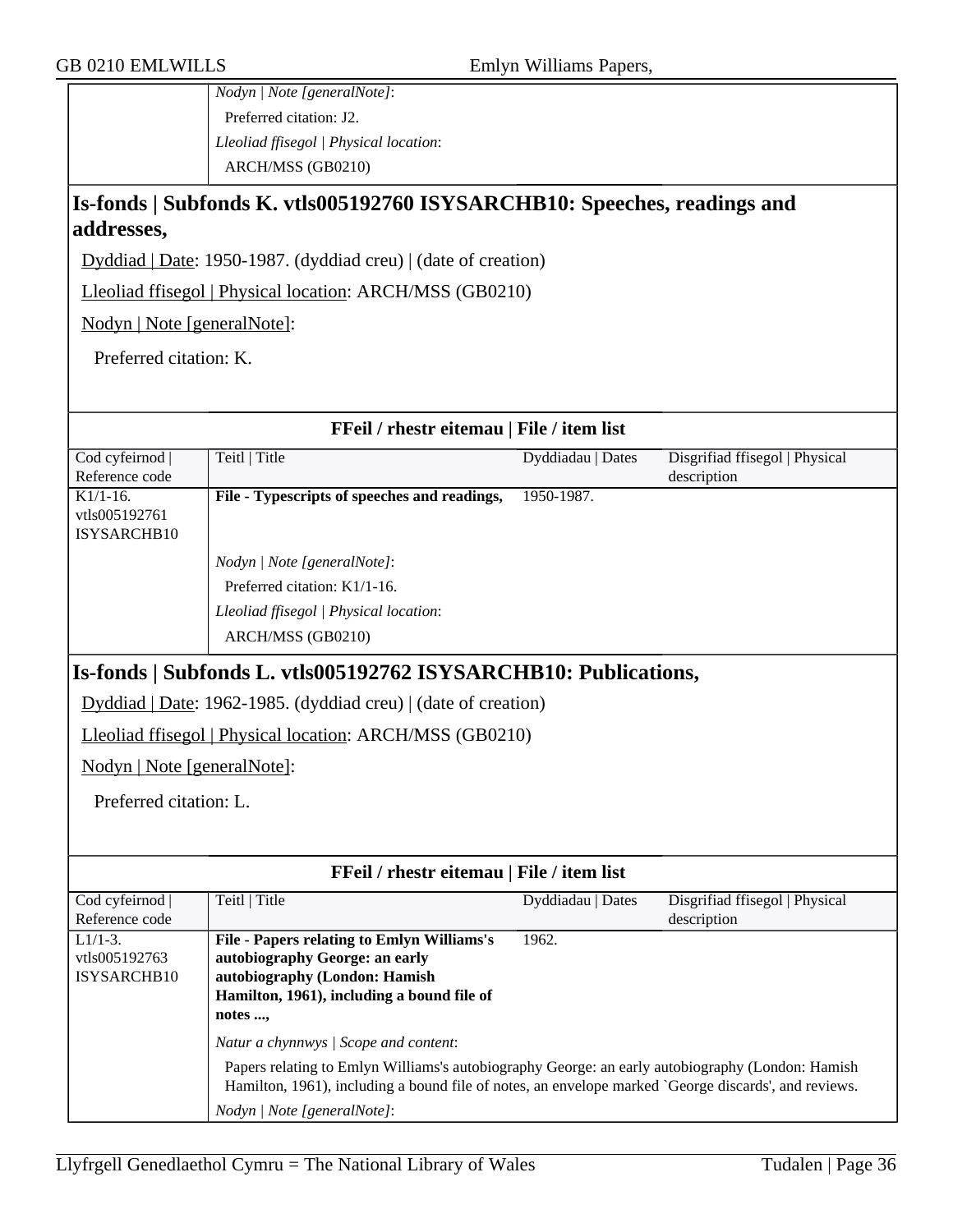| | |
|---|---|
| | *Nodyn \| Note [generalNote]*: |
| | Preferred citation: J2. |
| | *Lleoliad ffisegol \| Physical location*: |
| | ARCH/MSS (GB0210) |

## Is-fonds | Subfonds K. vtls005192760 ISYSARCHB10: Speeches, readings and addresses,

Dyddiad | Date: 1950-1987. (dyddiad creu) | (date of creation)

Lleoliad ffisegol | Physical location: ARCH/MSS (GB0210)

Nodyn | Note [generalNote]:

Preferred citation: K.

**FFeil / rhestr eitemau | File / item list**

| Cod cyfeirnod \| Reference code | Teitl \| Title | Dyddiadau \| Dates | Disgrifiad ffisegol \| Physical description |
|---|---|---|---|
| K1/1-16. vtls005192761 ISYSARCHB10 | **File - Typescripts of speeches and readings,** | 1950-1987. | |
| | *Nodyn \| Note [generalNote]*: Preferred citation: K1/1-16. | | |
| | *Lleoliad ffisegol \| Physical location*: ARCH/MSS (GB0210) | | |

## Is-fonds | Subfonds L. vtls005192762 ISYSARCHB10: Publications,

Dyddiad | Date: 1962-1985. (dyddiad creu) | (date of creation)

Lleoliad ffisegol | Physical location: ARCH/MSS (GB0210)

Nodyn | Note [generalNote]:

Preferred citation: L.

**FFeil / rhestr eitemau | File / item list**

| Cod cyfeirnod \| Reference code | Teitl \| Title | Dyddiadau \| Dates | Disgrifiad ffisegol \| Physical description |
|---|---|---|---|
| L1/1-3. vtls005192763 ISYSARCHB10 | **File - Papers relating to Emlyn Williams's autobiography George: an early autobiography (London: Hamish Hamilton, 1961), including a bound file of notes ...,** | 1962. | |
| | *Natur a chynnwys \| Scope and content*: Papers relating to Emlyn Williams's autobiography George: an early autobiography (London: Hamish Hamilton, 1961), including a bound file of notes, an envelope marked `George discards', and reviews. | | |
| | *Nodyn \| Note [generalNote]*: | | |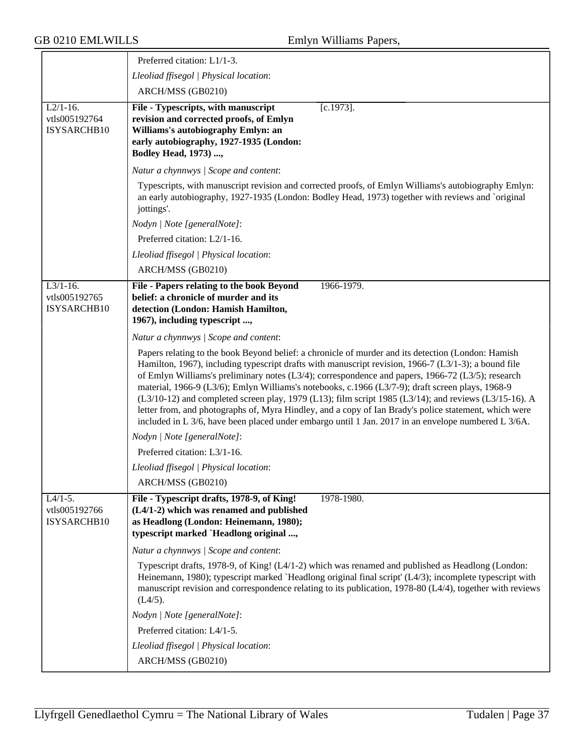Preferred citation: L1/1-3.

*Lleoliad ffisegol | Physical location*:

ARCH/MSS (GB0210)

---

L2/1-16.
vtls005192764
ISYSARCHB10

**File - Typescripts, with manuscript revision and corrected proofs, of Emlyn Williams's autobiography Emlyn: an early autobiography, 1927-1935 (London: Bodley Head, 1973) ...,** [c.1973].

*Natur a chynnwys | Scope and content*:

Typescripts, with manuscript revision and corrected proofs, of Emlyn Williams's autobiography Emlyn: an early autobiography, 1927-1935 (London: Bodley Head, 1973) together with reviews and `original jottings'.

*Nodyn | Note [generalNote]*:

Preferred citation: L2/1-16.

*Lleoliad ffisegol | Physical location*:

ARCH/MSS (GB0210)

---

L3/1-16.
vtls005192765
ISYSARCHB10

**File - Papers relating to the book Beyond belief: a chronicle of murder and its detection (London: Hamish Hamilton, 1967), including typescript ...,** 1966-1979.

*Natur a chynnwys | Scope and content*:

Papers relating to the book Beyond belief: a chronicle of murder and its detection (London: Hamish Hamilton, 1967), including typescript drafts with manuscript revision, 1966-7 (L3/1-3); a bound file of Emlyn Williams's preliminary notes (L3/4); correspondence and papers, 1966-72 (L3/5); research material, 1966-9 (L3/6); Emlyn Williams's notebooks, c.1966 (L3/7-9); draft screen plays, 1968-9 (L3/10-12) and completed screen play, 1979 (L13); film script 1985 (L3/14); and reviews (L3/15-16). A letter from, and photographs of, Myra Hindley, and a copy of Ian Brady's police statement, which were included in L 3/6, have been placed under embargo until 1 Jan. 2017 in an envelope numbered L 3/6A.

*Nodyn | Note [generalNote]*:

Preferred citation: L3/1-16.

*Lleoliad ffisegol | Physical location*:

ARCH/MSS (GB0210)

---

L4/1-5.
vtls005192766
ISYSARCHB10

**File - Typescript drafts, 1978-9, of King! (L4/1-2) which was renamed and published as Headlong (London: Heinemann, 1980); typescript marked `Headlong original ...,** 1978-1980.

*Natur a chynnwys | Scope and content*:

Typescript drafts, 1978-9, of King! (L4/1-2) which was renamed and published as Headlong (London: Heinemann, 1980); typescript marked `Headlong original final script' (L4/3); incomplete typescript with manuscript revision and correspondence relating to its publication, 1978-80 (L4/4), together with reviews (L4/5).

*Nodyn | Note [generalNote]*:

Preferred citation: L4/1-5.

*Lleoliad ffisegol | Physical location*:

ARCH/MSS (GB0210)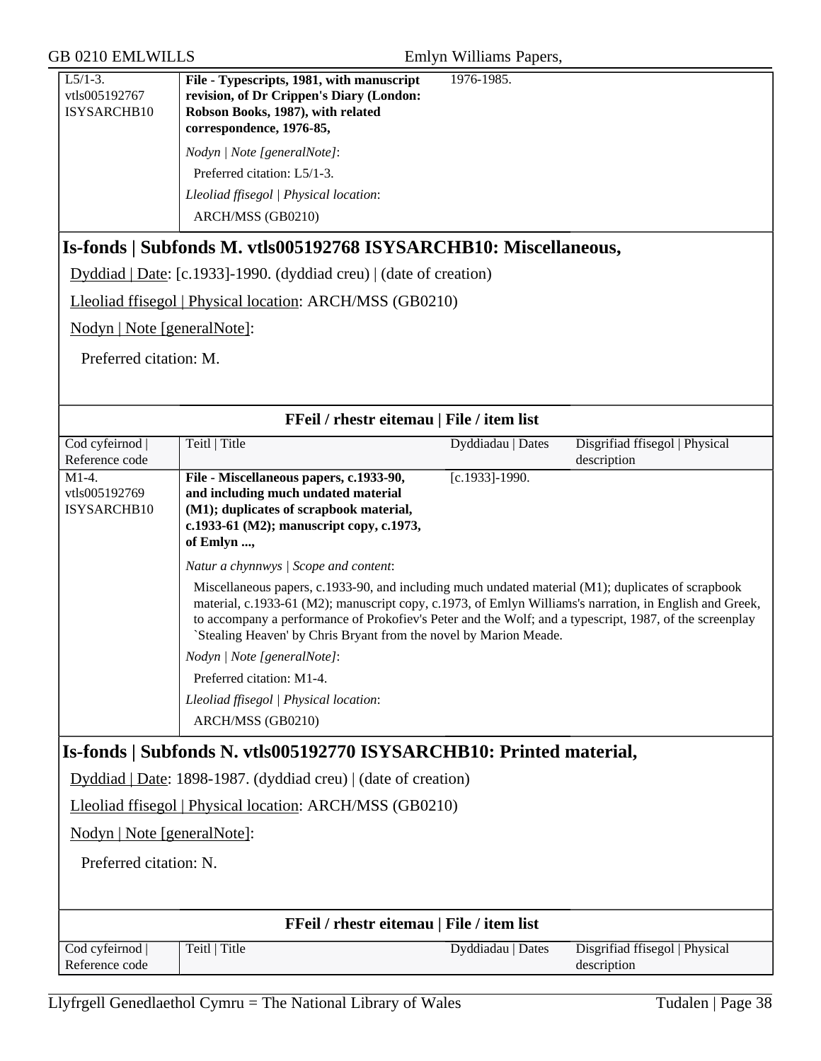| | | |
|---|---|---|
| L5/1-3. vtls005192767 ISYSARCHB10 | **File - Typescripts, 1981, with manuscript revision, of Dr Crippen's Diary (London: Robson Books, 1987), with related correspondence, 1976-85,** <br> *Nodyn \| Note [generalNote]*: <br> Preferred citation: L5/1-3. <br> *Lleoliad ffisegol \| Physical location*: <br> ARCH/MSS (GB0210) | 1976-1985. |

## Is-fonds | Subfonds M. vtls005192768 ISYSARCHB10: Miscellaneous,

Dyddiad | Date: [c.1933]-1990. (dyddiad creu) | (date of creation)

Lleoliad ffisegol | Physical location: ARCH/MSS (GB0210)

Nodyn | Note [generalNote]:

Preferred citation: M.

**FFeil / rhestr eitemau | File / item list**

| Cod cyfeirnod \| Reference code | Teitl \| Title | Dyddiadau \| Dates | Disgrifiad ffisegol \| Physical description |
|---|---|---|---|
| M1-4. vtls005192769 ISYSARCHB10 | **File - Miscellaneous papers, c.1933-90, and including much undated material (M1); duplicates of scrapbook material, c.1933-61 (M2); manuscript copy, c.1973, of Emlyn ...,** <br> *Natur a chynnwys \| Scope and content*: <br> Miscellaneous papers, c.1933-90, and including much undated material (M1); duplicates of scrapbook material, c.1933-61 (M2); manuscript copy, c.1973, of Emlyn Williams's narration, in English and Greek, to accompany a performance of Prokofiev's Peter and the Wolf; and a typescript, 1987, of the screenplay `Stealing Heaven' by Chris Bryant from the novel by Marion Meade. <br> *Nodyn \| Note [generalNote]*: <br> Preferred citation: M1-4. <br> *Lleoliad ffisegol \| Physical location*: <br> ARCH/MSS (GB0210) | [c.1933]-1990. | |

## Is-fonds | Subfonds N. vtls005192770 ISYSARCHB10: Printed material,

Dyddiad | Date: 1898-1987. (dyddiad creu) | (date of creation)

Lleoliad ffisegol | Physical location: ARCH/MSS (GB0210)

Nodyn | Note [generalNote]:

Preferred citation: N.

**FFeil / rhestr eitemau | File / item list**

| Cod cyfeirnod \| Reference code | Teitl \| Title | Dyddiadau \| Dates | Disgrifiad ffisegol \| Physical description |
|---|---|---|---|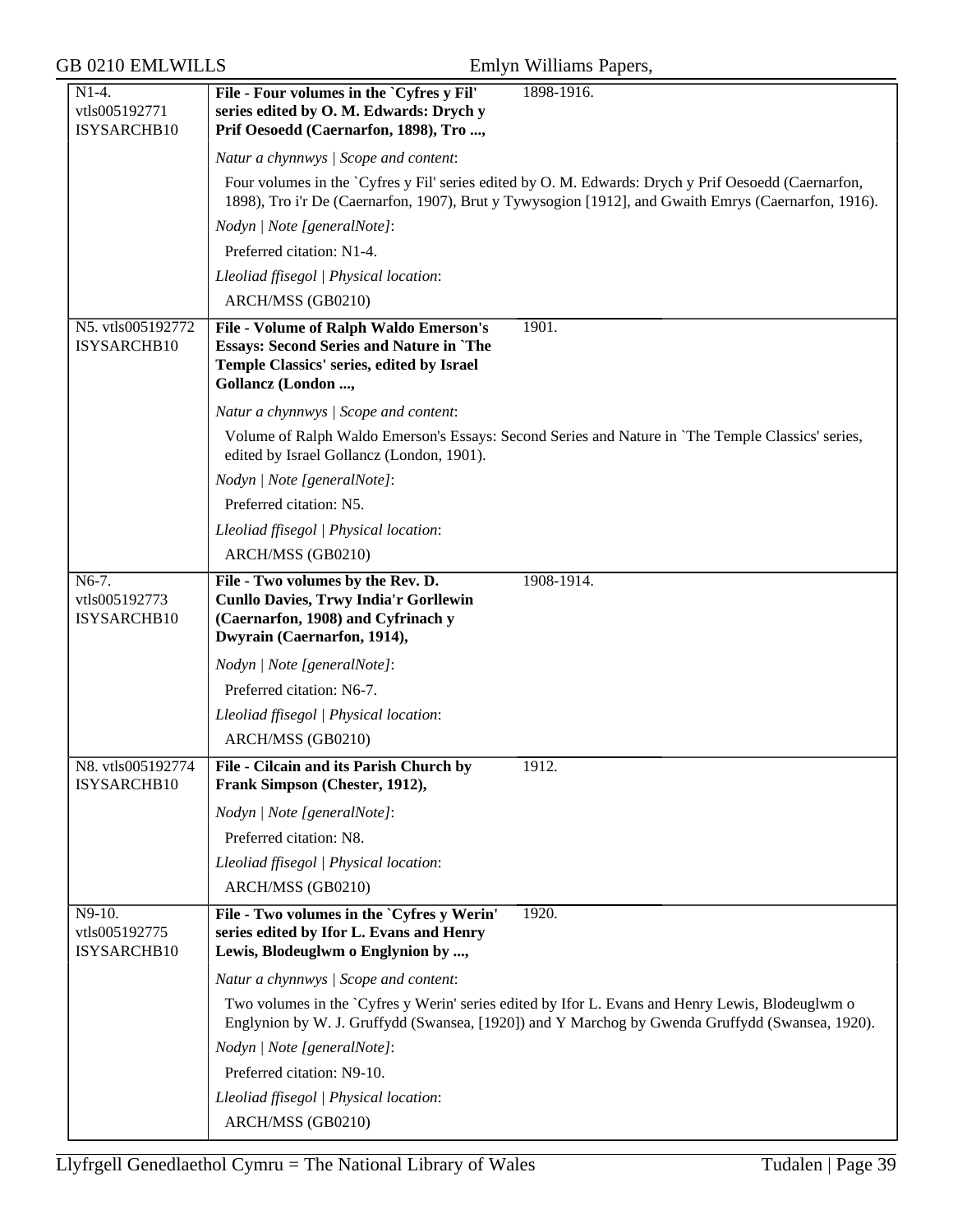| N1-4. vtls005192771 ISYSARCHB10 | **File - Four volumes in the `Cyfres y Fil' series edited by O. M. Edwards: Drych y Prif Oesoedd (Caernarfon, 1898), Tro ...,** | 1898-1916. |
|---|---|---|

*Natur a chynnwys | Scope and content*:

Four volumes in the `Cyfres y Fil' series edited by O. M. Edwards: Drych y Prif Oesoedd (Caernarfon, 1898), Tro i'r De (Caernarfon, 1907), Brut y Tywysogion [1912], and Gwaith Emrys (Caernarfon, 1916).

*Nodyn | Note [generalNote]*:

Preferred citation: N1-4.

*Lleoliad ffisegol | Physical location*:

ARCH/MSS (GB0210)

| N5. vtls005192772 ISYSARCHB10 | **File - Volume of Ralph Waldo Emerson's Essays: Second Series and Nature in `The Temple Classics' series, edited by Israel Gollancz (London ...,** | 1901. |
|---|---|---|

*Natur a chynnwys | Scope and content*:

Volume of Ralph Waldo Emerson's Essays: Second Series and Nature in `The Temple Classics' series, edited by Israel Gollancz (London, 1901).

*Nodyn | Note [generalNote]*:

Preferred citation: N5.

*Lleoliad ffisegol | Physical location*:

ARCH/MSS (GB0210)

| N6-7. vtls005192773 ISYSARCHB10 | **File - Two volumes by the Rev. D. Cunllo Davies, Trwy India'r Gorllewin (Caernarfon, 1908) and Cyfrinach y Dwyrain (Caernarfon, 1914),** | 1908-1914. |
|---|---|---|

*Nodyn | Note [generalNote]*:

Preferred citation: N6-7.

*Lleoliad ffisegol | Physical location*:

ARCH/MSS (GB0210)

| N8. vtls005192774 ISYSARCHB10 | **File - Cilcain and its Parish Church by Frank Simpson (Chester, 1912),** | 1912. |
|---|---|---|

*Nodyn | Note [generalNote]*:

Preferred citation: N8.

*Lleoliad ffisegol | Physical location*:

ARCH/MSS (GB0210)

| N9-10. vtls005192775 ISYSARCHB10 | **File - Two volumes in the `Cyfres y Werin' series edited by Ifor L. Evans and Henry Lewis, Blodeuglwm o Englynion by ...,** | 1920. |
|---|---|---|

*Natur a chynnwys | Scope and content*:

Two volumes in the `Cyfres y Werin' series edited by Ifor L. Evans and Henry Lewis, Blodeuglwm o Englynion by W. J. Gruffydd (Swansea, [1920]) and Y Marchog by Gwenda Gruffydd (Swansea, 1920).

*Nodyn | Note [generalNote]*:

Preferred citation: N9-10.

*Lleoliad ffisegol | Physical location*:

ARCH/MSS (GB0210)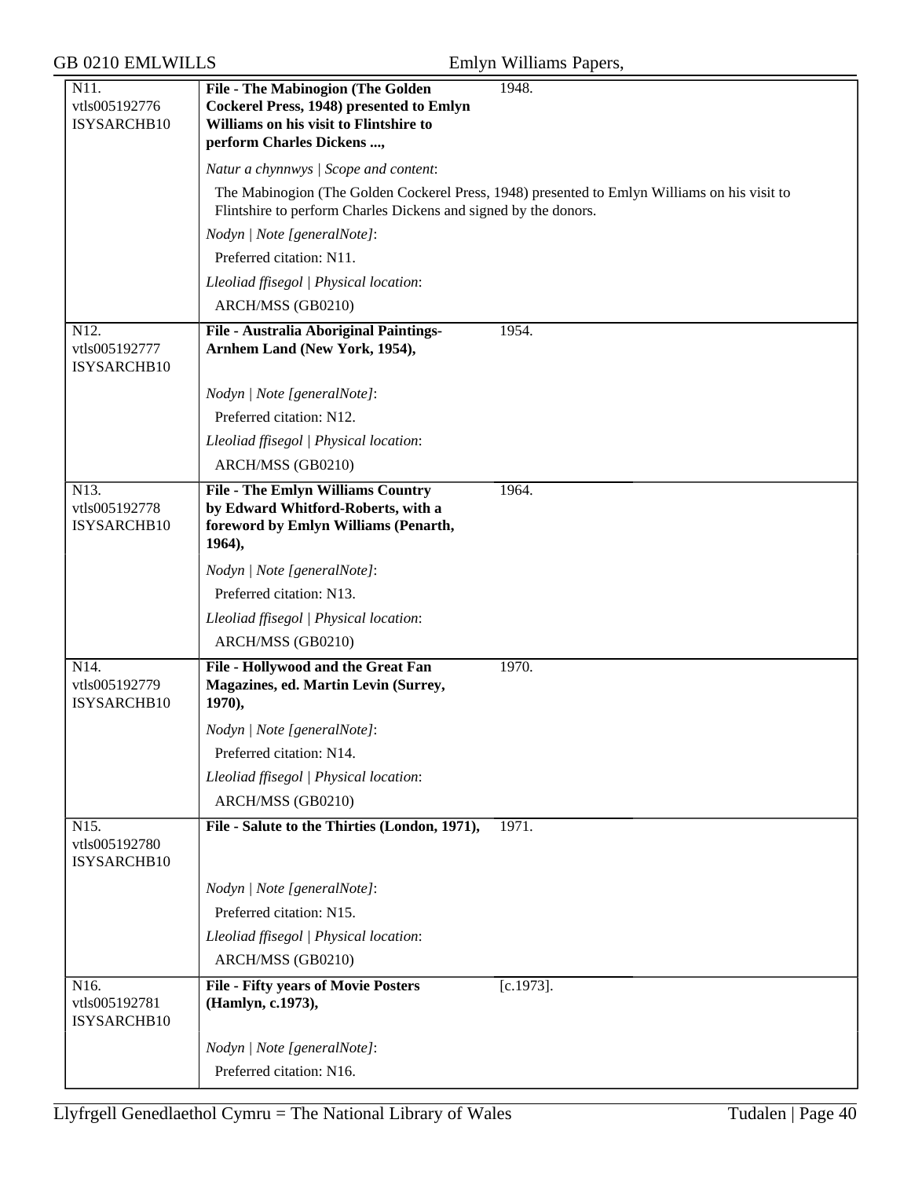| N11.<br>vtls005192776<br>ISYSARCHB10 | **File - The Mabinogion (The Golden Cockerel Press, 1948) presented to Emlyn Williams on his visit to Flintshire to perform Charles Dickens ...,** | 1948. |
|---|---|---|
| | *Natur a chynnwys \| Scope and content*:<br>The Mabinogion (The Golden Cockerel Press, 1948) presented to Emlyn Williams on his visit to Flintshire to perform Charles Dickens and signed by the donors.<br>*Nodyn \| Note [generalNote]*:<br>Preferred citation: N11.<br>*Lleoliad ffisegol \| Physical location*:<br>ARCH/MSS (GB0210) | |
| N12.<br>vtls005192777<br>ISYSARCHB10 | **File - Australia Aboriginal Paintings- Arnhem Land (New York, 1954),** | 1954. |
| | *Nodyn \| Note [generalNote]*:<br>Preferred citation: N12.<br>*Lleoliad ffisegol \| Physical location*:<br>ARCH/MSS (GB0210) | |
| N13.<br>vtls005192778<br>ISYSARCHB10 | **File - The Emlyn Williams Country by Edward Whitford-Roberts, with a foreword by Emlyn Williams (Penarth, 1964),** | 1964. |
| | *Nodyn \| Note [generalNote]*:<br>Preferred citation: N13.<br>*Lleoliad ffisegol \| Physical location*:<br>ARCH/MSS (GB0210) | |
| N14.<br>vtls005192779<br>ISYSARCHB10 | **File - Hollywood and the Great Fan Magazines, ed. Martin Levin (Surrey, 1970),** | 1970. |
| | *Nodyn \| Note [generalNote]*:<br>Preferred citation: N14.<br>*Lleoliad ffisegol \| Physical location*:<br>ARCH/MSS (GB0210) | |
| N15.<br>vtls005192780<br>ISYSARCHB10 | **File - Salute to the Thirties (London, 1971),** | 1971. |
| | *Nodyn \| Note [generalNote]*:<br>Preferred citation: N15.<br>*Lleoliad ffisegol \| Physical location*:<br>ARCH/MSS (GB0210) | |
| N16.<br>vtls005192781<br>ISYSARCHB10 | **File - Fifty years of Movie Posters (Hamlyn, c.1973),** | [c.1973]. |
| | *Nodyn \| Note [generalNote]*:<br>Preferred citation: N16. | |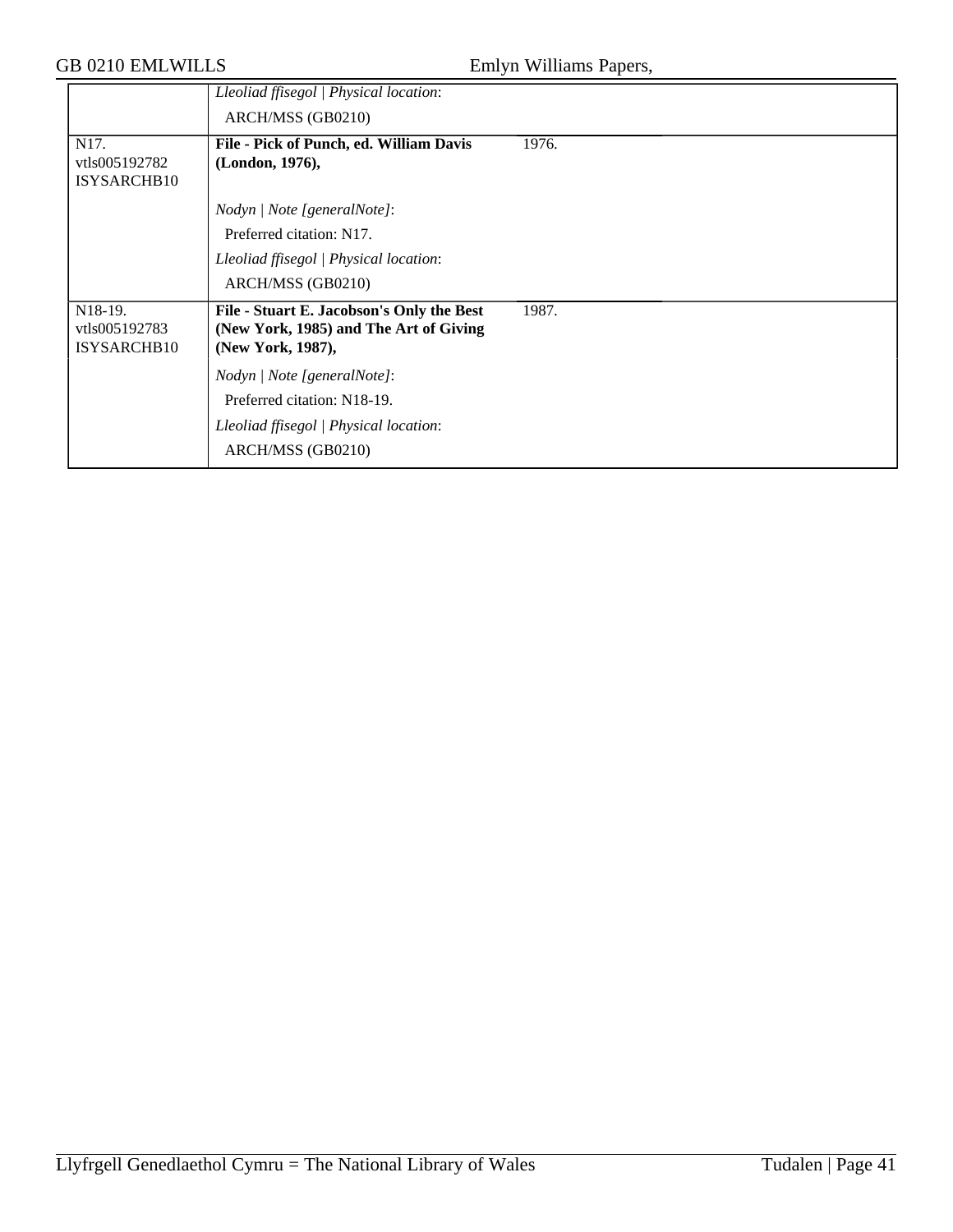| | | | |
|---|---|---|---|
| | *Lleoliad ffisegol \| Physical location*: ARCH/MSS (GB0210) | | |
| N17. vtls005192782 ISYSARCHB10 | **File - Pick of Punch, ed. William Davis (London, 1976),** *Nodyn \| Note [generalNote]*: Preferred citation: N17. *Lleoliad ffisegol \| Physical location*: ARCH/MSS (GB0210) | 1976. | |
| N18-19. vtls005192783 ISYSARCHB10 | **File - Stuart E. Jacobson's Only the Best (New York, 1985) and The Art of Giving (New York, 1987),** *Nodyn \| Note [generalNote]*: Preferred citation: N18-19. *Lleoliad ffisegol \| Physical location*: ARCH/MSS (GB0210) | 1987. | |